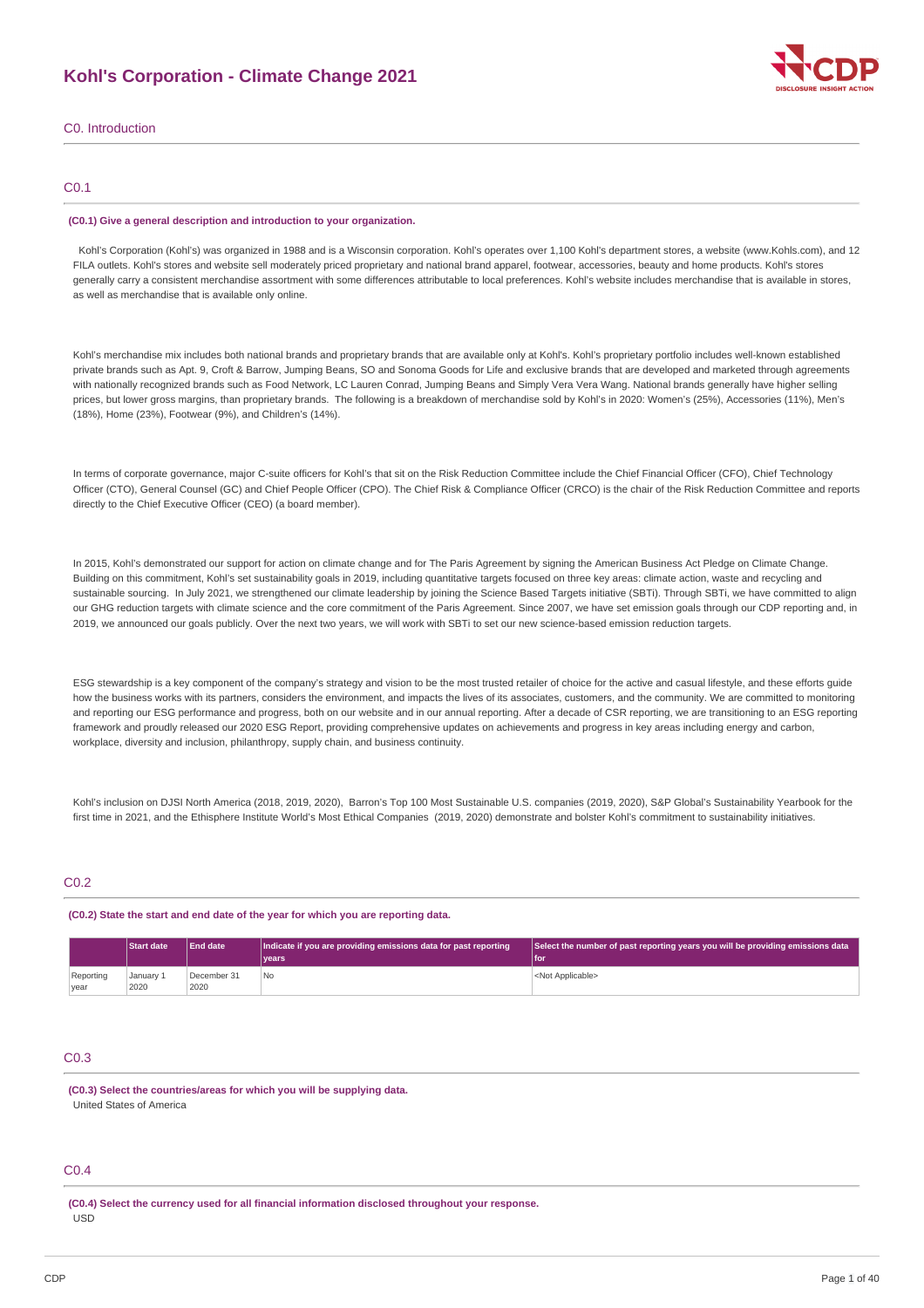# Kohl's Corporation - Climate Change 2021

## C0. Introduction

### C0.1

**(C0.1) Give a general description and introduction to your organization.**

Kohl's Corporation (Kohl's) was organized in 1988 and is a Wisconsin corporation. Kohl's operates over 1,100 Kohl's department stores, a website (www.Kohls.com), and 12 FILA outlets. Kohl's stores and website sell moderately priced proprietary and national brand apparel, footwear, accessories, beauty and home products. Kohl's stores generally carry a consistent merchandise assortment with some differences attributable to local preferences. Kohl's website includes merchandise that is available in stores, as well as merchandise that is available only online.

Kohl's merchandise mix includes both national brands and proprietary brands that are available only at Kohl's. Kohl's proprietary portfolio includes well-known established private brands such as Apt. 9, Croft & Barrow, Jumping Beans, SO and Sonoma Goods for Life and exclusive brands that are developed and marketed through agreements with nationally recognized brands such as Food Network, LC Lauren Conrad, Jumping Beans and Simply Vera Vera Wang. National brands generally have higher selling prices, but lower gross margins, than proprietary brands. The following is a breakdown of merchandise sold by Kohl's in 2020: Women's (25%), Accessories (11%), Men's (18%), Home (23%), Footwear (9%), and Children's (14%).

In terms of corporate governance, major C-suite officers for Kohl's that sit on the Risk Reduction Committee include the Chief Financial Officer (CFO), Chief Technology Officer (CTO), General Counsel (GC) and Chief People Officer (CPO). The Chief Risk & Compliance Officer (CRCO) is the chair of the Risk Reduction Committee and reports directly to the Chief Executive Officer (CEO) (a board member).

In 2015, Kohl's demonstrated our support for action on climate change and for The Paris Agreement by signing the American Business Act Pledge on Climate Change. Building on this commitment, Kohl's set sustainability goals in 2019, including quantitative targets focused on three key areas: climate action, waste and recycling and sustainable sourcing. In July 2021, we strengthened our climate leadership by joining the Science Based Targets initiative (SBTi). Through SBTi, we have committed to align our GHG reduction targets with climate science and the core commitment of the Paris Agreement. Since 2007, we have set emission goals through our CDP reporting and, in 2019, we announced our goals publicly. Over the next two years, we will work with SBTi to set our new science-based emission reduction targets.

ESG stewardship is a key component of the company's strategy and vision to be the most trusted retailer of choice for the active and casual lifestyle, and these efforts guide how the business works with its partners, considers the environment, and impacts the lives of its associates, customers, and the community. We are committed to monitoring and reporting our ESG performance and progress, both on our website and in our annual reporting. After a decade of CSR reporting, we are transitioning to an ESG reporting framework and proudly released our 2020 ESG Report, providing comprehensive updates on achievements and progress in key areas including energy and carbon, workplace, diversity and inclusion, philanthropy, supply chain, and business continuity.

Kohl's inclusion on DJSI North America (2018, 2019, 2020), Barron's Top 100 Most Sustainable U.S. companies (2019, 2020), S&P Global's Sustainability Yearbook for the first time in 2021, and the Ethisphere Institute World's Most Ethical Companies (2019, 2020) demonstrate and bolster Kohl's commitment to sustainability initiatives.

### C0.2

**(C0.2) State the start and end date of the year for which you are reporting data.**

| | Start date | End date | Indicate if you are providing emissions data for past reporting years | Select the number of past reporting years you will be providing emissions data for |
|---|---|---|---|---|
| Reporting year | January 1 2020 | December 31 2020 | No | <Not Applicable> |

### C0.3

**(C0.3) Select the countries/areas for which you will be supplying data.**

United States of America

### C0.4

**(C0.4) Select the currency used for all financial information disclosed throughout your response.**

USD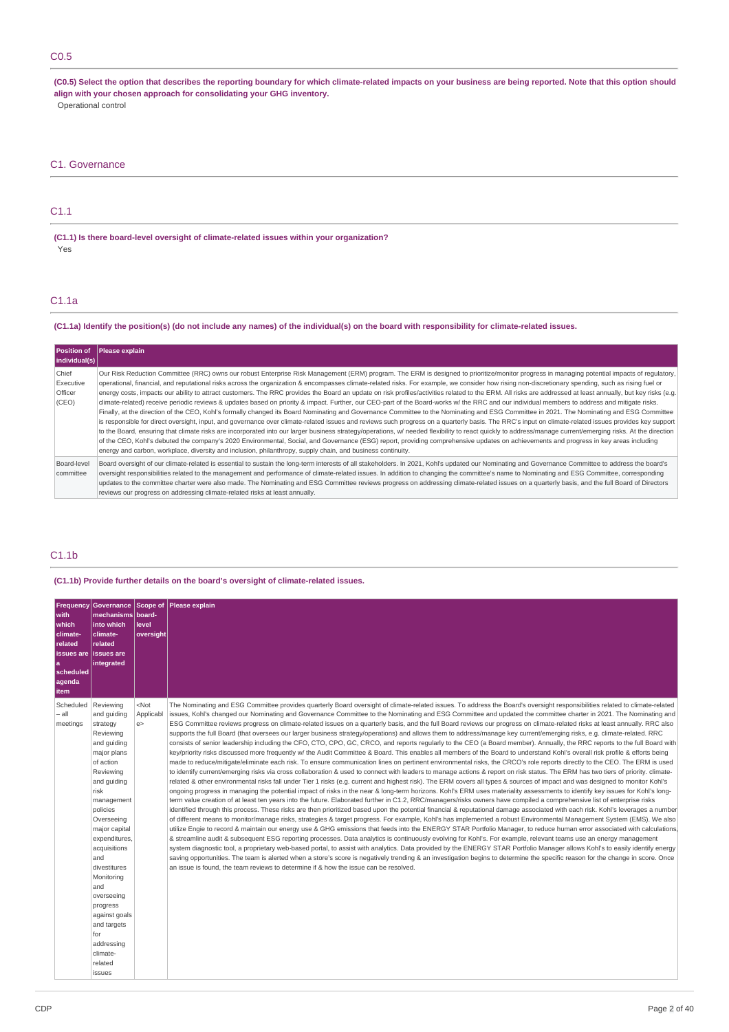## C0.5

**(C0.5) Select the option that describes the reporting boundary for which climate-related impacts on your business are being reported. Note that this option should align with your chosen approach for consolidating your GHG inventory.**

Operational control

# C1. Governance

## C1.1

**(C1.1) Is there board-level oversight of climate-related issues within your organization?**

Yes

## C1.1a

**(C1.1a) Identify the position(s) (do not include any names) of the individual(s) on the board with responsibility for climate-related issues.**

| Position of individual(s) | Please explain |
| --- | --- |
| Chief Executive Officer (CEO) | Our Risk Reduction Committee (RRC) owns our robust Enterprise Risk Management (ERM) program. The ERM is designed to prioritize/monitor progress in managing potential impacts of regulatory, operational, financial, and reputational risks across the organization & encompasses climate-related risks. For example, we consider how rising non-discretionary spending, such as rising fuel or energy costs, impacts our ability to attract customers. The RRC provides the Board an update on risk profiles/activities related to the ERM. All risks are addressed at least annually, but key risks (e.g. climate-related) receive periodic reviews & updates based on priority & impact. Further, our CEO-part of the Board-works w/ the RRC and our individual members to address and mitigate risks. Finally, at the direction of the CEO, Kohl's formally changed its Board Nominating and Governance Committee to the Nominating and ESG Committee in 2021. The Nominating and ESG Committee is responsible for direct oversight, input, and governance over climate-related issues and reviews such progress on a quarterly basis. The RRC's input on climate-related issues provides key support to the Board, ensuring that climate risks are incorporated into our larger business strategy/operations, w/ needed flexibility to react quickly to address/manage current/emerging risks. At the direction of the CEO, Kohl's debuted the company's 2020 Environmental, Social, and Governance (ESG) report, providing comprehensive updates on achievements and progress in key areas including energy and carbon, workplace, diversity and inclusion, philanthropy, supply chain, and business continuity. |
| Board-level committee | Board oversight of our climate-related is essential to sustain the long-term interests of all stakeholders. In 2021, Kohl's updated our Nominating and Governance Committee to address the board's oversight responsibilities related to the management and performance of climate-related issues. In addition to changing the committee's name to Nominating and ESG Committee, corresponding updates to the committee charter were also made. The Nominating and ESG Committee reviews progress on addressing climate-related issues on a quarterly basis, and the full Board of Directors reviews our progress on addressing climate-related risks at least annually. |

## C1.1b

**(C1.1b) Provide further details on the board's oversight of climate-related issues.**

| Frequency with which climate-related issues are a scheduled agenda item | Governance mechanisms into which climate-related issues are integrated | Scope of board-level oversight | Please explain |
| --- | --- | --- | --- |
| Scheduled – all meetings | Reviewing and guiding strategy<br>Reviewing and guiding major plans of action<br>Reviewing and guiding risk management policies<br>Overseeing major capital expenditures, acquisitions and divestitures<br>Monitoring and overseeing progress against goals and targets for addressing climate-related issues | <Not Applicable> | The Nominating and ESG Committee provides quarterly Board oversight of climate-related issues. To address the Board's oversight responsibilities related to climate-related issues, Kohl's changed our Nominating and Governance Committee to the Nominating and ESG Committee and updated the committee charter in 2021. The Nominating and ESG Committee reviews progress on climate-related issues on a quarterly basis, and the full Board reviews our progress on climate-related risks at least annually. RRC also supports the full Board (that oversees our larger business strategy/operations) and allows them to address/manage key current/emerging risks, e.g. climate-related. RRC consists of senior leadership including the CFO, CTO, CPO, GC, CRCO, and reports regularly to the CEO (a Board member). Annually, the RRC reports to the full Board with key/priority risks discussed more frequently w/ the Audit Committee & Board. This enables all members of the Board to understand Kohl's overall risk profile & efforts being made to reduce/mitigate/eliminate each risk. To ensure communication lines on pertinent environmental risks, the CRCO's role reports directly to the CEO. The ERM is used to identify current/emerging risks via cross collaboration & used to connect with leaders to manage actions & report on risk status. The ERM has two tiers of priority. climate-related & other environmental risks fall under Tier 1 risks (e.g. current and highest risk). The ERM covers all types & sources of impact and was designed to monitor Kohl's ongoing progress in managing the potential impact of risks in the near & long-term horizons. Kohl's ERM uses materiality assessments to identify key issues for Kohl's long-term value creation of at least ten years into the future. Elaborated further in C1.2, RRC/managers/risks owners have compiled a comprehensive list of enterprise risks identified through this process. These risks are then prioritized based upon the potential financial & reputational damage associated with each risk. Kohl's leverages a number of different means to monitor/manage risks, strategies & target progress. For example, Kohl's has implemented a robust Environmental Management System (EMS). We also utilize Engie to record & maintain our energy use & GHG emissions that feeds into the ENERGY STAR Portfolio Manager, to reduce human error associated with calculations, & streamline audit & subsequent ESG reporting processes. Data analytics is continuously evolving for Kohl's. For example, relevant teams use an energy management system diagnostic tool, a proprietary web-based portal, to assist with analytics. Data provided by the ENERGY STAR Portfolio Manager allows Kohl's to easily identify energy saving opportunities. The team is alerted when a store's score is negatively trending & an investigation begins to determine the specific reason for the change in score. Once an issue is found, the team reviews to determine if & how the issue can be resolved. |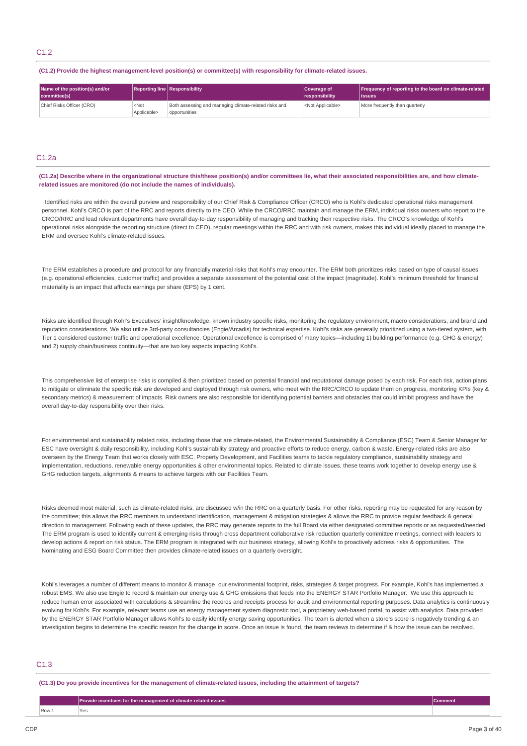## C1.2

**(C1.2) Provide the highest management-level position(s) or committee(s) with responsibility for climate-related issues.**

| Name of the position(s) and/or committee(s) | Reporting line | Responsibility | Coverage of responsibility | Frequency of reporting to the board on climate-related issues |
|---|---|---|---|---|
| Chief Risks Officer (CRO) | <Not Applicable> | Both assessing and managing climate-related risks and opportunities | <Not Applicable> | More frequently than quarterly |

## C1.2a

**(C1.2a) Describe where in the organizational structure this/these position(s) and/or committees lie, what their associated responsibilities are, and how climate-related issues are monitored (do not include the names of individuals).**

Identified risks are within the overall purview and responsibility of our Chief Risk & Compliance Officer (CRCO) who is Kohl's dedicated operational risks management personnel. Kohl's CRCO is part of the RRC and reports directly to the CEO. While the CRCO/RRC maintain and manage the ERM, individual risks owners who report to the CRCO/RRC and lead relevant departments have overall day-to-day responsibility of managing and tracking their respective risks. The CRCO's knowledge of Kohl's operational risks alongside the reporting structure (direct to CEO), regular meetings within the RRC and with risk owners, makes this individual ideally placed to manage the ERM and oversee Kohl's climate-related issues.

The ERM establishes a procedure and protocol for any financially material risks that Kohl's may encounter. The ERM both prioritizes risks based on type of causal issues (e.g. operational efficiencies, customer traffic) and provides a separate assessment of the potential cost of the impact (magnitude). Kohl's minimum threshold for financial materiality is an impact that affects earnings per share (EPS) by 1 cent.

Risks are identified through Kohl's Executives' insight/knowledge, known industry specific risks, monitoring the regulatory environment, macro considerations, and brand and reputation considerations. We also utilize 3rd-party consultancies (Engie/Arcadis) for technical expertise. Kohl's risks are generally prioritized using a two-tiered system, with Tier 1 considered customer traffic and operational excellence. Operational excellence is comprised of many topics—including 1) building performance (e.g. GHG & energy) and 2) supply chain/business continuity—that are two key aspects impacting Kohl's.

This comprehensive list of enterprise risks is compiled & then prioritized based on potential financial and reputational damage posed by each risk. For each risk, action plans to mitigate or eliminate the specific risk are developed and deployed through risk owners, who meet with the RRC/CRCO to update them on progress, monitoring KPIs (key & secondary metrics) & measurement of impacts. Risk owners are also responsible for identifying potential barriers and obstacles that could inhibit progress and have the overall day-to-day responsibility over their risks.

For environmental and sustainability related risks, including those that are climate-related, the Environmental Sustainability & Compliance (ESC) Team & Senior Manager for ESC have oversight & daily responsibility, including Kohl's sustainability strategy and proactive efforts to reduce energy, carbon & waste. Energy-related risks are also overseen by the Energy Team that works closely with ESC, Property Development, and Facilities teams to tackle regulatory compliance, sustainability strategy and implementation, reductions, renewable energy opportunities & other environmental topics. Related to climate issues, these teams work together to develop energy use & GHG reduction targets, alignments & means to achieve targets with our Facilities Team.

Risks deemed most material, such as climate-related risks, are discussed w/in the RRC on a quarterly basis. For other risks, reporting may be requested for any reason by the committee; this allows the RRC members to understand identification, management & mitigation strategies & allows the RRC to provide regular feedback & general direction to management. Following each of these updates, the RRC may generate reports to the full Board via either designated committee reports or as requested/needed. The ERM program is used to identify current & emerging risks through cross department collaborative risk reduction quarterly committee meetings, connect with leaders to develop actions & report on risk status. The ERM program is integrated with our business strategy, allowing Kohl's to proactively address risks & opportunities. The Nominating and ESG Board Committee then provides climate-related issues on a quarterly oversight.

Kohl's leverages a number of different means to monitor & manage our environmental footprint, risks, strategies & target progress. For example, Kohl's has implemented a robust EMS. We also use Engie to record & maintain our energy use & GHG emissions that feeds into the ENERGY STAR Portfolio Manager. We use this approach to reduce human error associated with calculations & streamline the records and receipts process for audit and environmental reporting purposes. Data analytics is continuously evolving for Kohl's. For example, relevant teams use an energy management system diagnostic tool, a proprietary web-based portal, to assist with analytics. Data provided by the ENERGY STAR Portfolio Manager allows Kohl's to easily identify energy saving opportunities. The team is alerted when a store's score is negatively trending & an investigation begins to determine the specific reason for the change in score. Once an issue is found, the team reviews to determine if & how the issue can be resolved.

## C1.3

**(C1.3) Do you provide incentives for the management of climate-related issues, including the attainment of targets?**

| | Provide incentives for the management of climate-related issues | Comment |
|---|---|---|
| Row 1 | Yes | |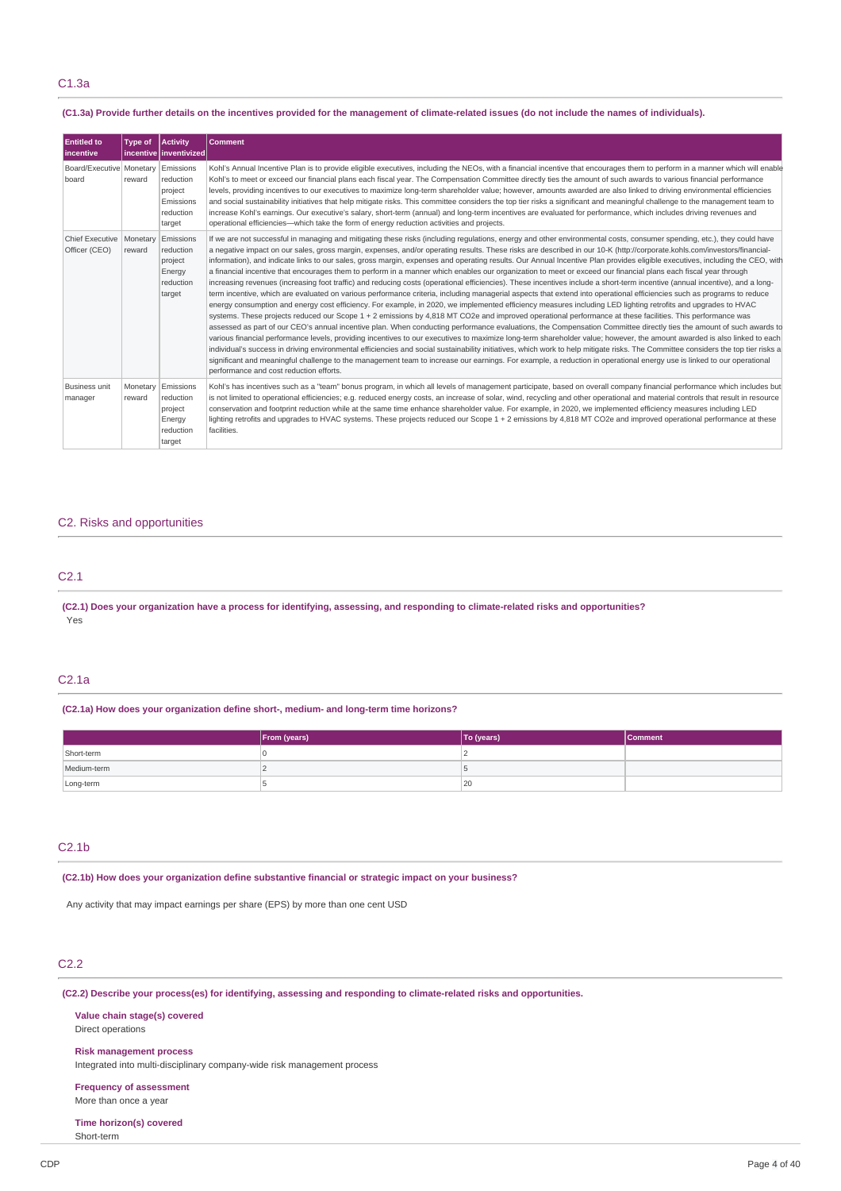## C1.3a

**(C1.3a) Provide further details on the incentives provided for the management of climate-related issues (do not include the names of individuals).**

| Entitled to incentive | Type of incentive | Activity inventivized | Comment |
|---|---|---|---|
| Board/Executive board | Monetary reward | Emissions reduction project<br>Emissions reduction target | Kohl's Annual Incentive Plan is to provide eligible executives, including the NEOs, with a financial incentive that encourages them to perform in a manner which will enable Kohl's to meet or exceed our financial plans each fiscal year. The Compensation Committee directly ties the amount of such awards to various financial performance levels, providing incentives to our executives to maximize long-term shareholder value; however, amounts awarded are also linked to driving environmental efficiencies and social sustainability initiatives that help mitigate risks. This committee considers the top tier risks a significant and meaningful challenge to the management team to increase Kohl's earnings. Our executive's salary, short-term (annual) and long-term incentives are evaluated for performance, which includes driving revenues and operational efficiencies—which take the form of energy reduction activities and projects. |
| Chief Executive Officer (CEO) | Monetary reward | Emissions reduction project<br>Energy reduction target | If we are not successful in managing and mitigating these risks (including regulations, energy and other environmental costs, consumer spending, etc.), they could have a negative impact on our sales, gross margin, expenses, and/or operating results. These risks are described in our 10-K (http://corporate.kohls.com/investors/financial-information), and indicate links to our sales, gross margin, expenses and operating results. Our Annual Incentive Plan provides eligible executives, including the CEO, with a financial incentive that encourages them to perform in a manner which enables our organization to meet or exceed our financial plans each fiscal year through increasing revenues (increasing foot traffic) and reducing costs (operational efficiencies). These incentives include a short-term incentive (annual incentive), and a long-term incentive, which are evaluated on various performance criteria, including managerial aspects that extend into operational efficiencies such as programs to reduce energy consumption and energy cost efficiency. For example, in 2020, we implemented efficiency measures including LED lighting retrofits and upgrades to HVAC systems. These projects reduced our Scope 1 + 2 emissions by 4,818 MT $CO_2e$ and improved operational performance at these facilities. This performance was assessed as part of our CEO's annual incentive plan. When conducting performance evaluations, the Compensation Committee directly ties the amount of such awards to various financial performance levels, providing incentives to our executives to maximize long-term shareholder value; however, the amount awarded is also linked to each individual's success in driving environmental efficiencies and social sustainability initiatives, which work to help mitigate risks. The Committee considers the top tier risks a significant and meaningful challenge to the management team to increase our earnings. For example, a reduction in operational energy use is linked to our operational performance and cost reduction efforts. |
| Business unit manager | Monetary reward | Emissions reduction project<br>Energy reduction target | Kohl's has incentives such as a "team" bonus program, in which all levels of management participate, based on overall company financial performance which includes but is not limited to operational efficiencies; e.g. reduced energy costs, an increase of solar, wind, recycling and other operational and material controls that result in resource conservation and footprint reduction while at the same time enhance shareholder value. For example, in 2020, we implemented efficiency measures including LED lighting retrofits and upgrades to HVAC systems. These projects reduced our Scope 1 + 2 emissions by 4,818 MT $CO_2e$ and improved operational performance at these facilities. |

# C2. Risks and opportunities

## C2.1

**(C2.1) Does your organization have a process for identifying, assessing, and responding to climate-related risks and opportunities?**

Yes

## C2.1a

**(C2.1a) How does your organization define short-, medium- and long-term time horizons?**

| | From (years) | To (years) | Comment |
|---|---|---|---|
| Short-term | 0 | 2 | |
| Medium-term | 2 | 5 | |
| Long-term | 5 | 20 | |

## C2.1b

**(C2.1b) How does your organization define substantive financial or strategic impact on your business?**

Any activity that may impact earnings per share (EPS) by more than one cent USD

## C2.2

**(C2.2) Describe your process(es) for identifying, assessing and responding to climate-related risks and opportunities.**

**Value chain stage(s) covered**
Direct operations

**Risk management process**
Integrated into multi-disciplinary company-wide risk management process

**Frequency of assessment**
More than once a year

**Time horizon(s) covered**
Short-term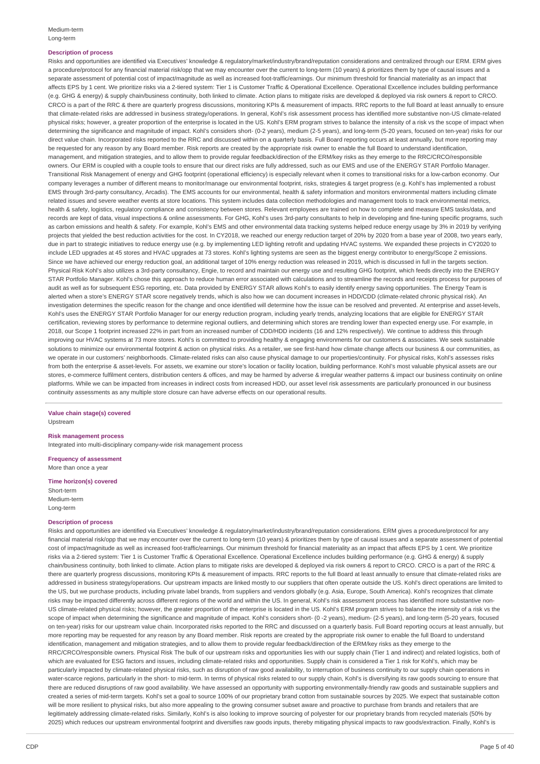Medium-term
Long-term

**Description of process**

Risks and opportunities are identified via Executives' knowledge & regulatory/market/industry/brand/reputation considerations and centralized through our ERM. ERM gives a procedure/protocol for any financial material risk/opp that we may encounter over the current to long-term (10 years) & prioritizes them by type of causal issues and a separate assessment of potential cost of impact/magnitude as well as increased foot-traffic/earnings. Our minimum threshold for financial materiality as an impact that affects EPS by 1 cent. We prioritize risks via a 2-tiered system: Tier 1 is Customer Traffic & Operational Excellence. Operational Excellence includes building performance (e.g. GHG & energy) & supply chain/business continuity, both linked to climate. Action plans to mitigate risks are developed & deployed via risk owners & report to CRCO. CRCO is a part of the RRC & there are quarterly progress discussions, monitoring KPIs & measurement of impacts. RRC reports to the full Board at least annually to ensure that climate-related risks are addressed in business strategy/operations. In general, Kohl's risk assessment process has identified more substantive non-US climate-related physical risks; however, a greater proportion of the enterprise is located in the US. Kohl's ERM program strives to balance the intensity of a risk vs the scope of impact when determining the significance and magnitude of impact. Kohl's considers short- (0-2 years), medium (2-5 years), and long-term (5-20 years, focused on ten-year) risks for our direct value chain. Incorporated risks reported to the RRC and discussed within on a quarterly basis. Full Board reporting occurs at least annually, but more reporting may be requested for any reason by any Board member. Risk reports are created by the appropriate risk owner to enable the full Board to understand identification, management, and mitigation strategies, and to allow them to provide regular feedback/direction of the ERM/key risks as they emerge to the RRC/CRCO/responsible owners. Our ERM is coupled with a couple tools to ensure that our direct risks are fully addressed, such as our EMS and use of the ENERGY STAR Portfolio Manager. Transitional Risk Management of energy and GHG footprint (operational efficiency) is especially relevant when it comes to transitional risks for a low-carbon economy. Our company leverages a number of different means to monitor/manage our environmental footprint, risks, strategies & target progress (e.g. Kohl's has implemented a robust EMS through 3rd-party consultancy, Arcadis). The EMS accounts for our environmental, health & safety information and monitors environmental matters including climate related issues and severe weather events at store locations. This system includes data collection methodologies and management tools to track environmental metrics, health & safety, logistics, regulatory compliance and consistency between stores. Relevant employees are trained on how to complete and measure EMS tasks/data, and records are kept of data, visual inspections & online assessments. For GHG, Kohl's uses 3rd-party consultants to help in developing and fine-tuning specific programs, such as carbon emissions and health & safety. For example, Kohl's EMS and other environmental data tracking systems helped reduce energy usage by 3% in 2019 by verifying projects that yielded the best reduction activities for the cost. In CY2018, we reached our energy reduction target of 20% by 2020 from a base year of 2008, two years early, due in part to strategic initiatives to reduce energy use (e.g. by implementing LED lighting retrofit and updating HVAC systems. We expanded these projects in CY2020 to include LED upgrades at 45 stores and HVAC upgrades at 73 stores. Kohl's lighting systems are seen as the biggest energy contributor to energy/Scope 2 emissions. Since we have achieved our energy reduction goal, an additional target of 10% energy reduction was released in 2019, which is discussed in full in the targets section. Physical Risk Kohl's also utilizes a 3rd-party consultancy, Engie, to record and maintain our energy use and resulting GHG footprint, which feeds directly into the ENERGY STAR Portfolio Manager. Kohl's chose this approach to reduce human error associated with calculations and to streamline the records and receipts process for purposes of audit as well as for subsequent ESG reporting, etc. Data provided by ENERGY STAR allows Kohl's to easily identify energy saving opportunities. The Energy Team is alerted when a store's ENERGY STAR score negatively trends, which is also how we can document increases in HDD/CDD (climate-related chronic physical risk). An investigation determines the specific reason for the change and once identified will determine how the issue can be resolved and prevented. At enterprise and asset-levels, Kohl's uses the ENERGY STAR Portfolio Manager for our energy reduction program, including yearly trends, analyzing locations that are eligible for ENERGY STAR certification, reviewing stores by performance to determine regional outliers, and determining which stores are trending lower than expected energy use. For example, in 2018, our Scope 1 footprint increased 22% in part from an increased number of CDD/HDD incidents (16 and 12% respectively). We continue to address this through improving our HVAC systems at 73 more stores. Kohl's is committed to providing healthy & engaging environments for our customers & associates. We seek sustainable solutions to minimize our environmental footprint & action on physical risks. As a retailer, we see first-hand how climate change affects our business & our communities, as we operate in our customers' neighborhoods. Climate-related risks can also cause physical damage to our properties/continuity. For physical risks, Kohl's assesses risks from both the enterprise & asset-levels. For assets, we examine our store's location or facility location, building performance. Kohl's most valuable physical assets are our stores, e-commerce fulfilment centers, distribution centers & offices, and may be harmed by adverse & irregular weather patterns & impact our business continuity on online platforms. While we can be impacted from increases in indirect costs from increased HDD, our asset level risk assessments are particularly pronounced in our business continuity assessments as any multiple store closure can have adverse effects on our operational results.

**Value chain stage(s) covered**
Upstream

**Risk management process**
Integrated into multi-disciplinary company-wide risk management process

**Frequency of assessment**
More than once a year

**Time horizon(s) covered**
Short-term
Medium-term
Long-term

**Description of process**

Risks and opportunities are identified via Executives' knowledge & regulatory/market/industry/brand/reputation considerations. ERM gives a procedure/protocol for any financial material risk/opp that we may encounter over the current to long-term (10 years) & prioritizes them by type of causal issues and a separate assessment of potential cost of impact/magnitude as well as increased foot-traffic/earnings. Our minimum threshold for financial materiality as an impact that affects EPS by 1 cent. We prioritize risks via a 2-tiered system: Tier 1 is Customer Traffic & Operational Excellence. Operational Excellence includes building performance (e.g. GHG & energy) & supply chain/business continuity, both linked to climate. Action plans to mitigate risks are developed & deployed via risk owners & report to CRCO. CRCO is a part of the RRC & there are quarterly progress discussions, monitoring KPIs & measurement of impacts. RRC reports to the full Board at least annually to ensure that climate-related risks are addressed in business strategy/operations. Our upstream impacts are linked mostly to our suppliers that often operate outside the US. Kohl's direct operations are limited to the US, but we purchase products, including private label brands, from suppliers and vendors globally (e.g. Asia, Europe, South America). Kohl's recognizes that climate risks may be impacted differently across different regions of the world and within the US. In general, Kohl's risk assessment process has identified more substantive non-US climate-related physical risks; however, the greater proportion of the enterprise is located in the US. Kohl's ERM program strives to balance the intensity of a risk vs the scope of impact when determining the significance and magnitude of impact. Kohl's considers short- (0 -2 years), medium- (2-5 years), and long-term (5-20 years, focused on ten-year) risks for our upstream value chain. Incorporated risks reported to the RRC and discussed on a quarterly basis. Full Board reporting occurs at least annually, but more reporting may be requested for any reason by any Board member. Risk reports are created by the appropriate risk owner to enable the full Board to understand identification, management and mitigation strategies, and to allow them to provide regular feedback/direction of the ERM/key risks as they emerge to the RRC/CRCO/responsible owners. Physical Risk The bulk of our upstream risks and opportunities lies with our supply chain (Tier 1 and indirect) and related logistics, both of which are evaluated for ESG factors and issues, including climate-related risks and opportunities. Supply chain is considered a Tier 1 risk for Kohl's, which may be particularly impacted by climate-related physical risks, such as disruption of raw good availability, to interruption of business continuity to our supply chain operations in water-scarce regions, particularly in the short- to mid-term. In terms of physical risks related to our supply chain, Kohl's is diversifying its raw goods sourcing to ensure that there are reduced disruptions of raw good availability. We have assessed an opportunity with supporting environmentally-friendly raw goods and sustainable suppliers and created a series of mid-term targets. Kohl's set a goal to source 100% of our proprietary brand cotton from sustainable sources by 2025. We expect that sustainable cotton will be more resilient to physical risks, but also more appealing to the growing consumer subset aware and proactive to purchase from brands and retailers that are legitimately addressing climate-related risks. Similarly, Kohl's is also looking to improve sourcing of polyester for our proprietary brands from recycled materials (50% by 2025) which reduces our upstream environmental footprint and diversifies raw goods inputs, thereby mitigating physical impacts to raw goods/extraction. Finally, Kohl's is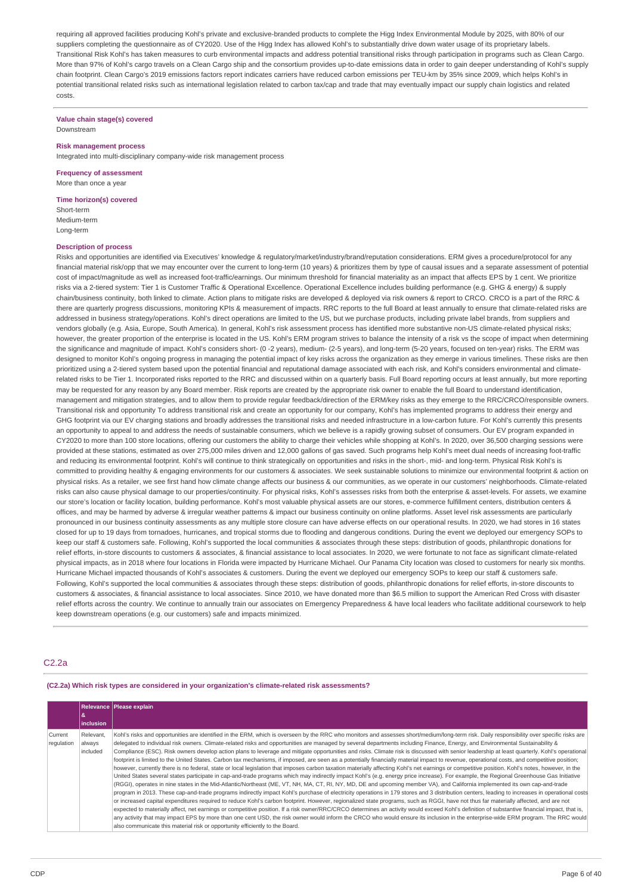requiring all approved facilities producing Kohl's private and exclusive-branded products to complete the Higg Index Environmental Module by 2025, with 80% of our suppliers completing the questionnaire as of CY2020. Use of the Higg Index has allowed Kohl's to substantially drive down water usage of its proprietary labels. Transitional Risk Kohl's has taken measures to curb environmental impacts and address potential transitional risks through participation in programs such as Clean Cargo. More than 97% of Kohl's cargo travels on a Clean Cargo ship and the consortium provides up-to-date emissions data in order to gain deeper understanding of Kohl's supply chain footprint. Clean Cargo's 2019 emissions factors report indicates carriers have reduced carbon emissions per TEU-km by 35% since 2009, which helps Kohl's in potential transitional related risks such as international legislation related to carbon tax/cap and trade that may eventually impact our supply chain logistics and related costs.

**Value chain stage(s) covered**
Downstream

**Risk management process**
Integrated into multi-disciplinary company-wide risk management process

**Frequency of assessment**
More than once a year

**Time horizon(s) covered**
Short-term
Medium-term
Long-term

**Description of process**
Risks and opportunities are identified via Executives' knowledge & regulatory/market/industry/brand/reputation considerations. ERM gives a procedure/protocol for any financial material risk/opp that we may encounter over the current to long-term (10 years) & prioritizes them by type of causal issues and a separate assessment of potential cost of impact/magnitude as well as increased foot-traffic/earnings. Our minimum threshold for financial materiality as an impact that affects EPS by 1 cent. We prioritize risks via a 2-tiered system: Tier 1 is Customer Traffic & Operational Excellence. Operational Excellence includes building performance (e.g. GHG & energy) & supply chain/business continuity, both linked to climate. Action plans to mitigate risks are developed & deployed via risk owners & report to CRCO. CRCO is a part of the RRC & there are quarterly progress discussions, monitoring KPIs & measurement of impacts. RRC reports to the full Board at least annually to ensure that climate-related risks are addressed in business strategy/operations. Kohl's direct operations are limited to the US, but we purchase products, including private label brands, from suppliers and vendors globally (e.g. Asia, Europe, South America). In general, Kohl's risk assessment process has identified more substantive non-US climate-related physical risks; however, the greater proportion of the enterprise is located in the US. Kohl's ERM program strives to balance the intensity of a risk vs the scope of impact when determining the significance and magnitude of impact. Kohl's considers short- (0 -2 years), medium- (2-5 years), and long-term (5-20 years, focused on ten-year) risks. The ERM was designed to monitor Kohl's ongoing progress in managing the potential impact of key risks across the organization as they emerge in various timelines. These risks are then prioritized using a 2-tiered system based upon the potential financial and reputational damage associated with each risk, and Kohl's considers environmental and climate-related risks to be Tier 1. Incorporated risks reported to the RRC and discussed within on a quarterly basis. Full Board reporting occurs at least annually, but more reporting may be requested for any reason by any Board member. Risk reports are created by the appropriate risk owner to enable the full Board to understand identification, management and mitigation strategies, and to allow them to provide regular feedback/direction of the ERM/key risks as they emerge to the RRC/CRCO/responsible owners. Transitional risk and opportunity To address transitional risk and create an opportunity for our company, Kohl's has implemented programs to address their energy and GHG footprint via our EV charging stations and broadly addresses the transitional risks and needed infrastructure in a low-carbon future. For Kohl's currently this presents an opportunity to appeal to and address the needs of sustainable consumers, which we believe is a rapidly growing subset of consumers. Our EV program expanded in CY2020 to more than 100 store locations, offering our customers the ability to charge their vehicles while shopping at Kohl's. In 2020, over 36,500 charging sessions were provided at these stations, estimated as over 275,000 miles driven and 12,000 gallons of gas saved. Such programs help Kohl's meet dual needs of increasing foot-traffic and reducing its environmental footprint. Kohl's will continue to think strategically on opportunities and risks in the short-, mid- and long-term. Physical Risk Kohl's is committed to providing healthy & engaging environments for our customers & associates. We seek sustainable solutions to minimize our environmental footprint & action on physical risks. As a retailer, we see first hand how climate change affects our business & our communities, as we operate in our customers' neighborhoods. Climate-related risks can also cause physical damage to our properties/continuity. For physical risks, Kohl's assesses risks from both the enterprise & asset-levels. For assets, we examine our store's location or facility location, building performance. Kohl's most valuable physical assets are our stores, e-commerce fulfillment centers, distribution centers & offices, and may be harmed by adverse & irregular weather patterns & impact our business continuity on online platforms. Asset level risk assessments are particularly pronounced in our business continuity assessments as any multiple store closure can have adverse effects on our operational results. In 2020, we had stores in 16 states closed for up to 19 days from tornadoes, hurricanes, and tropical storms due to flooding and dangerous conditions. During the event we deployed our emergency SOPs to keep our staff & customers safe. Following, Kohl's supported the local communities & associates through these steps: distribution of goods, philanthropic donations for relief efforts, in-store discounts to customers & associates, & financial assistance to local associates. In 2020, we were fortunate to not face as significant climate-related physical impacts, as in 2018 where four locations in Florida were impacted by Hurricane Michael. Our Panama City location was closed to customers for nearly six months. Hurricane Michael impacted thousands of Kohl's associates & customers. During the event we deployed our emergency SOPs to keep our staff & customers safe. Following, Kohl's supported the local communities & associates through these steps: distribution of goods, philanthropic donations for relief efforts, in-store discounts to customers & associates, & financial assistance to local associates. Since 2010, we have donated more than $6.5 million to support the American Red Cross with disaster relief efforts across the country. We continue to annually train our associates on Emergency Preparedness & have local leaders who facilitate additional coursework to help keep downstream operations (e.g. our customers) safe and impacts minimized.

## C2.2a

**(C2.2a) Which risk types are considered in your organization's climate-related risk assessments?**

| | Relevance & inclusion | Please explain |
|---|---|---|
| Current regulation | Relevant, always included | Kohl's risks and opportunities are identified in the ERM, which is overseen by the RRC who monitors and assesses short/medium/long-term risk. Daily responsibility over specific risks are delegated to individual risk owners. Climate-related risks and opportunities are managed by several departments including Finance, Energy, and Environmental Sustainability & Compliance (ESC). Risk owners develop action plans to leverage and mitigate opportunities and risks. Climate risk is discussed with senior leadership at least quarterly. Kohl's operational footprint is limited to the United States. Carbon tax mechanisms, if imposed, are seen as a potentially financially material impact to revenue, operational costs, and competitive position; however, currently there is no federal, state or local legislation that imposes carbon taxation materially affecting Kohl's net earnings or competitive position. Kohl's notes, however, in the United States several states participate in cap-and-trade programs which may indirectly impact Kohl's (e.g. energy price increase). For example, the Regional Greenhouse Gas Initiative (RGGI), operates in nine states in the Mid-Atlantic/Northeast (ME, VT, NH, MA, CT, RI, NY, MD, DE and upcoming member VA), and California implemented its own cap-and-trade program in 2013. These cap-and-trade programs indirectly impact Kohl's purchase of electricity operations in 179 stores and 3 distribution centers, leading to increases in operational costs or increased capital expenditures required to reduce Kohl's carbon footprint. However, regionalized state programs, such as RGGI, have not thus far materially affected, and are not expected to materially affect, net earnings or competitive position. If a risk owner/RRC/CRCO determines an activity would exceed Kohl's definition of substantive financial impact, that is, any activity that may impact EPS by more than one cent USD, the risk owner would inform the CRCO who would ensure its inclusion in the enterprise-wide ERM program. The RRC would also communicate this material risk or opportunity efficiently to the Board. |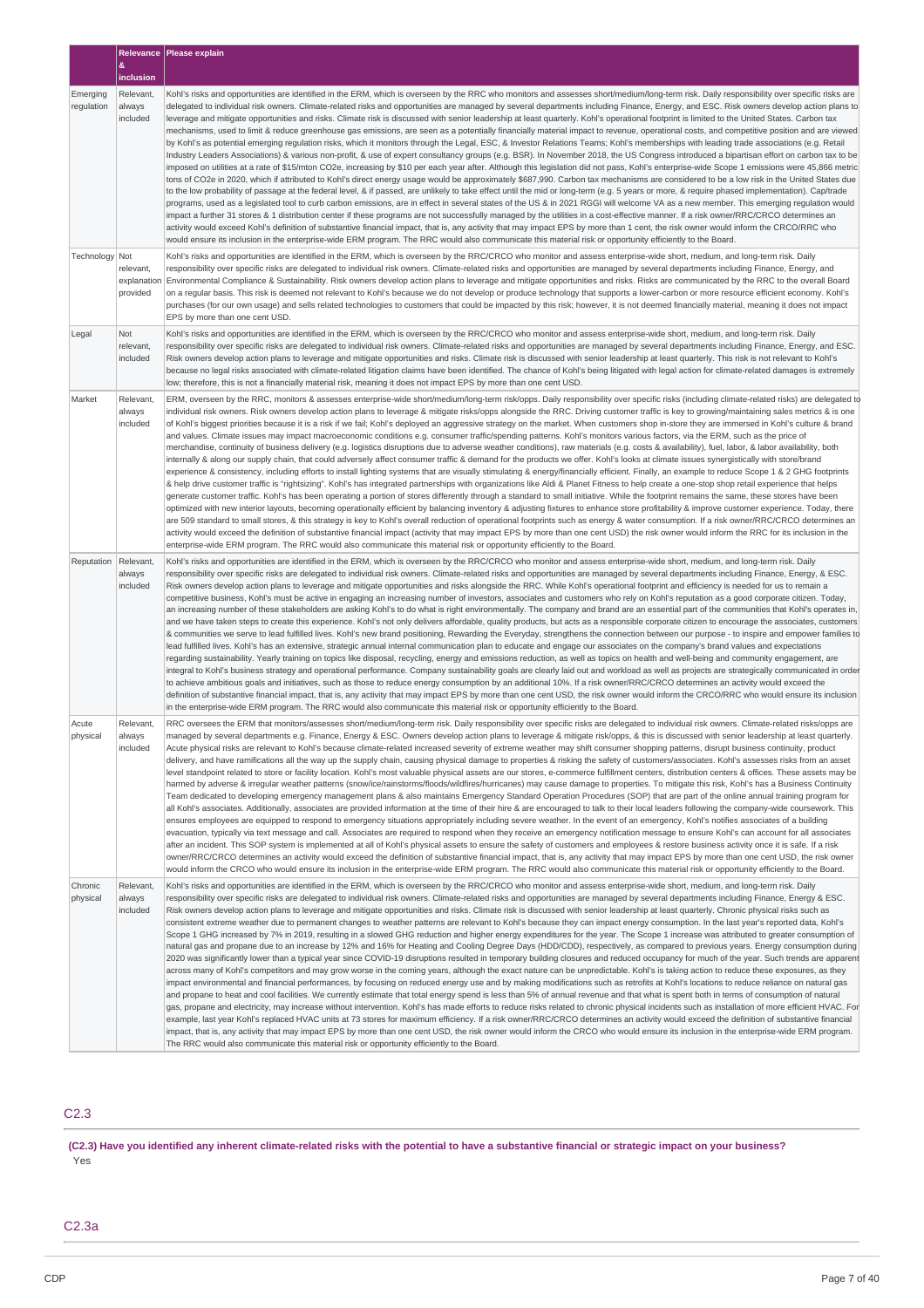| | Relevance & inclusion | Please explain |
|---|---|---|
| Emerging regulation | Relevant, always included | Kohl's risks and opportunities are identified in the ERM, which is overseen by the RRC who monitors and assesses short/medium/long-term risk. Daily responsibility over specific risks are delegated to individual risk owners. Climate-related risks and opportunities are managed by several departments including Finance, Energy, and ESC. Risk owners develop action plans to leverage and mitigate opportunities and risks. Climate risk is discussed with senior leadership at least quarterly. Kohl's operational footprint is limited to the United States. Carbon tax mechanisms, used to limit & reduce greenhouse gas emissions, are seen as a potentially financially material impact to revenue, operational costs, and competitive position and are viewed by Kohl's as potential emerging regulation risks, which it monitors through the Legal, ESC, & Investor Relations Teams; Kohl's memberships with leading trade associations (e.g. Retail Industry Leaders Associations) & various non-profit, & use of expert consultancy groups (e.g. BSR). In November 2018, the US Congress introduced a bipartisan effort on carbon tax to be imposed on utilities at a rate of $15/mton CO2e, increasing by $10 per each year after. Although this legislation did not pass, Kohl's enterprise-wide Scope 1 emissions were 45,866 metric tons of CO2e in 2020, which if attributed to Kohl's direct energy usage would be approximately $687,990. Carbon tax mechanisms are considered to be a low risk in the United States due to the low probability of passage at the federal level, & if passed, are unlikely to take effect until the mid or long-term (e.g. 5 years or more, & require phased implementation). Cap/trade programs, used as a legislated tool to curb carbon emissions, are in effect in several states of the US & in 2021 RGGI will welcome VA as a new member. This emerging regulation would impact a further 31 stores & 1 distribution center if these programs are not successfully managed by the utilities in a cost-effective manner. If a risk owner/RRC/CRCO determines an activity would exceed Kohl's definition of substantive financial impact, that is, any activity that may impact EPS by more than 1 cent, the risk owner would inform the CRCO/RRC who would ensure its inclusion in the enterprise-wide ERM program. The RRC would also communicate this material risk or opportunity efficiently to the Board. |
| Technology | Not relevant, explanation provided | Kohl's risks and opportunities are identified in the ERM, which is overseen by the RRC/CRCO who monitor and assess enterprise-wide short, medium, and long-term risk. Daily responsibility over specific risks are delegated to individual risk owners. Climate-related risks and opportunities are managed by several departments including Finance, Energy, and Environmental Compliance & Sustainability. Risk owners develop action plans to leverage and mitigate opportunities and risks. Risks are communicated by the RRC to the overall Board on a regular basis. This risk is deemed not relevant to Kohl's because we do not develop or produce technology that supports a lower-carbon or more resource efficient economy. Kohl's purchases (for our own usage) and sells related technologies to customers that could be impacted by this risk; however, it is not deemed financially material, meaning it does not impact EPS by more than one cent USD. |
| Legal | Not relevant, included | Kohl's risks and opportunities are identified in the ERM, which is overseen by the RRC/CRCO who monitor and assess enterprise-wide short, medium, and long-term risk. Daily responsibility over specific risks are delegated to individual risk owners. Climate-related risks and opportunities are managed by several departments including Finance, Energy, and ESC. Risk owners develop action plans to leverage and mitigate opportunities and risks. Climate risk is discussed with senior leadership at least quarterly. This risk is not relevant to Kohl's because no legal risks associated with climate-related litigation claims have been identified. The chance of Kohl's being litigated with legal action for climate-related damages is extremely low; therefore, this is not a financially material risk, meaning it does not impact EPS by more than one cent USD. |
| Market | Relevant, always included | ERM, overseen by the RRC, monitors & assesses enterprise-wide short/medium/long-term risk/opps. Daily responsibility over specific risks (including climate-related risks) are delegated to individual risk owners. Risk owners develop action plans to leverage & mitigate risks/opps alongside the RRC. Driving customer traffic is key to growing/maintaining sales metrics & is one of Kohl's biggest priorities because it is a risk if we fail; Kohl's deployed an aggressive strategy on the market. When customers shop in-store they are immersed in Kohl's culture & brand and values. Climate issues may impact macroeconomic conditions e.g. consumer traffic/spending patterns. Kohl's monitors various factors, via the ERM, such as the price of merchandise, continuity of business delivery (e.g. logistics disruptions due to adverse weather conditions), raw materials (e.g. costs & availability), fuel, labor, & labor availability, both internally & along our supply chain, that could adversely affect consumer traffic & demand for the products we offer. Kohl's looks at climate issues synergistically with store/brand experience & consistency, including efforts to install lighting systems that are visually stimulating & energy/financially efficient. Finally, an example to reduce Scope 1 & 2 GHG footprints & help drive customer traffic is "rightsizing". Kohl's has integrated partnerships with organizations like Aldi & Planet Fitness to help create a one-stop shop retail experience that helps generate customer traffic. Kohl's has been operating a portion of stores differently through a standard to small initiative. While the footprint remains the same, these stores have been optimized with new interior layouts, becoming operationally efficient by balancing inventory & adjusting fixtures to enhance store profitability & improve customer experience. Today, there are 509 standard to small stores, & this strategy is key to Kohl's overall reduction of operational footprints such as energy & water consumption. If a risk owner/RRC/CRCO determines an activity would exceed the definition of substantive financial impact (activity that may impact EPS by more than one cent USD) the risk owner would inform the RRC for its inclusion in the enterprise-wide ERM program. The RRC would also communicate this material risk or opportunity efficiently to the Board. |
| Reputation | Relevant, always included | Kohl's risks and opportunities are identified in the ERM, which is overseen by the RRC/CRCO who monitor and assess enterprise-wide short, medium, and long-term risk. Daily responsibility over specific risks are delegated to individual risk owners. Climate-related risks and opportunities are managed by several departments including Finance, Energy, & ESC. Risk owners develop action plans to leverage and mitigate opportunities and risks alongside the RRC. While Kohl's operational footprint and efficiency is needed for us to remain a competitive business, Kohl's must be active in engaging an increasing number of investors, associates and customers who rely on Kohl's reputation as a good corporate citizen. Today, an increasing number of these stakeholders are asking Kohl's to do what is right environmentally. The company and brand are an essential part of the communities that Kohl's operates in, and we have taken steps to create this experience. Kohl's not only delivers affordable, quality products, but acts as a responsible corporate citizen to encourage the associates, customers & communities we serve to lead fulfilled lives. Kohl's new brand positioning, Rewarding the Everyday, strengthens the connection between our purpose - to inspire and empower families to lead fulfilled lives. Kohl's has an extensive, strategic annual internal communication plan to educate and engage our associates on the company's brand values and expectations regarding sustainability. Yearly training on topics like disposal, recycling, energy and emissions reduction, as well as topics on health and well-being and community engagement, are integral to Kohl's business strategy and operational performance. Company sustainability goals are clearly laid out and workload as well as projects are strategically communicated in order to achieve ambitious goals and initiatives, such as those to reduce energy consumption by an additional 10%. If a risk owner/RRC/CRCO determines an activity would exceed the definition of substantive financial impact, that is, any activity that may impact EPS by more than one cent USD, the risk owner would inform the CRCO/RRC who would ensure its inclusion in the enterprise-wide ERM program. The RRC would also communicate this material risk or opportunity efficiently to the Board. |
| Acute physical | Relevant, always included | RRC oversees the ERM that monitors/assesses short/medium/long-term risk. Daily responsibility over specific risks are delegated to individual risk owners. Climate-related risks/opps are managed by several departments e.g. Finance, Energy & ESC. Owners develop action plans to leverage & mitigate risk/opps, & this is discussed with senior leadership at least quarterly. Acute physical risks are relevant to Kohl's because climate-related increased severity of extreme weather may shift consumer shopping patterns, disrupt business continuity, product delivery, and have ramifications all the way up the supply chain, causing physical damage to properties & risking the safety of customers/associates. Kohl's assesses risks from an asset level standpoint related to store or facility location. Kohl's most valuable physical assets are our stores, e-commerce fulfillment centers, distribution centers & offices. These assets may be harmed by adverse & irregular weather patterns (snow/ice/rainstorms/floods/wildfires/hurricanes) may cause damage to properties. To mitigate this risk, Kohl's has a Business Continuity Team dedicated to developing emergency management plans & also maintains Emergency Standard Operation Procedures (SOP) that are part of the online annual training program for all Kohl's associates. Additionally, associates are provided information at the time of their hire & are encouraged to talk to their local leaders following the company-wide coursework. This ensures employees are equipped to respond to emergency situations appropriately including severe weather. In the event of an emergency, Kohl's notifies associates of a building evacuation, typically via text message and call. Associates are required to respond when they receive an emergency notification message to ensure Kohl's can account for all associates after an incident. This SOP system is implemented at all of Kohl's physical assets to ensure the safety of customers and employees & restore business activity once it is safe. If a risk owner/RRC/CRCO determines an activity would exceed the definition of substantive financial impact, that is, any activity that may impact EPS by more than one cent USD, the risk owner would inform the CRCO who would ensure its inclusion in the enterprise-wide ERM program. The RRC would also communicate this material risk or opportunity efficiently to the Board. |
| Chronic physical | Relevant, always included | Kohl's risks and opportunities are identified in the ERM, which is overseen by the RRC/CRCO who monitor and assess enterprise-wide short, medium, and long-term risk. Daily responsibility over specific risks are delegated to individual risk owners. Climate-related risks and opportunities are managed by several departments including Finance, Energy & ESC. Risk owners develop action plans to leverage and mitigate opportunities and risks. Climate risk is discussed with senior leadership at least quarterly. Chronic physical risks such as consistent extreme weather due to permanent changes to weather patterns are relevant to Kohl's because they can impact energy consumption. In the last year's reported data, Kohl's Scope 1 GHG increased by 7% in 2019, resulting in a slowed GHG reduction and higher energy expenditures for the year. The Scope 1 increase was attributed to greater consumption of natural gas and propane due to an increase by 12% and 16% for Heating and Cooling Degree Days (HDD/CDD), respectively, as compared to previous years. Energy consumption during 2020 was significantly lower than a typical year since COVID-19 disruptions resulted in temporary building closures and reduced occupancy for much of the year. Such trends are apparent across many of Kohl's competitors and may grow worse in the coming years, although the exact nature can be unpredictable. Kohl's is taking action to reduce these exposures, as they impact environmental and financial performances, by focusing on reduced energy use and by making modifications such as retrofits at Kohl's locations to reduce reliance on natural gas and propane to heat and cool facilities. We currently estimate that total energy spend is less than 5% of annual revenue and that what is spent both in terms of consumption of natural gas, propane and electricity, may increase without intervention. Kohl's has made efforts to reduce risks related to chronic physical incidents such as installation of more efficient HVAC. For example, last year Kohl's replaced HVAC units at 73 stores for maximum efficiency. If a risk owner/RRC/CRCO determines an activity would exceed the definition of substantive financial impact, that is, any activity that may impact EPS by more than one cent USD, the risk owner would inform the CRCO who would ensure its inclusion in the enterprise-wide ERM program. The RRC would also communicate this material risk or opportunity efficiently to the Board. |

## C2.3

**(C2.3) Have you identified any inherent climate-related risks with the potential to have a substantive financial or strategic impact on your business?**

Yes

## C2.3a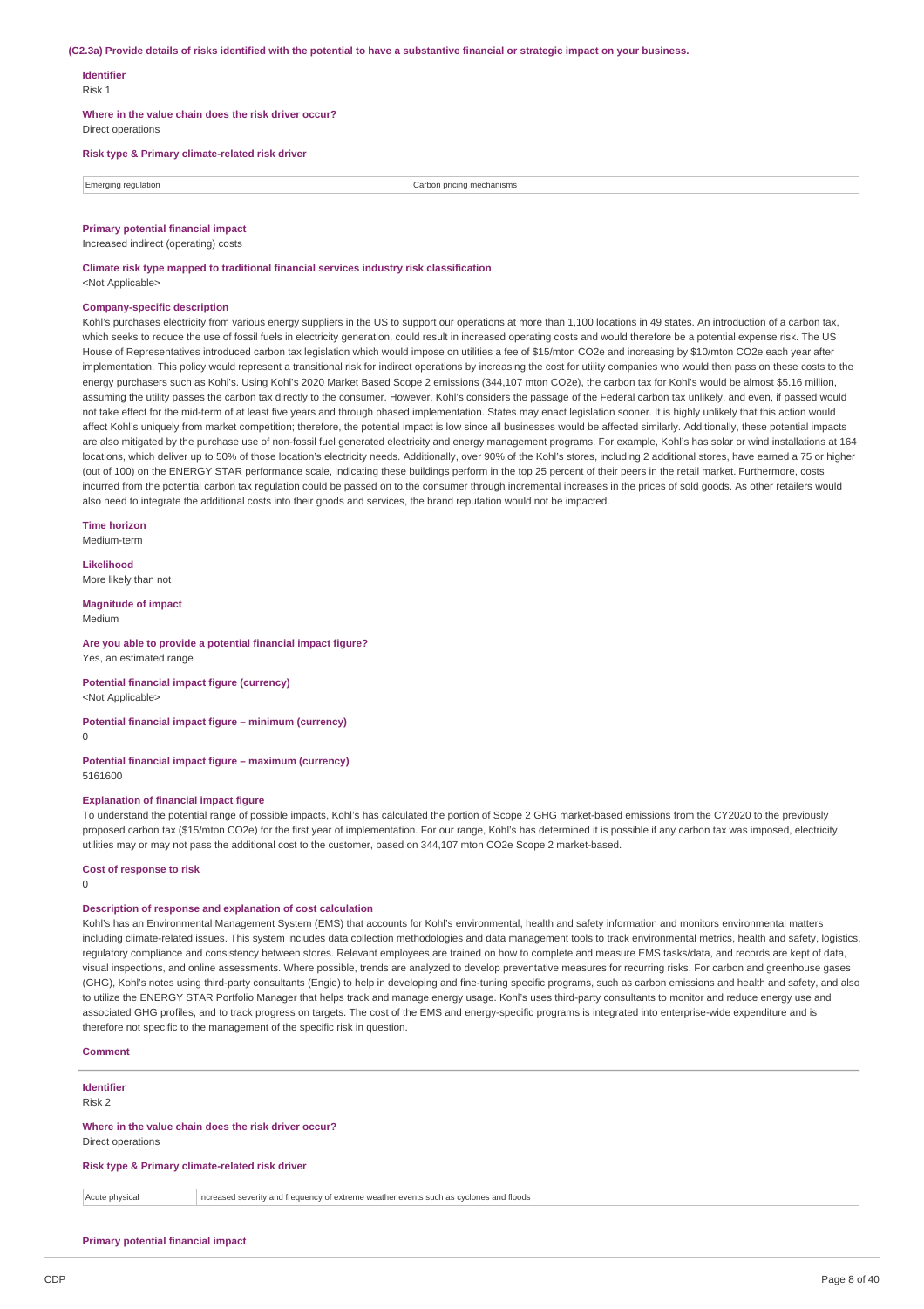**(C2.3a) Provide details of risks identified with the potential to have a substantive financial or strategic impact on your business.**

**Identifier**
Risk 1

**Where in the value chain does the risk driver occur?**
Direct operations

**Risk type & Primary climate-related risk driver**

| Emerging regulation | Carbon pricing mechanisms |
|---|---|

**Primary potential financial impact**
Increased indirect (operating) costs

**Climate risk type mapped to traditional financial services industry risk classification**
<Not Applicable>

**Company-specific description**
Kohl's purchases electricity from various energy suppliers in the US to support our operations at more than 1,100 locations in 49 states. An introduction of a carbon tax, which seeks to reduce the use of fossil fuels in electricity generation, could result in increased operating costs and would therefore be a potential expense risk. The US House of Representatives introduced carbon tax legislation which would impose on utilities a fee of $15/mton CO2e and increasing by $10/mton CO2e each year after implementation. This policy would represent a transitional risk for indirect operations by increasing the cost for utility companies who would then pass on these costs to the energy purchasers such as Kohl's. Using Kohl's 2020 Market Based Scope 2 emissions (344,107 mton CO2e), the carbon tax for Kohl's would be almost $5.16 million, assuming the utility passes the carbon tax directly to the consumer. However, Kohl's considers the passage of the Federal carbon tax unlikely, and even, if passed would not take effect for the mid-term of at least five years and through phased implementation. States may enact legislation sooner. It is highly unlikely that this action would affect Kohl's uniquely from market competition; therefore, the potential impact is low since all businesses would be affected similarly. Additionally, these potential impacts are also mitigated by the purchase use of non-fossil fuel generated electricity and energy management programs. For example, Kohl's has solar or wind installations at 164 locations, which deliver up to 50% of those location's electricity needs. Additionally, over 90% of the Kohl's stores, including 2 additional stores, have earned a 75 or higher (out of 100) on the ENERGY STAR performance scale, indicating these buildings perform in the top 25 percent of their peers in the retail market. Furthermore, costs incurred from the potential carbon tax regulation could be passed on to the consumer through incremental increases in the prices of sold goods. As other retailers would also need to integrate the additional costs into their goods and services, the brand reputation would not be impacted.

**Time horizon**
Medium-term

**Likelihood**
More likely than not

**Magnitude of impact**
Medium

**Are you able to provide a potential financial impact figure?**
Yes, an estimated range

**Potential financial impact figure (currency)**
<Not Applicable>

**Potential financial impact figure – minimum (currency)**
0

**Potential financial impact figure – maximum (currency)**
5161600

**Explanation of financial impact figure**
To understand the potential range of possible impacts, Kohl's has calculated the portion of Scope 2 GHG market-based emissions from the CY2020 to the previously proposed carbon tax ($15/mton CO2e) for the first year of implementation. For our range, Kohl's has determined it is possible if any carbon tax was imposed, electricity utilities may or may not pass the additional cost to the customer, based on 344,107 mton CO2e Scope 2 market-based.

**Cost of response to risk**
0

**Description of response and explanation of cost calculation**
Kohl's has an Environmental Management System (EMS) that accounts for Kohl's environmental, health and safety information and monitors environmental matters including climate-related issues. This system includes data collection methodologies and data management tools to track environmental metrics, health and safety, logistics, regulatory compliance and consistency between stores. Relevant employees are trained on how to complete and measure EMS tasks/data, and records are kept of data, visual inspections, and online assessments. Where possible, trends are analyzed to develop preventative measures for recurring risks. For carbon and greenhouse gases (GHG), Kohl's notes using third-party consultants (Engie) to help in developing and fine-tuning specific programs, such as carbon emissions and health and safety, and also to utilize the ENERGY STAR Portfolio Manager that helps track and manage energy usage. Kohl's uses third-party consultants to monitor and reduce energy use and associated GHG profiles, and to track progress on targets. The cost of the EMS and energy-specific programs is integrated into enterprise-wide expenditure and is therefore not specific to the management of the specific risk in question.

**Comment**

---

**Identifier**
Risk 2

**Where in the value chain does the risk driver occur?**
Direct operations

**Risk type & Primary climate-related risk driver**

| Acute physical | Increased severity and frequency of extreme weather events such as cyclones and floods |
|---|---|

**Primary potential financial impact**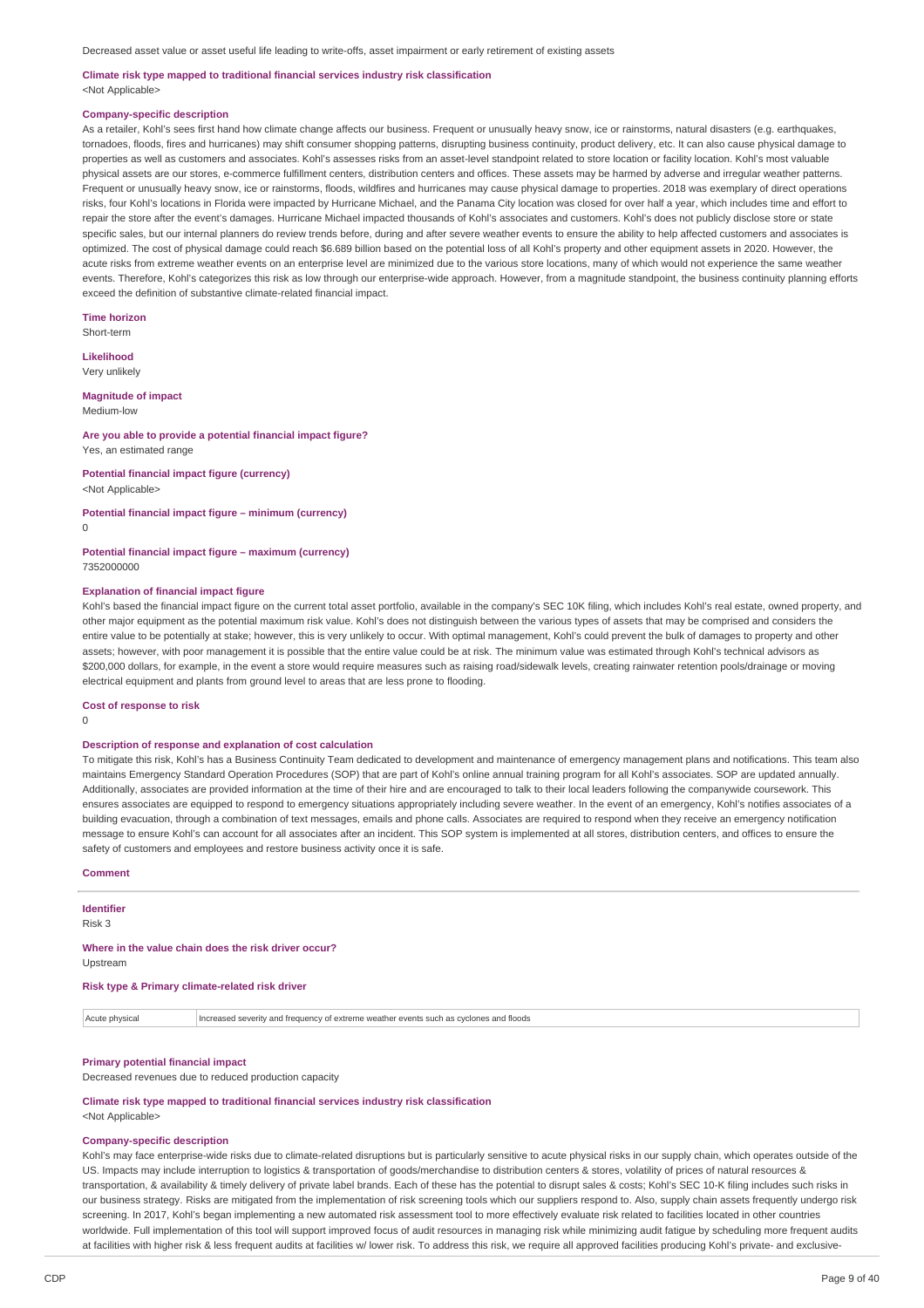Decreased asset value or asset useful life leading to write-offs, asset impairment or early retirement of existing assets

**Climate risk type mapped to traditional financial services industry risk classification**
<Not Applicable>

**Company-specific description**
As a retailer, Kohl's sees first hand how climate change affects our business. Frequent or unusually heavy snow, ice or rainstorms, natural disasters (e.g. earthquakes, tornadoes, floods, fires and hurricanes) may shift consumer shopping patterns, disrupting business continuity, product delivery, etc. It can also cause physical damage to properties as well as customers and associates. Kohl's assesses risks from an asset-level standpoint related to store location or facility location. Kohl's most valuable physical assets are our stores, e-commerce fulfillment centers, distribution centers and offices. These assets may be harmed by adverse and irregular weather patterns. Frequent or unusually heavy snow, ice or rainstorms, floods, wildfires and hurricanes may cause physical damage to properties. 2018 was exemplary of direct operations risks, four Kohl's locations in Florida were impacted by Hurricane Michael, and the Panama City location was closed for over half a year, which includes time and effort to repair the store after the event's damages. Hurricane Michael impacted thousands of Kohl's associates and customers. Kohl's does not publicly disclose store or state specific sales, but our internal planners do review trends before, during and after severe weather events to ensure the ability to help affected customers and associates is optimized. The cost of physical damage could reach $6.689 billion based on the potential loss of all Kohl's property and other equipment assets in 2020. However, the acute risks from extreme weather events on an enterprise level are minimized due to the various store locations, many of which would not experience the same weather events. Therefore, Kohl's categorizes this risk as low through our enterprise-wide approach. However, from a magnitude standpoint, the business continuity planning efforts exceed the definition of substantive climate-related financial impact.

**Time horizon**
Short-term

**Likelihood**
Very unlikely

**Magnitude of impact**
Medium-low

**Are you able to provide a potential financial impact figure?**
Yes, an estimated range

**Potential financial impact figure (currency)**
<Not Applicable>

**Potential financial impact figure – minimum (currency)**
0

**Potential financial impact figure – maximum (currency)**
7352000000

**Explanation of financial impact figure**
Kohl's based the financial impact figure on the current total asset portfolio, available in the company's SEC 10K filing, which includes Kohl's real estate, owned property, and other major equipment as the potential maximum risk value. Kohl's does not distinguish between the various types of assets that may be comprised and considers the entire value to be potentially at stake; however, this is very unlikely to occur. With optimal management, Kohl's could prevent the bulk of damages to property and other assets; however, with poor management it is possible that the entire value could be at risk. The minimum value was estimated through Kohl's technical advisors as $200,000 dollars, for example, in the event a store would require measures such as raising road/sidewalk levels, creating rainwater retention pools/drainage or moving electrical equipment and plants from ground level to areas that are less prone to flooding.

**Cost of response to risk**
0

**Description of response and explanation of cost calculation**
To mitigate this risk, Kohl's has a Business Continuity Team dedicated to development and maintenance of emergency management plans and notifications. This team also maintains Emergency Standard Operation Procedures (SOP) that are part of Kohl's online annual training program for all Kohl's associates. SOP are updated annually. Additionally, associates are provided information at the time of their hire and are encouraged to talk to their local leaders following the companywide coursework. This ensures associates are equipped to respond to emergency situations appropriately including severe weather. In the event of an emergency, Kohl's notifies associates of a building evacuation, through a combination of text messages, emails and phone calls. Associates are required to respond when they receive an emergency notification message to ensure Kohl's can account for all associates after an incident. This SOP system is implemented at all stores, distribution centers, and offices to ensure the safety of customers and employees and restore business activity once it is safe.

**Comment**

---

**Identifier**
Risk 3

**Where in the value chain does the risk driver occur?**
Upstream

**Risk type & Primary climate-related risk driver**

| Acute physical | Increased severity and frequency of extreme weather events such as cyclones and floods |
|---|---|

**Primary potential financial impact**
Decreased revenues due to reduced production capacity

**Climate risk type mapped to traditional financial services industry risk classification**
<Not Applicable>

**Company-specific description**
Kohl's may face enterprise-wide risks due to climate-related disruptions but is particularly sensitive to acute physical risks in our supply chain, which operates outside of the US. Impacts may include interruption to logistics & transportation of goods/merchandise to distribution centers & stores, volatility of prices of natural resources & transportation, & availability & timely delivery of private label brands. Each of these has the potential to disrupt sales & costs; Kohl's SEC 10-K filing includes such risks in our business strategy. Risks are mitigated from the implementation of risk screening tools which our suppliers respond to. Also, supply chain assets frequently undergo risk screening. In 2017, Kohl's began implementing a new automated risk assessment tool to more effectively evaluate risk related to facilities located in other countries worldwide. Full implementation of this tool will support improved focus of audit resources in managing risk while minimizing audit fatigue by scheduling more frequent audits at facilities with higher risk & less frequent audits at facilities w/ lower risk. To address this risk, we require all approved facilities producing Kohl's private- and exclusive-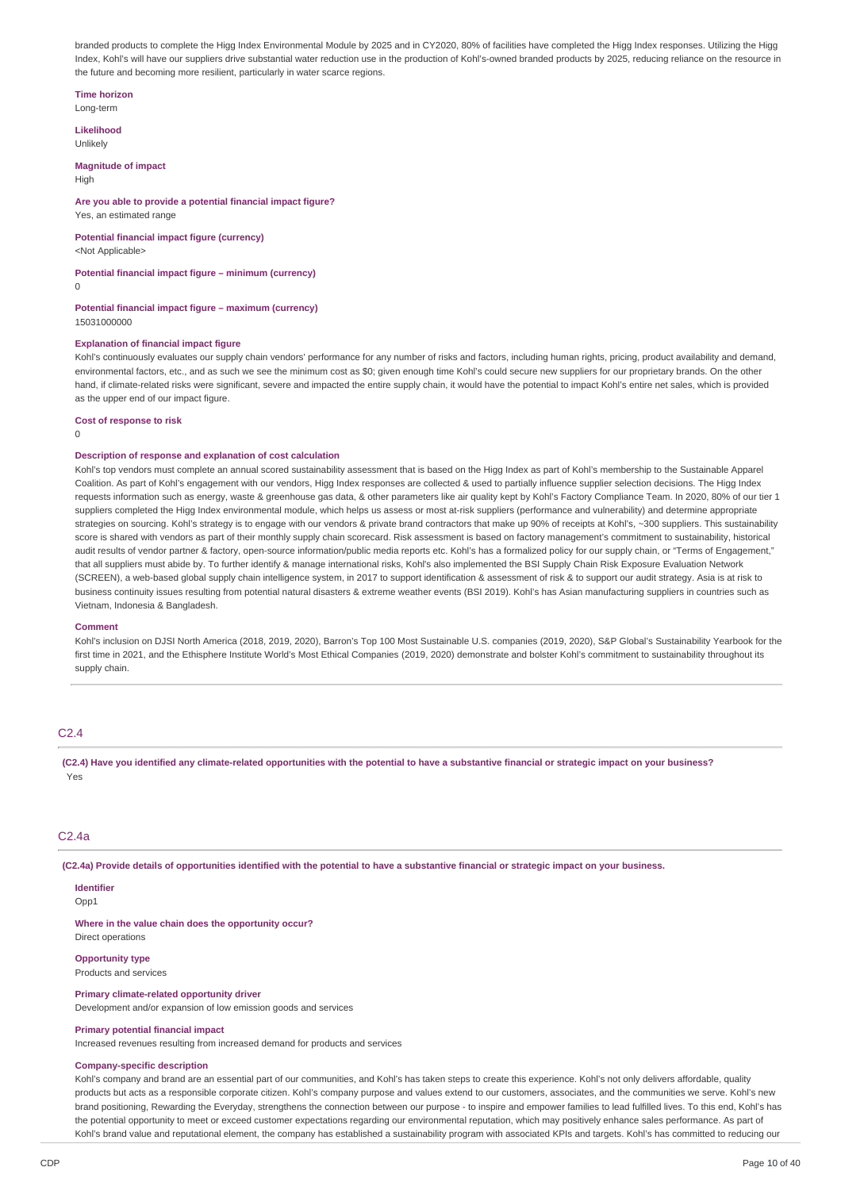branded products to complete the Higg Index Environmental Module by 2025 and in CY2020, 80% of facilities have completed the Higg Index responses. Utilizing the Higg Index, Kohl's will have our suppliers drive substantial water reduction use in the production of Kohl's-owned branded products by 2025, reducing reliance on the resource in the future and becoming more resilient, particularly in water scarce regions.

**Time horizon**
Long-term

**Likelihood**
Unlikely

**Magnitude of impact**
High

**Are you able to provide a potential financial impact figure?**
Yes, an estimated range

**Potential financial impact figure (currency)**
<Not Applicable>

**Potential financial impact figure – minimum (currency)**
0

**Potential financial impact figure – maximum (currency)**
15031000000

**Explanation of financial impact figure**
Kohl's continuously evaluates our supply chain vendors' performance for any number of risks and factors, including human rights, pricing, product availability and demand, environmental factors, etc., and as such we see the minimum cost as $0; given enough time Kohl's could secure new suppliers for our proprietary brands. On the other hand, if climate-related risks were significant, severe and impacted the entire supply chain, it would have the potential to impact Kohl's entire net sales, which is provided as the upper end of our impact figure.

**Cost of response to risk**
0

**Description of response and explanation of cost calculation**
Kohl's top vendors must complete an annual scored sustainability assessment that is based on the Higg Index as part of Kohl's membership to the Sustainable Apparel Coalition. As part of Kohl's engagement with our vendors, Higg Index responses are collected & used to partially influence supplier selection decisions. The Higg Index requests information such as energy, waste & greenhouse gas data, & other parameters like air quality kept by Kohl's Factory Compliance Team. In 2020, 80% of our tier 1 suppliers completed the Higg Index environmental module, which helps us assess or most at-risk suppliers (performance and vulnerability) and determine appropriate strategies on sourcing. Kohl's strategy is to engage with our vendors & private brand contractors that make up 90% of receipts at Kohl's, ~300 suppliers. This sustainability score is shared with vendors as part of their monthly supply chain scorecard. Risk assessment is based on factory management's commitment to sustainability, historical audit results of vendor partner & factory, open-source information/public media reports etc. Kohl's has a formalized policy for our supply chain, or "Terms of Engagement," that all suppliers must abide by. To further identify & manage international risks, Kohl's also implemented the BSI Supply Chain Risk Exposure Evaluation Network (SCREEN), a web-based global supply chain intelligence system, in 2017 to support identification & assessment of risk & to support our audit strategy. Asia is at risk to business continuity issues resulting from potential natural disasters & extreme weather events (BSI 2019). Kohl's has Asian manufacturing suppliers in countries such as Vietnam, Indonesia & Bangladesh.

**Comment**
Kohl's inclusion on DJSI North America (2018, 2019, 2020), Barron's Top 100 Most Sustainable U.S. companies (2019, 2020), S&P Global's Sustainability Yearbook for the first time in 2021, and the Ethisphere Institute World's Most Ethical Companies (2019, 2020) demonstrate and bolster Kohl's commitment to sustainability throughout its supply chain.

## C2.4

**(C2.4) Have you identified any climate-related opportunities with the potential to have a substantive financial or strategic impact on your business?**
Yes

## C2.4a

**(C2.4a) Provide details of opportunities identified with the potential to have a substantive financial or strategic impact on your business.**

**Identifier**
Opp1

**Where in the value chain does the opportunity occur?**
Direct operations

**Opportunity type**
Products and services

**Primary climate-related opportunity driver**
Development and/or expansion of low emission goods and services

**Primary potential financial impact**
Increased revenues resulting from increased demand for products and services

**Company-specific description**
Kohl's company and brand are an essential part of our communities, and Kohl's has taken steps to create this experience. Kohl's not only delivers affordable, quality products but acts as a responsible corporate citizen. Kohl's company purpose and values extend to our customers, associates, and the communities we serve. Kohl's new brand positioning, Rewarding the Everyday, strengthens the connection between our purpose - to inspire and empower families to lead fulfilled lives. To this end, Kohl's has the potential opportunity to meet or exceed customer expectations regarding our environmental reputation, which may positively enhance sales performance. As part of Kohl's brand value and reputational element, the company has established a sustainability program with associated KPIs and targets. Kohl's has committed to reducing our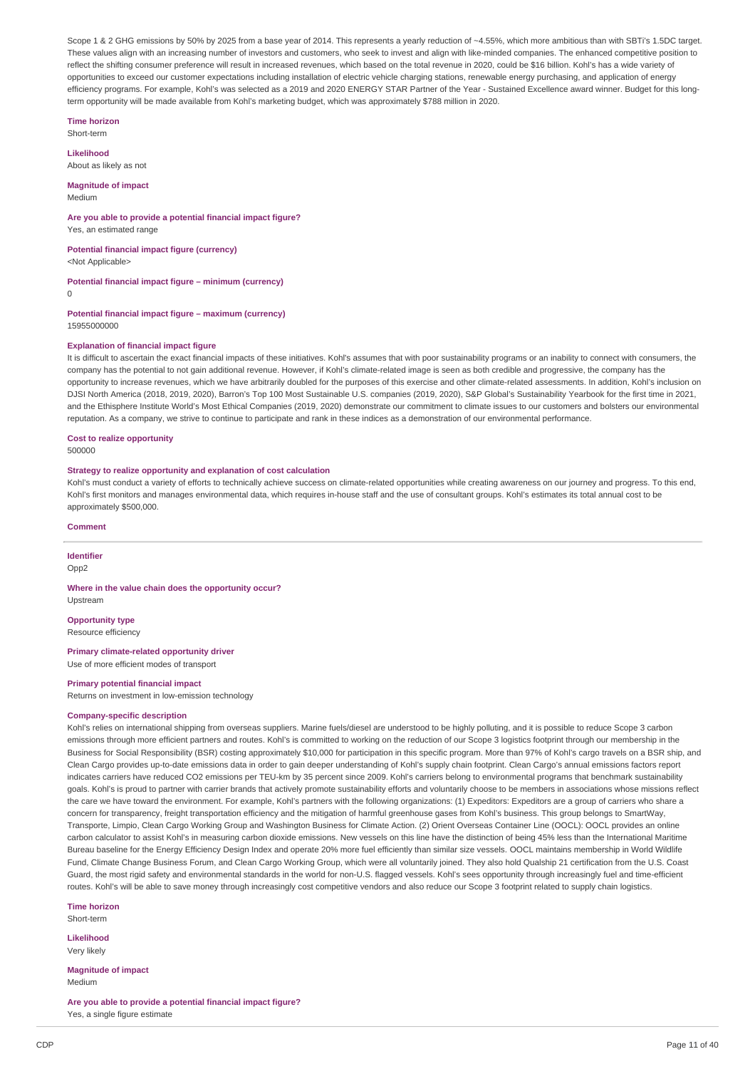Scope 1 & 2 GHG emissions by 50% by 2025 from a base year of 2014. This represents a yearly reduction of ~4.55%, which more ambitious than with SBTi's 1.5DC target. These values align with an increasing number of investors and customers, who seek to invest and align with like-minded companies. The enhanced competitive position to reflect the shifting consumer preference will result in increased revenues, which based on the total revenue in 2020, could be $16 billion. Kohl's has a wide variety of opportunities to exceed our customer expectations including installation of electric vehicle charging stations, renewable energy purchasing, and application of energy efficiency programs. For example, Kohl's was selected as a 2019 and 2020 ENERGY STAR Partner of the Year - Sustained Excellence award winner. Budget for this long-term opportunity will be made available from Kohl's marketing budget, which was approximately $788 million in 2020.

**Time horizon**
Short-term

**Likelihood**
About as likely as not

**Magnitude of impact**
Medium

**Are you able to provide a potential financial impact figure?**
Yes, an estimated range

**Potential financial impact figure (currency)**
<Not Applicable>

**Potential financial impact figure – minimum (currency)**
0

**Potential financial impact figure – maximum (currency)**
15955000000

**Explanation of financial impact figure**
It is difficult to ascertain the exact financial impacts of these initiatives. Kohl's assumes that with poor sustainability programs or an inability to connect with consumers, the company has the potential to not gain additional revenue. However, if Kohl's climate-related image is seen as both credible and progressive, the company has the opportunity to increase revenues, which we have arbitrarily doubled for the purposes of this exercise and other climate-related assessments. In addition, Kohl's inclusion on DJSI North America (2018, 2019, 2020), Barron's Top 100 Most Sustainable U.S. companies (2019, 2020), S&P Global's Sustainability Yearbook for the first time in 2021, and the Ethisphere Institute World's Most Ethical Companies (2019, 2020) demonstrate our commitment to climate issues to our customers and bolsters our environmental reputation. As a company, we strive to continue to participate and rank in these indices as a demonstration of our environmental performance.

**Cost to realize opportunity**
500000

**Strategy to realize opportunity and explanation of cost calculation**
Kohl's must conduct a variety of efforts to technically achieve success on climate-related opportunities while creating awareness on our journey and progress. To this end, Kohl's first monitors and manages environmental data, which requires in-house staff and the use of consultant groups. Kohl's estimates its total annual cost to be approximately $500,000.

**Comment**

**Identifier**
Opp2

**Where in the value chain does the opportunity occur?**
Upstream

**Opportunity type**
Resource efficiency

**Primary climate-related opportunity driver**
Use of more efficient modes of transport

**Primary potential financial impact**
Returns on investment in low-emission technology

**Company-specific description**
Kohl's relies on international shipping from overseas suppliers. Marine fuels/diesel are understood to be highly polluting, and it is possible to reduce Scope 3 carbon emissions through more efficient partners and routes. Kohl's is committed to working on the reduction of our Scope 3 logistics footprint through our membership in the Business for Social Responsibility (BSR) costing approximately $10,000 for participation in this specific program. More than 97% of Kohl's cargo travels on a BSR ship, and Clean Cargo provides up-to-date emissions data in order to gain deeper understanding of Kohl's supply chain footprint. Clean Cargo's annual emissions factors report indicates carriers have reduced CO2 emissions per TEU-km by 35 percent since 2009. Kohl's carriers belong to environmental programs that benchmark sustainability goals. Kohl's is proud to partner with carrier brands that actively promote sustainability efforts and voluntarily choose to be members in associations whose missions reflect the care we have toward the environment. For example, Kohl's partners with the following organizations: (1) Expeditors: Expeditors are a group of carriers who share a concern for transparency, freight transportation efficiency and the mitigation of harmful greenhouse gases from Kohl's business. This group belongs to SmartWay, Transporte, Limpio, Clean Cargo Working Group and Washington Business for Climate Action. (2) Orient Overseas Container Line (OOCL): OOCL provides an online carbon calculator to assist Kohl's in measuring carbon dioxide emissions. New vessels on this line have the distinction of being 45% less than the International Maritime Bureau baseline for the Energy Efficiency Design Index and operate 20% more fuel efficiently than similar size vessels. OOCL maintains membership in World Wildlife Fund, Climate Change Business Forum, and Clean Cargo Working Group, which were all voluntarily joined. They also hold Qualship 21 certification from the U.S. Coast Guard, the most rigid safety and environmental standards in the world for non-U.S. flagged vessels. Kohl's sees opportunity through increasingly fuel and time-efficient routes. Kohl's will be able to save money through increasingly cost competitive vendors and also reduce our Scope 3 footprint related to supply chain logistics.

**Time horizon**
Short-term

**Likelihood**
Very likely

**Magnitude of impact**
Medium

**Are you able to provide a potential financial impact figure?**
Yes, a single figure estimate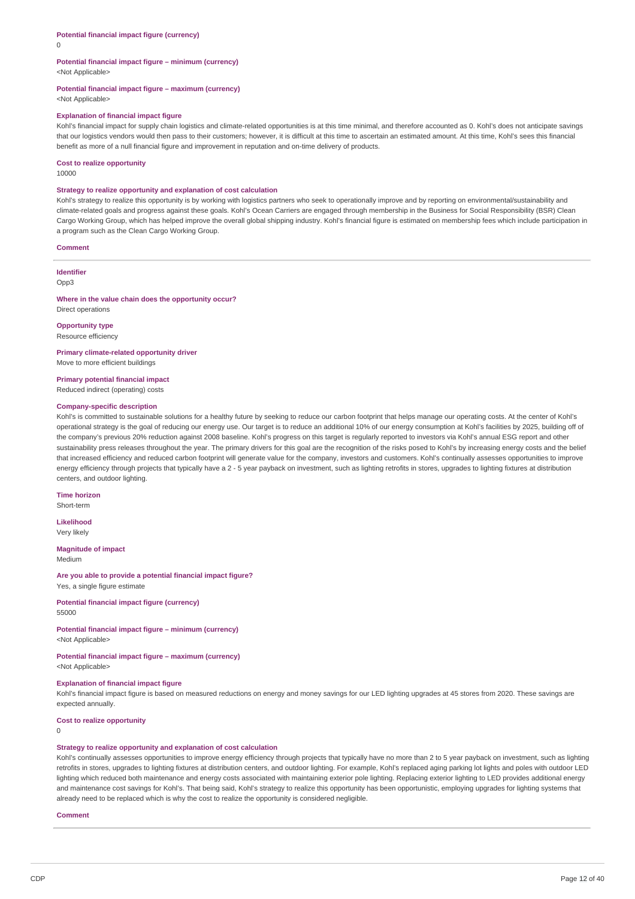**Potential financial impact figure (currency)**
0

**Potential financial impact figure – minimum (currency)**
<Not Applicable>

**Potential financial impact figure – maximum (currency)**
<Not Applicable>

**Explanation of financial impact figure**
Kohl's financial impact for supply chain logistics and climate-related opportunities is at this time minimal, and therefore accounted as 0. Kohl's does not anticipate savings that our logistics vendors would then pass to their customers; however, it is difficult at this time to ascertain an estimated amount. At this time, Kohl's sees this financial benefit as more of a null financial figure and improvement in reputation and on-time delivery of products.

**Cost to realize opportunity**
10000

**Strategy to realize opportunity and explanation of cost calculation**
Kohl's strategy to realize this opportunity is by working with logistics partners who seek to operationally improve and by reporting on environmental/sustainability and climate-related goals and progress against these goals. Kohl's Ocean Carriers are engaged through membership in the Business for Social Responsibility (BSR) Clean Cargo Working Group, which has helped improve the overall global shipping industry. Kohl's financial figure is estimated on membership fees which include participation in a program such as the Clean Cargo Working Group.

**Comment**

---

**Identifier**
Opp3

**Where in the value chain does the opportunity occur?**
Direct operations

**Opportunity type**
Resource efficiency

**Primary climate-related opportunity driver**
Move to more efficient buildings

**Primary potential financial impact**
Reduced indirect (operating) costs

**Company-specific description**
Kohl's is committed to sustainable solutions for a healthy future by seeking to reduce our carbon footprint that helps manage our operating costs. At the center of Kohl's operational strategy is the goal of reducing our energy use. Our target is to reduce an additional 10% of our energy consumption at Kohl's facilities by 2025, building off of the company's previous 20% reduction against 2008 baseline. Kohl's progress on this target is regularly reported to investors via Kohl's annual ESG report and other sustainability press releases throughout the year. The primary drivers for this goal are the recognition of the risks posed to Kohl's by increasing energy costs and the belief that increased efficiency and reduced carbon footprint will generate value for the company, investors and customers. Kohl's continually assesses opportunities to improve energy efficiency through projects that typically have a 2 - 5 year payback on investment, such as lighting retrofits in stores, upgrades to lighting fixtures at distribution centers, and outdoor lighting.

**Time horizon**
Short-term

**Likelihood**
Very likely

**Magnitude of impact**
Medium

**Are you able to provide a potential financial impact figure?**
Yes, a single figure estimate

**Potential financial impact figure (currency)**
55000

**Potential financial impact figure – minimum (currency)**
<Not Applicable>

**Potential financial impact figure – maximum (currency)**
<Not Applicable>

**Explanation of financial impact figure**
Kohl's financial impact figure is based on measured reductions on energy and money savings for our LED lighting upgrades at 45 stores from 2020. These savings are expected annually.

**Cost to realize opportunity**
0

**Strategy to realize opportunity and explanation of cost calculation**
Kohl's continually assesses opportunities to improve energy efficiency through projects that typically have no more than 2 to 5 year payback on investment, such as lighting retrofits in stores, upgrades to lighting fixtures at distribution centers, and outdoor lighting. For example, Kohl's replaced aging parking lot lights and poles with outdoor LED lighting which reduced both maintenance and energy costs associated with maintaining exterior pole lighting. Replacing exterior lighting to LED provides additional energy and maintenance cost savings for Kohl's. That being said, Kohl's strategy to realize this opportunity has been opportunistic, employing upgrades for lighting systems that already need to be replaced which is why the cost to realize the opportunity is considered negligible.

**Comment**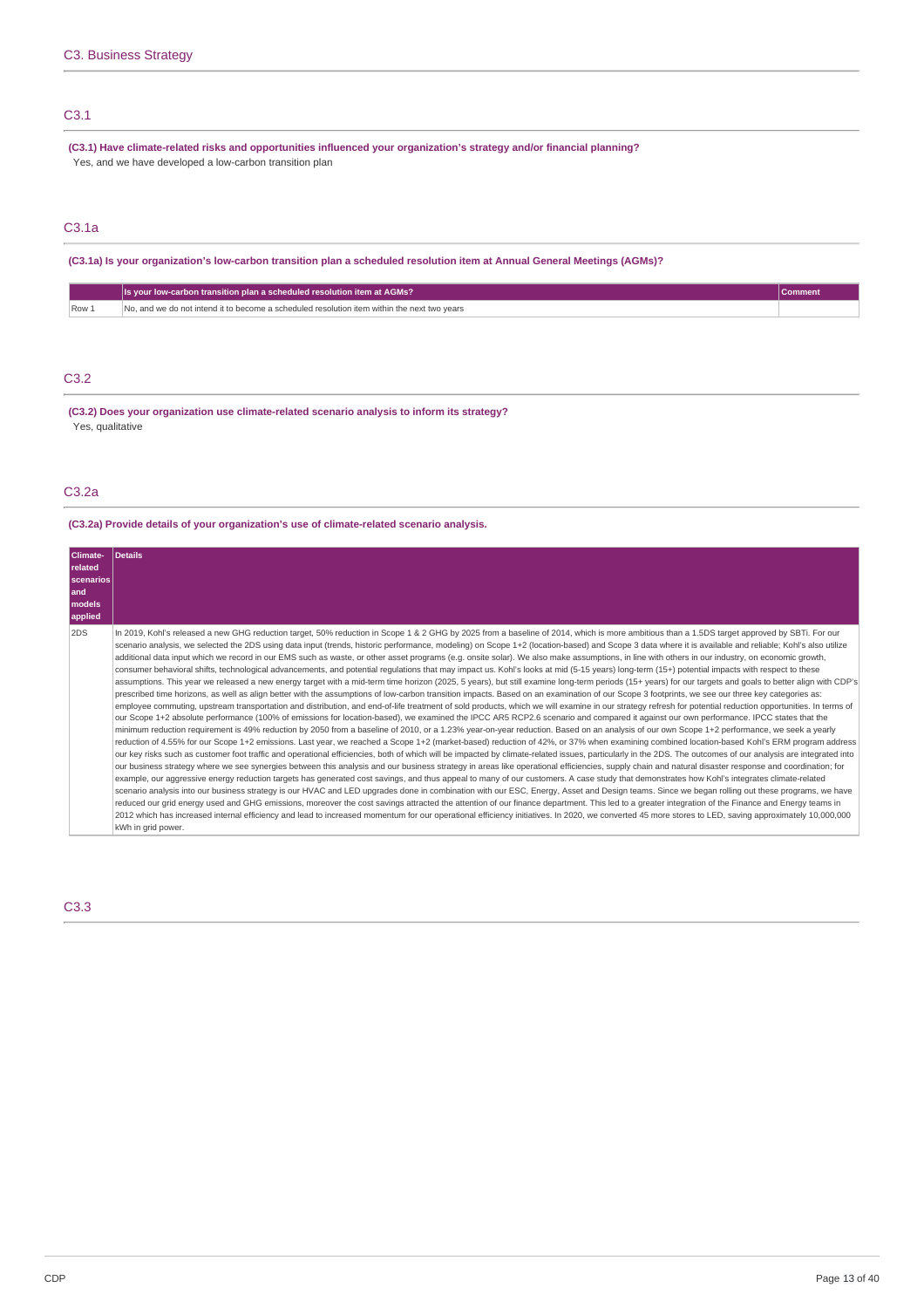## C3. Business Strategy

### C3.1

**(C3.1) Have climate-related risks and opportunities influenced your organization's strategy and/or financial planning?**

Yes, and we have developed a low-carbon transition plan

### C3.1a

**(C3.1a) Is your organization's low-carbon transition plan a scheduled resolution item at Annual General Meetings (AGMs)?**

| | Is your low-carbon transition plan a scheduled resolution item at AGMs? | Comment |
|---|---|---|
| Row 1 | No, and we do not intend it to become a scheduled resolution item within the next two years | |

### C3.2

**(C3.2) Does your organization use climate-related scenario analysis to inform its strategy?**

Yes, qualitative

### C3.2a

**(C3.2a) Provide details of your organization's use of climate-related scenario analysis.**

| Climate-related scenarios and models applied | Details |
|---|---|
| 2DS | In 2019, Kohl's released a new GHG reduction target, 50% reduction in Scope 1 & 2 GHG by 2025 from a baseline of 2014, which is more ambitious than a 1.5DS target approved by SBTi. For our scenario analysis, we selected the 2DS using data input (trends, historic performance, modeling) on Scope 1+2 (location-based) and Scope 3 data where it is available and reliable; Kohl's also utilize additional data input which we record in our EMS such as waste, or other asset programs (e.g. onsite solar). We also make assumptions, in line with others in our industry, on economic growth, consumer behavioral shifts, technological advancements, and potential regulations that may impact us. Kohl's looks at mid (5-15 years) long-term (15+) potential impacts with respect to these assumptions. This year we released a new energy target with a mid-term time horizon (2025, 5 years), but still examine long-term periods (15+ years) for our targets and goals to better align with CDP's prescribed time horizons, as well as align better with the assumptions of low-carbon transition impacts. Based on an examination of our Scope 3 footprints, we see our three key categories as: employee commuting, upstream transportation and distribution, and end-of-life treatment of sold products, which we will examine in our strategy refresh for potential reduction opportunities. In terms of our Scope 1+2 absolute performance (100% of emissions for location-based), we examined the IPCC AR5 RCP2.6 scenario and compared it against our own performance. IPCC states that the minimum reduction requirement is 49% reduction by 2050 from a baseline of 2010, or a 1.23% year-on-year reduction. Based on an analysis of our own Scope 1+2 performance, we seek a yearly reduction of 4.55% for our Scope 1+2 emissions. Last year, we reached a Scope 1+2 (market-based) reduction of 42%, or 37% when examining combined location-based Kohl's ERM program address our key risks such as customer foot traffic and operational efficiencies, both of which will be impacted by climate-related issues, particularly in the 2DS. The outcomes of our analysis are integrated into our business strategy where we see synergies between this analysis and our business strategy in areas like operational efficiencies, supply chain and natural disaster response and coordination; for example, our aggressive energy reduction targets has generated cost savings, and thus appeal to many of our customers. A case study that demonstrates how Kohl's integrates climate-related scenario analysis into our business strategy is our HVAC and LED upgrades done in combination with our ESC, Energy, Asset and Design teams. Since we began rolling out these programs, we have reduced our grid energy used and GHG emissions, moreover the cost savings attracted the attention of our finance department. This led to a greater integration of the Finance and Energy teams in 2012 which has increased internal efficiency and lead to increased momentum for our operational efficiency initiatives. In 2020, we converted 45 more stores to LED, saving approximately 10,000,000 kWh in grid power. |

### C3.3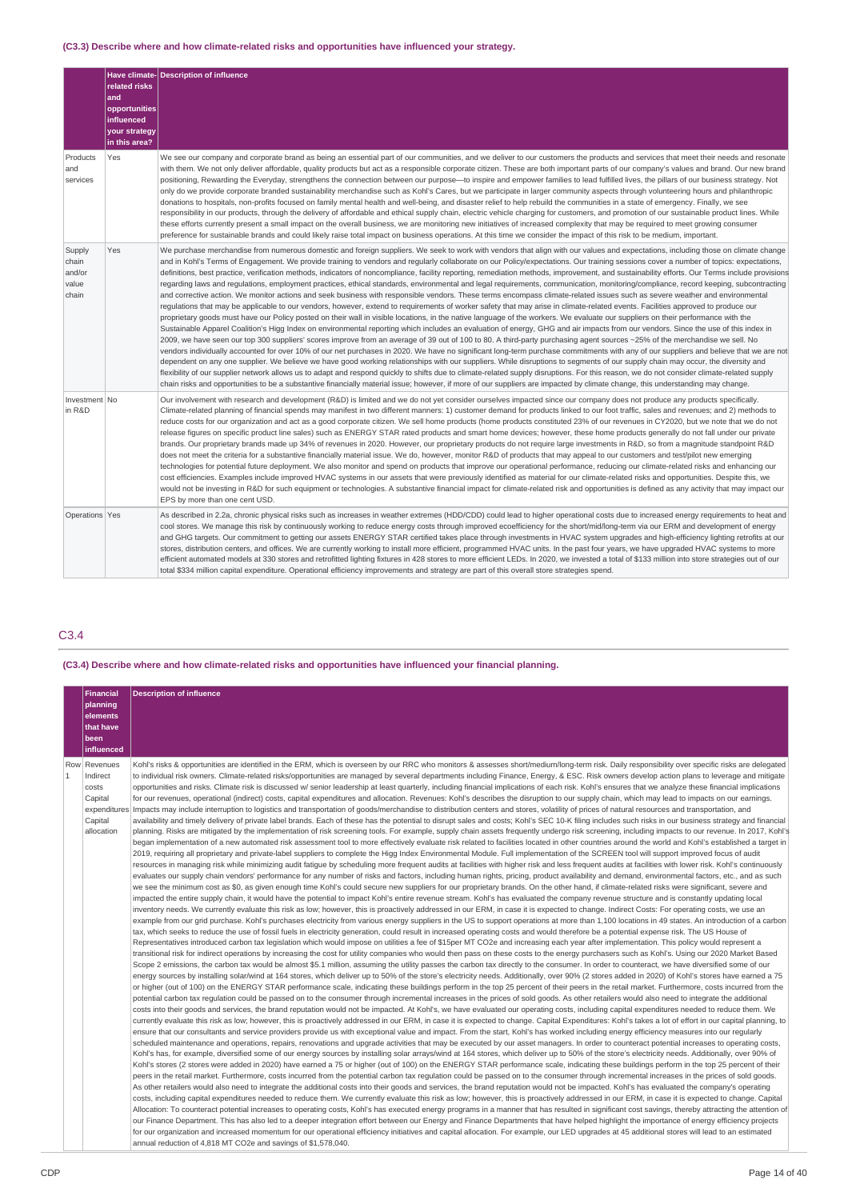### (C3.3) Describe where and how climate-related risks and opportunities have influenced your strategy.

| | Have climate-related risks and opportunities influenced your strategy in this area? | Description of influence |
|---|---|---|
| Products and services | Yes | We see our company and corporate brand as being an essential part of our communities, and we deliver to our customers the products and services that meet their needs and resonate with them. We not only deliver affordable, quality products but act as a responsible corporate citizen. These are both important parts of our company's values and brand. Our new brand positioning, Rewarding the Everyday, strengthens the connection between our purpose—to inspire and empower families to lead fulfilled lives, the pillars of our business strategy. Not only do we provide corporate branded sustainability merchandise such as Kohl's Cares, but we participate in larger community aspects through volunteering hours and philanthropic donations to hospitals, non-profits focused on family mental health and well-being, and disaster relief to help rebuild the communities in a state of emergency. Finally, we see responsibility in our products, through the delivery of affordable and ethical supply chain, electric vehicle charging for customers, and promotion of our sustainable product lines. While these efforts currently present a small impact on the overall business, we are monitoring new initiatives of increased complexity that may be required to meet growing consumer preference for sustainable brands and could likely raise total impact on business operations. At this time we consider the impact of this risk to be medium, important. |
| Supply chain and/or value chain | Yes | We purchase merchandise from numerous domestic and foreign suppliers. We seek to work with vendors that align with our values and expectations, including those on climate change and in Kohl's Terms of Engagement. We provide training to vendors and regularly collaborate on our Policy/expectations. Our training sessions cover a number of topics: expectations, definitions, best practice, verification methods, indicators of noncompliance, facility reporting, remediation methods, improvement, and sustainability efforts. Our Terms include provisions regarding laws and regulations, employment practices, ethical standards, environmental and legal requirements, communication, monitoring/compliance, record keeping, subcontracting and corrective action. We monitor actions and seek business with responsible vendors. These terms encompass climate-related issues such as severe weather and environmental regulations that may be applicable to our vendors, however, extend to requirements of worker safety that may arise in climate-related events. Facilities approved to produce our proprietary goods must have our Policy posted on their wall in visible locations, in the native language of the workers. We evaluate our suppliers on their performance with the Sustainable Apparel Coalition's Higg Index on environmental reporting which includes an evaluation of energy, GHG and air impacts from our vendors. Since the use of this index in 2009, we have seen our top 300 suppliers' scores improve from an average of 39 out of 100 to 80. A third-party purchasing agent sources ~25% of the merchandise we sell. No vendors individually accounted for over 10% of our net purchases in 2020. We have no significant long-term purchase commitments with any of our suppliers and believe that we are not dependent on any one supplier. We believe we have good working relationships with our suppliers. While disruptions to segments of our supply chain may occur, the diversity and flexibility of our supplier network allows us to adapt and respond quickly to shifts due to climate-related supply disruptions. For this reason, we do not consider climate-related supply chain risks and opportunities to be a substantive financially material issue; however, if more of our suppliers are impacted by climate change, this understanding may change. |
| Investment in R&D | No | Our involvement with research and development (R&D) is limited and we do not yet consider ourselves impacted since our company does not produce any products specifically. Climate-related planning of financial spends may manifest in two different manners: 1) customer demand for products linked to our foot traffic, sales and revenues; and 2) methods to reduce costs for our organization and act as a good corporate citizen. We sell home products (home products constituted 23% of our revenues in CY2020, but we note that we do not release figures on specific product line sales) such as ENERGY STAR rated products and smart home devices; however, these home products generally do not fall under our private brands. Our proprietary brands made up 34% of revenues in 2020. However, our proprietary products do not require large investments in R&D, so from a magnitude standpoint R&D does not meet the criteria for a substantive financially material issue. We do, however, monitor R&D of products that may appeal to our customers and test/pilot new emerging technologies for potential future deployment. We also monitor and spend on products that improve our operational performance, reducing our climate-related risks and enhancing our cost efficiencies. Examples include improved HVAC systems in our assets that were previously identified as material for our climate-related risks and opportunities. Despite this, we would not be investing in R&D for such equipment or technologies. A substantive financial impact for climate-related risk and opportunities is defined as any activity that may impact our EPS by more than one cent USD. |
| Operations | Yes | As described in 2.2a, chronic physical risks such as increases in weather extremes (HDD/CDD) could lead to higher operational costs due to increased energy requirements to heat and cool stores. We manage this risk by continuously working to reduce energy costs through improved ecoefficiency for the short/mid/long-term via our ERM and development of energy and GHG targets. Our commitment to getting our assets ENERGY STAR certified takes place through investments in HVAC system upgrades and high-efficiency lighting retrofits at our stores, distribution centers, and offices. We are currently working to install more efficient, programmed HVAC units. In the past four years, we have upgraded HVAC systems to more efficient automated models at 330 stores and retrofitted lighting fixtures in 428 stores to more efficient LEDs. In 2020, we invested a total of $133 million into store strategies out of our total $334 million capital expenditure. Operational efficiency improvements and strategy are part of this overall store strategies spend. |

## C3.4

### (C3.4) Describe where and how climate-related risks and opportunities have influenced your financial planning.

| | Financial planning elements that have been influenced | Description of influence |
|---|---|---|
| Row 1 | Revenues<br>Indirect costs<br>Capital expenditures<br>Capital allocation | Kohl's risks & opportunities are identified in the ERM, which is overseen by our RRC who monitors & assesses short/medium/long-term risk. Daily responsibility over specific risks are delegated to individual risk owners. Climate-related risks/opportunities are managed by several departments including Finance, Energy, & ESC. Risk owners develop action plans to leverage and mitigate opportunities and risks. Climate risk is discussed w/ senior leadership at least quarterly, including financial implications of each risk. Kohl's ensures that we analyze these financial implications for our revenues, operational (indirect) costs, capital expenditures and allocation. Revenues: Kohl's describes the disruption to our supply chain, which may lead to impacts on our earnings. Impacts may include interruption to logistics and transportation of goods/merchandise to distribution centers and stores, volatility of prices of natural resources and transportation, and availability and timely delivery of private label brands. Each of these has the potential to disrupt sales and costs; Kohl's SEC 10-K filing includes such risks in our business strategy and financial planning. Risks are mitigated by the implementation of risk screening tools. For example, supply chain assets frequently undergo risk screening, including impacts to our revenue. In 2017, Kohl's began implementation of a new automated risk assessment tool to more effectively evaluate risk related to facilities located in other countries around the world and Kohl's established a target in 2019, requiring all proprietary and private-label suppliers to complete the Higg Index Environmental Module. Full implementation of the SCREEN tool will support improved focus of audit resources in managing risk while minimizing audit fatigue by scheduling more frequent audits at facilities with higher risk and less frequent audits at facilities with lower risk. Kohl's continuously evaluates our supply chain vendors' performance for any number of risks and factors, including human rights, pricing, product availability and demand, environmental factors, etc., and as such we see the minimum cost as $0, as given enough time Kohl's could secure new suppliers for our proprietary brands. On the other hand, if climate-related risks were significant, severe and impacted the entire supply chain, it would have the potential to impact Kohl's entire revenue stream. Kohl's has evaluated the company revenue structure and is constantly updating local inventory needs. We currently evaluate this risk as low; however, this is proactively addressed in our ERM, in case it is expected to change. Indirect Costs: For operating costs, we use an example from our grid purchase. Kohl's purchases electricity from various energy suppliers in the US to support operations at more than 1,100 locations in 49 states. An introduction of a carbon tax, which seeks to reduce the use of fossil fuels in electricity generation, could result in increased operating costs and would therefore be a potential expense risk. The US House of Representatives introduced carbon tax legislation which would impose on utilities a fee of $15per MT CO2e and increasing each year after implementation. This policy would represent a transitional risk for indirect operations by increasing the cost for utility companies who would then pass on these costs to the energy purchasers such as Kohl's. Using our 2020 Market Based Scope 2 emissions, the carbon tax would be almost $5.1 million, assuming the utility passes the carbon tax directly to the consumer. In order to counteract, we have diversified some of our energy sources by installing solar/wind at 164 stores, which deliver up to 50% of the store's electricity needs. Additionally, over 90% (2 stores added in 2020) of Kohl's stores have earned a 75 or higher (out of 100) on the ENERGY STAR performance scale, indicating these buildings perform in the top 25 percent of their peers in the retail market. Furthermore, costs incurred from the potential carbon tax regulation could be passed on to the consumer through incremental increases in the prices of sold goods. As other retailers would also need to integrate the additional costs into their goods and services, the brand reputation would not be impacted. At Kohl's, we have evaluated our operating costs, including capital expenditures needed to reduce them. We currently evaluate this risk as low; however, this is proactively addressed in our ERM, in case it is expected to change. Capital Expenditures: Kohl's takes a lot of effort in our capital planning, to ensure that our consultants and service providers provide us with exceptional value and impact. From the start, Kohl's has worked including energy efficiency measures into our regularly scheduled maintenance and operations, repairs, renovations and upgrade activities that may be executed by our asset managers. In order to counteract potential increases to operating costs, Kohl's has, for example, diversified some of our energy sources by installing solar arrays/wind at 164 stores, which deliver up to 50% of the store's electricity needs. Additionally, over 90% of Kohl's stores (2 stores were added in 2020) have earned a 75 or higher (out of 100) on the ENERGY STAR performance scale, indicating these buildings perform in the top 25 percent of their peers in the retail market. Furthermore, costs incurred from the potential carbon tax regulation could be passed on to the consumer through incremental increases in the prices of sold goods. As other retailers would also need to integrate the additional costs into their goods and services, the brand reputation would not be impacted. Kohl's has evaluated the company's operating costs, including capital expenditures needed to reduce them. We currently evaluate this risk as low; however, this is proactively addressed in our ERM, in case it is expected to change. Capital Allocation: To counteract potential increases to operating costs, Kohl's has executed energy programs in a manner that has resulted in significant cost savings, thereby attracting the attention of our Finance Department. This has also led to a deeper integration effort between our Energy and Finance Departments that have helped highlight the importance of energy efficiency projects for our organization and increased momentum for our operational efficiency initiatives and capital allocation. For example, our LED upgrades at 45 additional stores will lead to an estimated annual reduction of 4,818 MT CO2e and savings of $1,578,040. |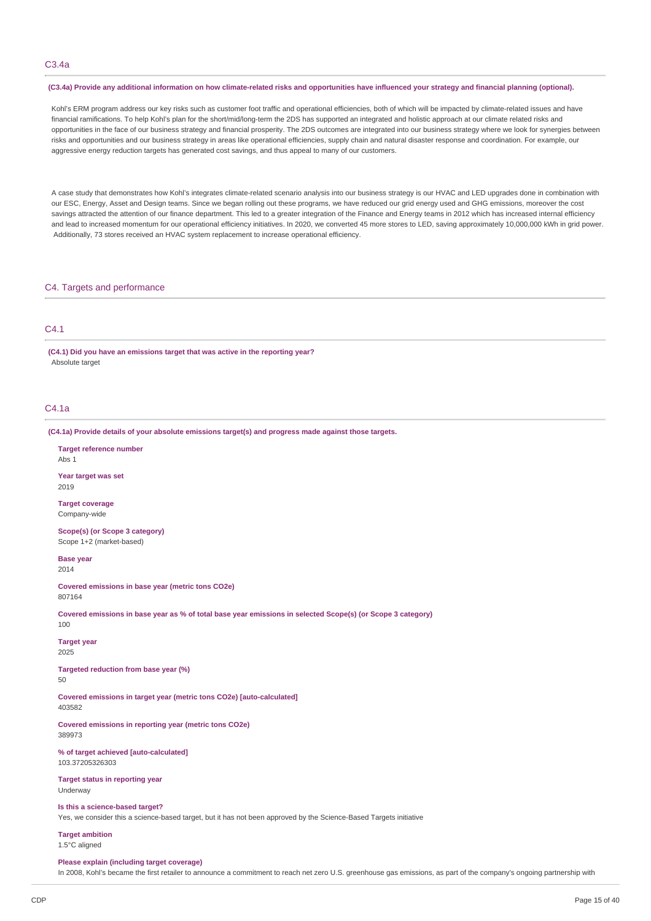## C3.4a

**(C3.4a) Provide any additional information on how climate-related risks and opportunities have influenced your strategy and financial planning (optional).**

Kohl's ERM program address our key risks such as customer foot traffic and operational efficiencies, both of which will be impacted by climate-related issues and have financial ramifications. To help Kohl's plan for the short/mid/long-term the 2DS has supported an integrated and holistic approach at our climate related risks and opportunities in the face of our business strategy and financial prosperity. The 2DS outcomes are integrated into our business strategy where we look for synergies between risks and opportunities and our business strategy in areas like operational efficiencies, supply chain and natural disaster response and coordination. For example, our aggressive energy reduction targets has generated cost savings, and thus appeal to many of our customers.

A case study that demonstrates how Kohl's integrates climate-related scenario analysis into our business strategy is our HVAC and LED upgrades done in combination with our ESC, Energy, Asset and Design teams. Since we began rolling out these programs, we have reduced our grid energy used and GHG emissions, moreover the cost savings attracted the attention of our finance department. This led to a greater integration of the Finance and Energy teams in 2012 which has increased internal efficiency and lead to increased momentum for our operational efficiency initiatives. In 2020, we converted 45 more stores to LED, saving approximately 10,000,000 kWh in grid power. Additionally, 73 stores received an HVAC system replacement to increase operational efficiency.

# C4. Targets and performance

## C4.1

**(C4.1) Did you have an emissions target that was active in the reporting year?**

Absolute target

## C4.1a

**(C4.1a) Provide details of your absolute emissions target(s) and progress made against those targets.**

**Target reference number**
Abs 1

**Year target was set**
2019

**Target coverage**
Company-wide

**Scope(s) (or Scope 3 category)**
Scope 1+2 (market-based)

**Base year**
2014

**Covered emissions in base year (metric tons CO2e)**
807164

**Covered emissions in base year as % of total base year emissions in selected Scope(s) (or Scope 3 category)**
100

**Target year**
2025

**Targeted reduction from base year (%)**
50

**Covered emissions in target year (metric tons CO2e) [auto-calculated]**
403582

**Covered emissions in reporting year (metric tons CO2e)**
389973

**% of target achieved [auto-calculated]**
103.37205326303

**Target status in reporting year**
Underway

**Is this a science-based target?**
Yes, we consider this a science-based target, but it has not been approved by the Science-Based Targets initiative

**Target ambition**
1.5°C aligned

**Please explain (including target coverage)**
In 2008, Kohl's became the first retailer to announce a commitment to reach net zero U.S. greenhouse gas emissions, as part of the company's ongoing partnership with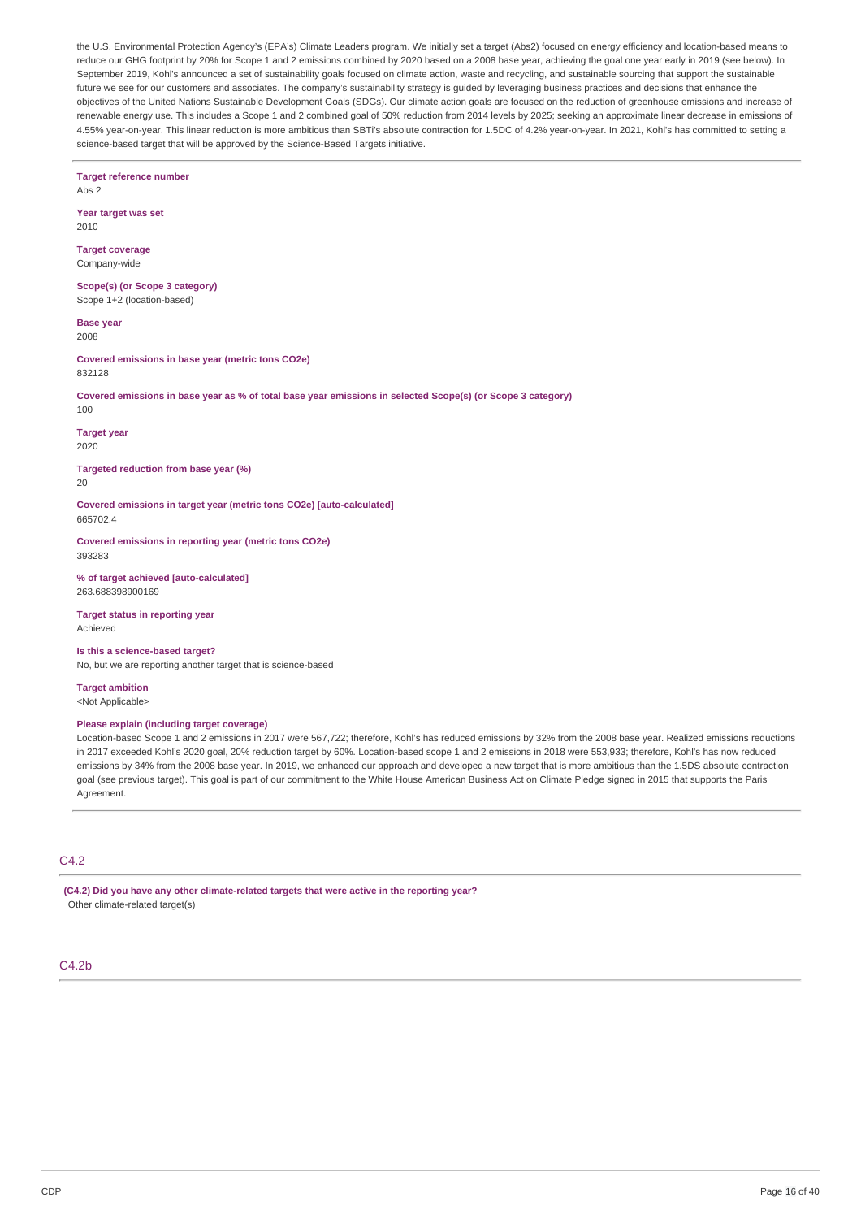the U.S. Environmental Protection Agency's (EPA's) Climate Leaders program. We initially set a target (Abs2) focused on energy efficiency and location-based means to reduce our GHG footprint by 20% for Scope 1 and 2 emissions combined by 2020 based on a 2008 base year, achieving the goal one year early in 2019 (see below). In September 2019, Kohl's announced a set of sustainability goals focused on climate action, waste and recycling, and sustainable sourcing that support the sustainable future we see for our customers and associates. The company's sustainability strategy is guided by leveraging business practices and decisions that enhance the objectives of the United Nations Sustainable Development Goals (SDGs). Our climate action goals are focused on the reduction of greenhouse emissions and increase of renewable energy use. This includes a Scope 1 and 2 combined goal of 50% reduction from 2014 levels by 2025; seeking an approximate linear decrease in emissions of 4.55% year-on-year. This linear reduction is more ambitious than SBTi's absolute contraction for 1.5DC of 4.2% year-on-year. In 2021, Kohl's has committed to setting a science-based target that will be approved by the Science-Based Targets initiative.

**Target reference number**
Abs 2

**Year target was set**
2010

**Target coverage**
Company-wide

**Scope(s) (or Scope 3 category)**
Scope 1+2 (location-based)

**Base year**
2008

**Covered emissions in base year (metric tons CO2e)**
832128

**Covered emissions in base year as % of total base year emissions in selected Scope(s) (or Scope 3 category)**
100

**Target year**
2020

**Targeted reduction from base year (%)**
20

**Covered emissions in target year (metric tons CO2e) [auto-calculated]**
665702.4

**Covered emissions in reporting year (metric tons CO2e)**
393283

**% of target achieved [auto-calculated]**
263.688398900169

**Target status in reporting year**
Achieved

**Is this a science-based target?**
No, but we are reporting another target that is science-based

**Target ambition**
<Not Applicable>

**Please explain (including target coverage)**
Location-based Scope 1 and 2 emissions in 2017 were 567,722; therefore, Kohl's has reduced emissions by 32% from the 2008 base year. Realized emissions reductions in 2017 exceeded Kohl's 2020 goal, 20% reduction target by 60%. Location-based scope 1 and 2 emissions in 2018 were 553,933; therefore, Kohl's has now reduced emissions by 34% from the 2008 base year. In 2019, we enhanced our approach and developed a new target that is more ambitious than the 1.5DS absolute contraction goal (see previous target). This goal is part of our commitment to the White House American Business Act on Climate Pledge signed in 2015 that supports the Paris Agreement.

## C4.2

**(C4.2) Did you have any other climate-related targets that were active in the reporting year?**
Other climate-related target(s)

## C4.2b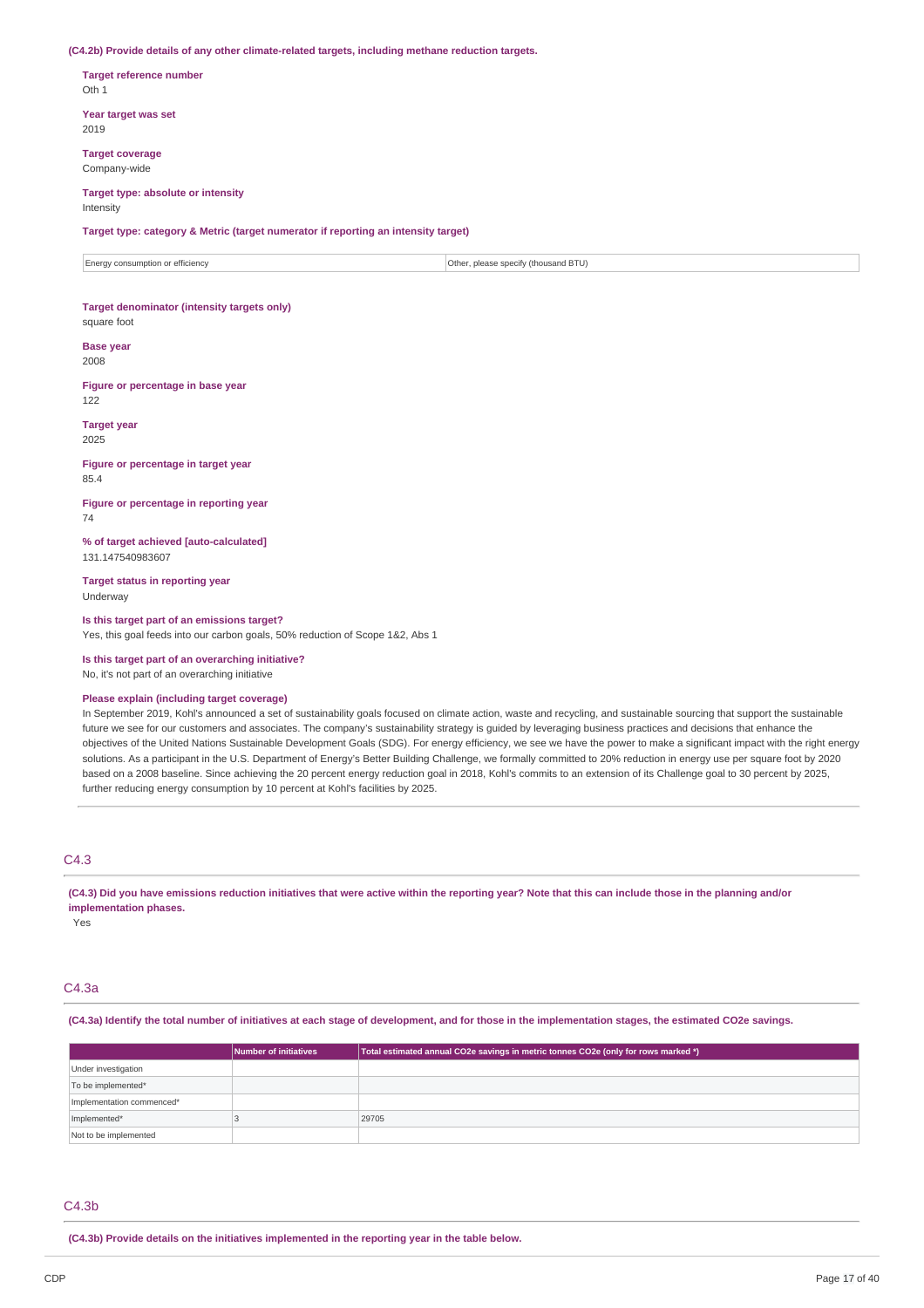**(C4.2b) Provide details of any other climate-related targets, including methane reduction targets.**

**Target reference number**
Oth 1

**Year target was set**
2019

**Target coverage**
Company-wide

**Target type: absolute or intensity**
Intensity

**Target type: category & Metric (target numerator if reporting an intensity target)**

| Energy consumption or efficiency | Other, please specify (thousand BTU) |
|---|---|

**Target denominator (intensity targets only)**
square foot

**Base year**
2008

**Figure or percentage in base year**
122

**Target year**
2025

**Figure or percentage in target year**
85.4

**Figure or percentage in reporting year**
74

**% of target achieved [auto-calculated]**
131.147540983607

**Target status in reporting year**
Underway

**Is this target part of an emissions target?**
Yes, this goal feeds into our carbon goals, 50% reduction of Scope 1&2, Abs 1

**Is this target part of an overarching initiative?**
No, it's not part of an overarching initiative

**Please explain (including target coverage)**
In September 2019, Kohl's announced a set of sustainability goals focused on climate action, waste and recycling, and sustainable sourcing that support the sustainable future we see for our customers and associates. The company's sustainability strategy is guided by leveraging business practices and decisions that enhance the objectives of the United Nations Sustainable Development Goals (SDG). For energy efficiency, we see we have the power to make a significant impact with the right energy solutions. As a participant in the U.S. Department of Energy's Better Building Challenge, we formally committed to 20% reduction in energy use per square foot by 2020 based on a 2008 baseline. Since achieving the 20 percent energy reduction goal in 2018, Kohl's commits to an extension of its Challenge goal to 30 percent by 2025, further reducing energy consumption by 10 percent at Kohl's facilities by 2025.

## C4.3

**(C4.3) Did you have emissions reduction initiatives that were active within the reporting year? Note that this can include those in the planning and/or implementation phases.**
Yes

## C4.3a

**(C4.3a) Identify the total number of initiatives at each stage of development, and for those in the implementation stages, the estimated CO2e savings.**

| | Number of initiatives | Total estimated annual CO2e savings in metric tonnes CO2e (only for rows marked *) |
|---|---|---|
| Under investigation | | |
| To be implemented* | | |
| Implementation commenced* | | |
| Implemented* | 3 | 29705 |
| Not to be implemented | | |

## C4.3b

**(C4.3b) Provide details on the initiatives implemented in the reporting year in the table below.**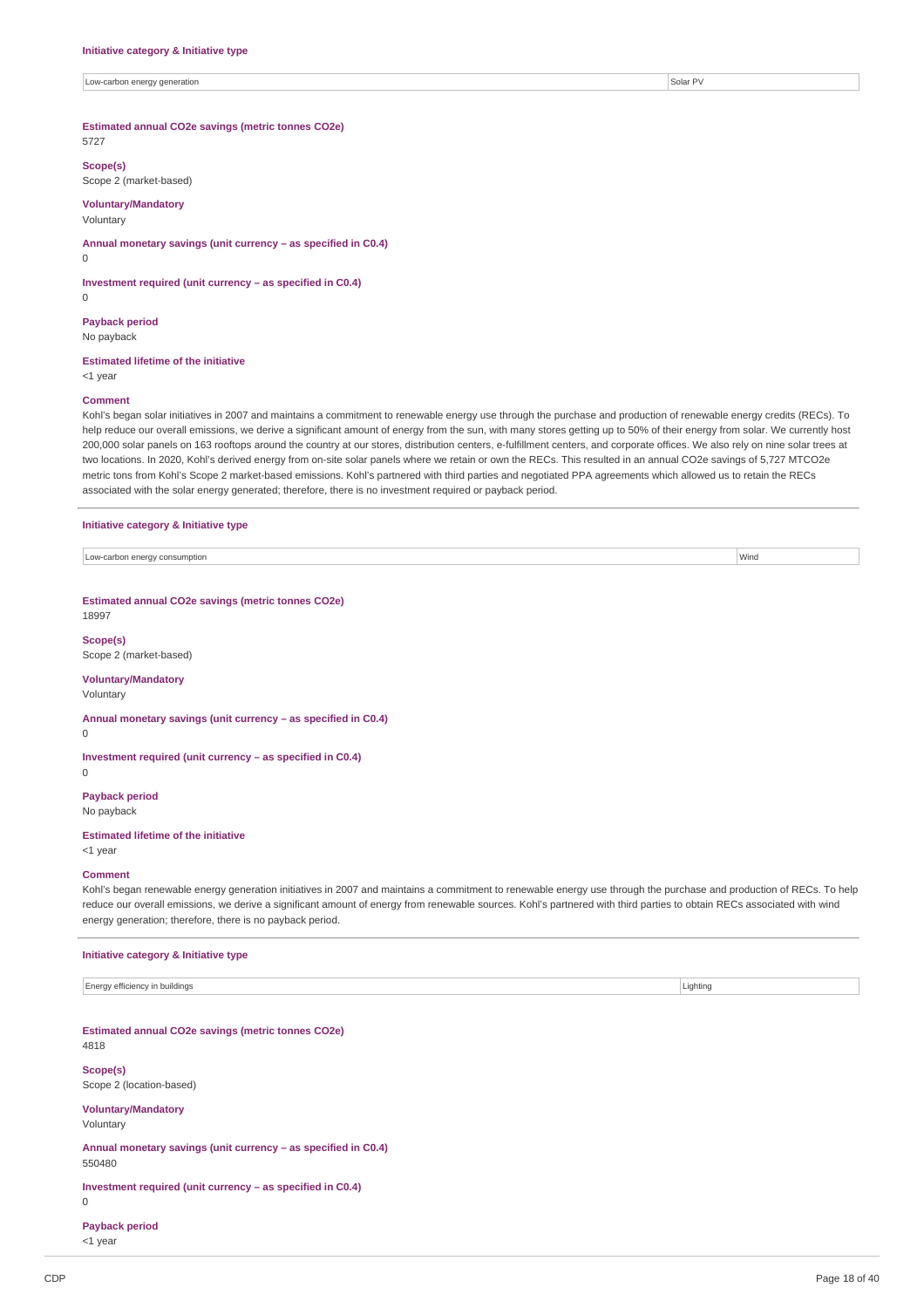**Initiative category & Initiative type**

| Low-carbon energy generation | Solar PV |
|---|---|

**Estimated annual CO2e savings (metric tonnes CO2e)**
5727

**Scope(s)**
Scope 2 (market-based)

**Voluntary/Mandatory**
Voluntary

**Annual monetary savings (unit currency – as specified in C0.4)**
0

**Investment required (unit currency – as specified in C0.4)**
0

**Payback period**
No payback

**Estimated lifetime of the initiative**
<1 year

**Comment**
Kohl's began solar initiatives in 2007 and maintains a commitment to renewable energy use through the purchase and production of renewable energy credits (RECs). To help reduce our overall emissions, we derive a significant amount of energy from the sun, with many stores getting up to 50% of their energy from solar. We currently host 200,000 solar panels on 163 rooftops around the country at our stores, distribution centers, e-fulfillment centers, and corporate offices. We also rely on nine solar trees at two locations. In 2020, Kohl's derived energy from on-site solar panels where we retain or own the RECs. This resulted in an annual CO2e savings of 5,727 MTCO2e metric tons from Kohl's Scope 2 market-based emissions. Kohl's partnered with third parties and negotiated PPA agreements which allowed us to retain the RECs associated with the solar energy generated; therefore, there is no investment required or payback period.

**Initiative category & Initiative type**

| Low-carbon energy consumption | Wind |
|---|---|

**Estimated annual CO2e savings (metric tonnes CO2e)**
18997

**Scope(s)**
Scope 2 (market-based)

**Voluntary/Mandatory**
Voluntary

**Annual monetary savings (unit currency – as specified in C0.4)**
0

**Investment required (unit currency – as specified in C0.4)**
0

**Payback period**
No payback

**Estimated lifetime of the initiative**
<1 year

**Comment**
Kohl's began renewable energy generation initiatives in 2007 and maintains a commitment to renewable energy use through the purchase and production of RECs. To help reduce our overall emissions, we derive a significant amount of energy from renewable sources. Kohl's partnered with third parties to obtain RECs associated with wind energy generation; therefore, there is no payback period.

**Initiative category & Initiative type**

| Energy efficiency in buildings | Lighting |
|---|---|

**Estimated annual CO2e savings (metric tonnes CO2e)**
4818

**Scope(s)**
Scope 2 (location-based)

**Voluntary/Mandatory**
Voluntary

**Annual monetary savings (unit currency – as specified in C0.4)**
550480

**Investment required (unit currency – as specified in C0.4)**
0

**Payback period**
<1 year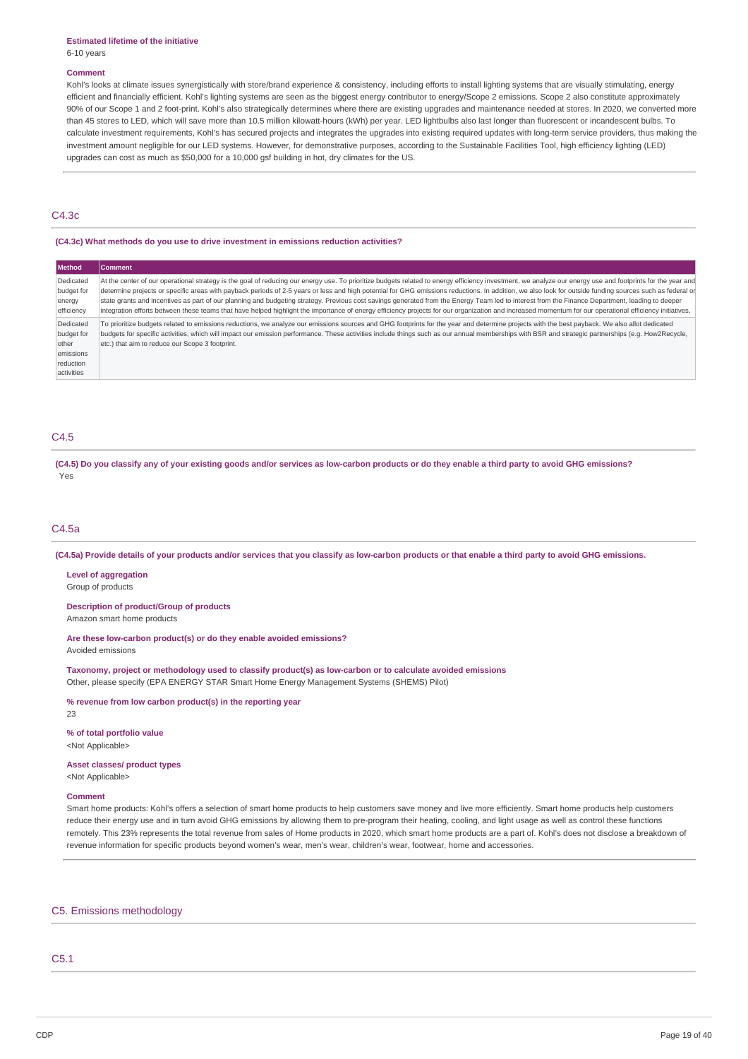**Estimated lifetime of the initiative**
6-10 years

**Comment**
Kohl's looks at climate issues synergistically with store/brand experience & consistency, including efforts to install lighting systems that are visually stimulating, energy efficient and financially efficient. Kohl's lighting systems are seen as the biggest energy contributor to energy/Scope 2 emissions. Scope 2 also constitute approximately 90% of our Scope 1 and 2 foot-print. Kohl's also strategically determines where there are existing upgrades and maintenance needed at stores. In 2020, we converted more than 45 stores to LED, which will save more than 10.5 million kilowatt-hours (kWh) per year. LED lightbulbs also last longer than fluorescent or incandescent bulbs. To calculate investment requirements, Kohl's has secured projects and integrates the upgrades into existing required updates with long-term service providers, thus making the investment amount negligible for our LED systems. However, for demonstrative purposes, according to the Sustainable Facilities Tool, high efficiency lighting (LED) upgrades can cost as much as $50,000 for a 10,000 gsf building in hot, dry climates for the US.

## C4.3c

**(C4.3c) What methods do you use to drive investment in emissions reduction activities?**

| Method | Comment |
|---|---|
| Dedicated budget for energy efficiency | At the center of our operational strategy is the goal of reducing our energy use. To prioritize budgets related to energy efficiency investment, we analyze our energy use and footprints for the year and determine projects or specific areas with payback periods of 2-5 years or less and high potential for GHG emissions reductions. In addition, we also look for outside funding sources such as federal or state grants and incentives as part of our planning and budgeting strategy. Previous cost savings generated from the Energy Team led to interest from the Finance Department, leading to deeper integration efforts between these teams that have helped highlight the importance of energy efficiency projects for our organization and increased momentum for our operational efficiency initiatives. |
| Dedicated budget for other emissions reduction activities | To prioritize budgets related to emissions reductions, we analyze our emissions sources and GHG footprints for the year and determine projects with the best payback. We also allot dedicated budgets for specific activities, which will impact our emission performance. These activities include things such as our annual memberships with BSR and strategic partnerships (e.g. How2Recycle, etc.) that aim to reduce our Scope 3 footprint. |

## C4.5

**(C4.5) Do you classify any of your existing goods and/or services as low-carbon products or do they enable a third party to avoid GHG emissions?**
Yes

## C4.5a

**(C4.5a) Provide details of your products and/or services that you classify as low-carbon products or that enable a third party to avoid GHG emissions.**

**Level of aggregation**
Group of products

**Description of product/Group of products**
Amazon smart home products

**Are these low-carbon product(s) or do they enable avoided emissions?**
Avoided emissions

**Taxonomy, project or methodology used to classify product(s) as low-carbon or to calculate avoided emissions**
Other, please specify (EPA ENERGY STAR Smart Home Energy Management Systems (SHEMS) Pilot)

**% revenue from low carbon product(s) in the reporting year**
23

**% of total portfolio value**
<Not Applicable>

**Asset classes/ product types**
<Not Applicable>

**Comment**
Smart home products: Kohl's offers a selection of smart home products to help customers save money and live more efficiently. Smart home products help customers reduce their energy use and in turn avoid GHG emissions by allowing them to pre-program their heating, cooling, and light usage as well as control these functions remotely. This 23% represents the total revenue from sales of Home products in 2020, which smart home products are a part of. Kohl's does not disclose a breakdown of revenue information for specific products beyond women's wear, men's wear, children's wear, footwear, home and accessories.

# C5. Emissions methodology

## C5.1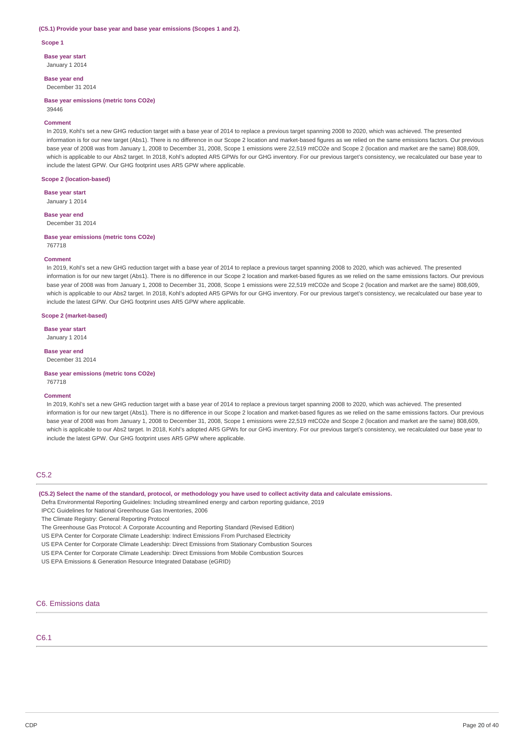**(C5.1) Provide your base year and base year emissions (Scopes 1 and 2).**

**Scope 1**

**Base year start**

January 1 2014

**Base year end**

December 31 2014

**Base year emissions (metric tons CO2e)**

39446

**Comment**

In 2019, Kohl's set a new GHG reduction target with a base year of 2014 to replace a previous target spanning 2008 to 2020, which was achieved. The presented information is for our new target (Abs1). There is no difference in our Scope 2 location and market-based figures as we relied on the same emissions factors. Our previous base year of 2008 was from January 1, 2008 to December 31, 2008, Scope 1 emissions were 22,519 mtCO2e and Scope 2 (location and market are the same) 808,609, which is applicable to our Abs2 target. In 2018, Kohl's adopted AR5 GPWs for our GHG inventory. For our previous target's consistency, we recalculated our base year to include the latest GPW. Our GHG footprint uses AR5 GPW where applicable.

**Scope 2 (location-based)**

**Base year start**

January 1 2014

**Base year end**

December 31 2014

**Base year emissions (metric tons CO2e)**

767718

**Comment**

In 2019, Kohl's set a new GHG reduction target with a base year of 2014 to replace a previous target spanning 2008 to 2020, which was achieved. The presented information is for our new target (Abs1). There is no difference in our Scope 2 location and market-based figures as we relied on the same emissions factors. Our previous base year of 2008 was from January 1, 2008 to December 31, 2008, Scope 1 emissions were 22,519 mtCO2e and Scope 2 (location and market are the same) 808,609, which is applicable to our Abs2 target. In 2018, Kohl's adopted AR5 GPWs for our GHG inventory. For our previous target's consistency, we recalculated our base year to include the latest GPW. Our GHG footprint uses AR5 GPW where applicable.

**Scope 2 (market-based)**

**Base year start**

January 1 2014

**Base year end**

December 31 2014

**Base year emissions (metric tons CO2e)**

767718

**Comment**

In 2019, Kohl's set a new GHG reduction target with a base year of 2014 to replace a previous target spanning 2008 to 2020, which was achieved. The presented information is for our new target (Abs1). There is no difference in our Scope 2 location and market-based figures as we relied on the same emissions factors. Our previous base year of 2008 was from January 1, 2008 to December 31, 2008, Scope 1 emissions were 22,519 mtCO2e and Scope 2 (location and market are the same) 808,609, which is applicable to our Abs2 target. In 2018, Kohl's adopted AR5 GPWs for our GHG inventory. For our previous target's consistency, we recalculated our base year to include the latest GPW. Our GHG footprint uses AR5 GPW where applicable.

## C5.2

**(C5.2) Select the name of the standard, protocol, or methodology you have used to collect activity data and calculate emissions.**

Defra Environmental Reporting Guidelines: Including streamlined energy and carbon reporting guidance, 2019

IPCC Guidelines for National Greenhouse Gas Inventories, 2006

The Climate Registry: General Reporting Protocol

The Greenhouse Gas Protocol: A Corporate Accounting and Reporting Standard (Revised Edition)

US EPA Center for Corporate Climate Leadership: Indirect Emissions From Purchased Electricity

US EPA Center for Corporate Climate Leadership: Direct Emissions from Stationary Combustion Sources

US EPA Center for Corporate Climate Leadership: Direct Emissions from Mobile Combustion Sources

US EPA Emissions & Generation Resource Integrated Database (eGRID)

# C6. Emissions data

## C6.1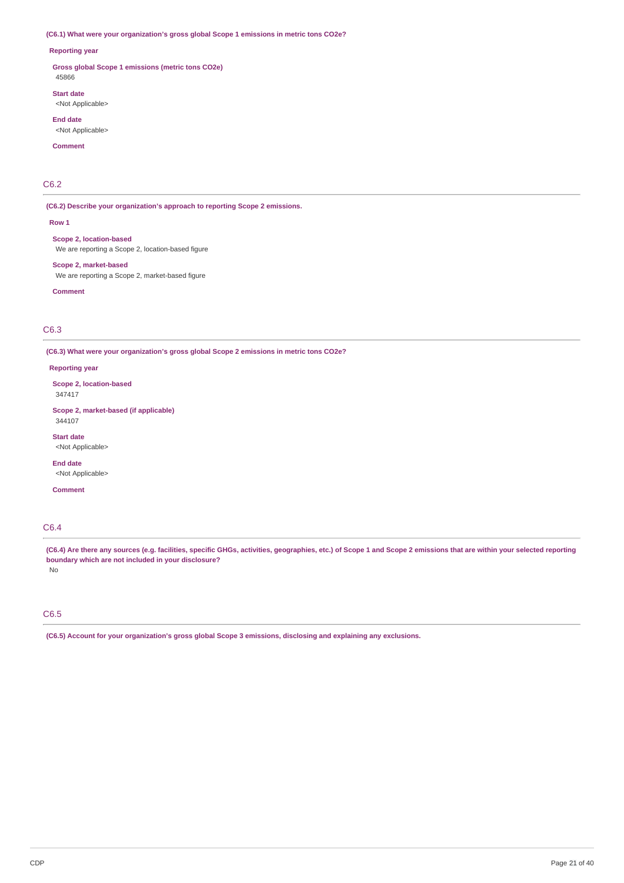**(C6.1) What were your organization's gross global Scope 1 emissions in metric tons CO2e?**

**Reporting year**

**Gross global Scope 1 emissions (metric tons CO2e)**
45866

**Start date**
<Not Applicable>

**End date**
<Not Applicable>

**Comment**

## C6.2

**(C6.2) Describe your organization's approach to reporting Scope 2 emissions.**

**Row 1**

**Scope 2, location-based**
We are reporting a Scope 2, location-based figure

**Scope 2, market-based**
We are reporting a Scope 2, market-based figure

**Comment**

## C6.3

**(C6.3) What were your organization's gross global Scope 2 emissions in metric tons CO2e?**

**Reporting year**

**Scope 2, location-based**
347417

**Scope 2, market-based (if applicable)**
344107

**Start date**
<Not Applicable>

**End date**
<Not Applicable>

**Comment**

## C6.4

**(C6.4) Are there any sources (e.g. facilities, specific GHGs, activities, geographies, etc.) of Scope 1 and Scope 2 emissions that are within your selected reporting boundary which are not included in your disclosure?**
No

## C6.5

**(C6.5) Account for your organization's gross global Scope 3 emissions, disclosing and explaining any exclusions.**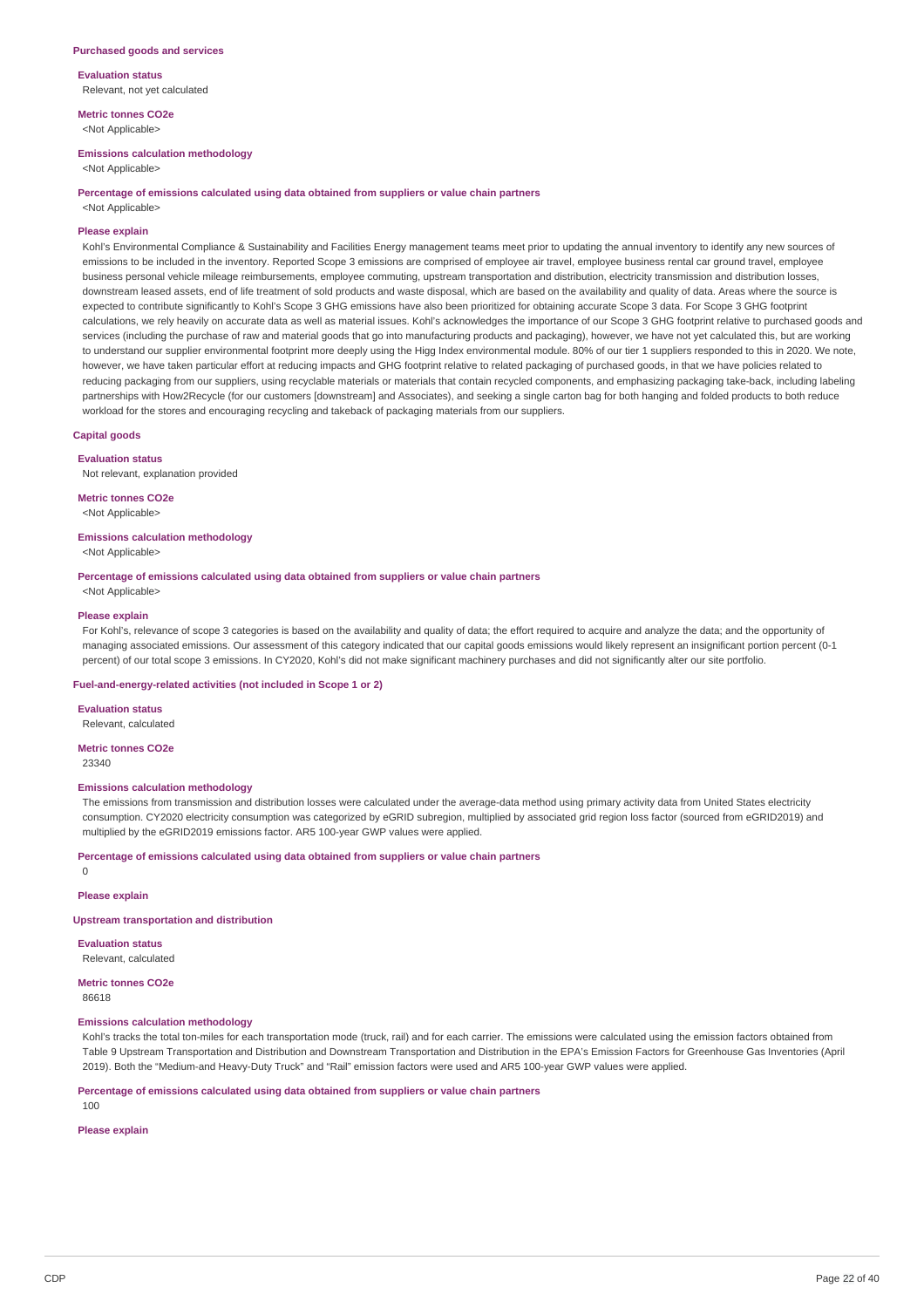### Purchased goods and services

**Evaluation status**

Relevant, not yet calculated

**Metric tonnes CO2e**

<Not Applicable>

**Emissions calculation methodology**

<Not Applicable>

**Percentage of emissions calculated using data obtained from suppliers or value chain partners**

<Not Applicable>

**Please explain**

Kohl's Environmental Compliance & Sustainability and Facilities Energy management teams meet prior to updating the annual inventory to identify any new sources of emissions to be included in the inventory. Reported Scope 3 emissions are comprised of employee air travel, employee business rental car ground travel, employee business personal vehicle mileage reimbursements, employee commuting, upstream transportation and distribution, electricity transmission and distribution losses, downstream leased assets, end of life treatment of sold products and waste disposal, which are based on the availability and quality of data. Areas where the source is expected to contribute significantly to Kohl's Scope 3 GHG emissions have also been prioritized for obtaining accurate Scope 3 data. For Scope 3 GHG footprint calculations, we rely heavily on accurate data as well as material issues. Kohl's acknowledges the importance of our Scope 3 GHG footprint relative to purchased goods and services (including the purchase of raw and material goods that go into manufacturing products and packaging), however, we have not yet calculated this, but are working to understand our supplier environmental footprint more deeply using the Higg Index environmental module. 80% of our tier 1 suppliers responded to this in 2020. We note, however, we have taken particular effort at reducing impacts and GHG footprint relative to related packaging of purchased goods, in that we have policies related to reducing packaging from our suppliers, using recyclable materials or materials that contain recycled components, and emphasizing packaging take-back, including labeling partnerships with How2Recycle (for our customers [downstream] and Associates), and seeking a single carton bag for both hanging and folded products to both reduce workload for the stores and encouraging recycling and takeback of packaging materials from our suppliers.

### Capital goods

**Evaluation status**

Not relevant, explanation provided

**Metric tonnes CO2e**

<Not Applicable>

**Emissions calculation methodology**

<Not Applicable>

**Percentage of emissions calculated using data obtained from suppliers or value chain partners**

<Not Applicable>

**Please explain**

For Kohl's, relevance of scope 3 categories is based on the availability and quality of data; the effort required to acquire and analyze the data; and the opportunity of managing associated emissions. Our assessment of this category indicated that our capital goods emissions would likely represent an insignificant portion percent (0-1 percent) of our total scope 3 emissions. In CY2020, Kohl's did not make significant machinery purchases and did not significantly alter our site portfolio.

### Fuel-and-energy-related activities (not included in Scope 1 or 2)

**Evaluation status**

Relevant, calculated

**Metric tonnes CO2e**

23340

**Emissions calculation methodology**

The emissions from transmission and distribution losses were calculated under the average-data method using primary activity data from United States electricity consumption. CY2020 electricity consumption was categorized by eGRID subregion, multiplied by associated grid region loss factor (sourced from eGRID2019) and multiplied by the eGRID2019 emissions factor. AR5 100-year GWP values were applied.

**Percentage of emissions calculated using data obtained from suppliers or value chain partners**

0

**Please explain**

### Upstream transportation and distribution

**Evaluation status**

Relevant, calculated

**Metric tonnes CO2e**

86618

**Emissions calculation methodology**

Kohl's tracks the total ton-miles for each transportation mode (truck, rail) and for each carrier. The emissions were calculated using the emission factors obtained from Table 9 Upstream Transportation and Distribution and Downstream Transportation and Distribution in the EPA's Emission Factors for Greenhouse Gas Inventories (April 2019). Both the "Medium-and Heavy-Duty Truck" and "Rail" emission factors were used and AR5 100-year GWP values were applied.

**Percentage of emissions calculated using data obtained from suppliers or value chain partners**

100

**Please explain**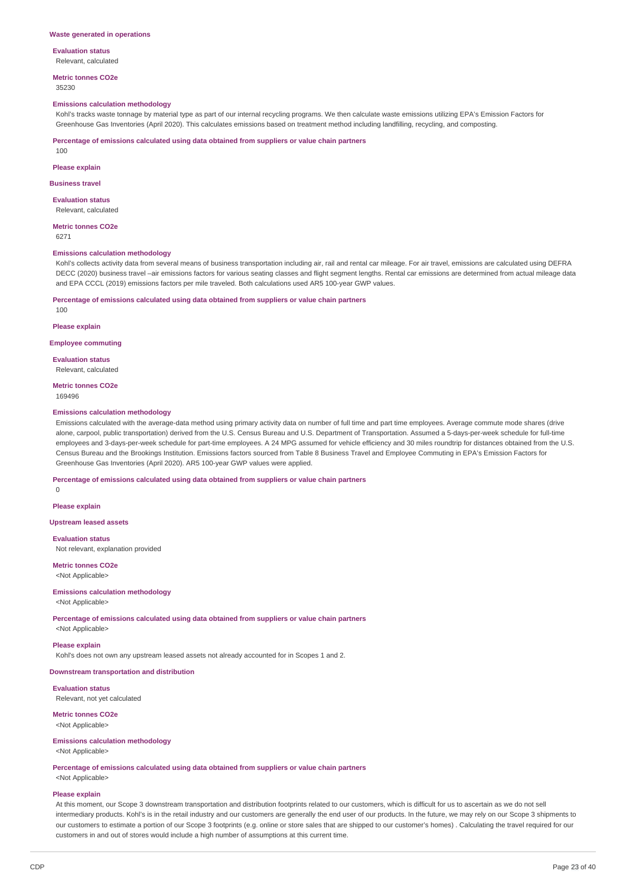### Waste generated in operations

**Evaluation status**

Relevant, calculated

**Metric tonnes CO2e**

35230

**Emissions calculation methodology**

Kohl's tracks waste tonnage by material type as part of our internal recycling programs. We then calculate waste emissions utilizing EPA's Emission Factors for Greenhouse Gas Inventories (April 2020). This calculates emissions based on treatment method including landfilling, recycling, and composting.

**Percentage of emissions calculated using data obtained from suppliers or value chain partners**

100

**Please explain**

### Business travel

**Evaluation status**

Relevant, calculated

**Metric tonnes CO2e**

6271

**Emissions calculation methodology**

Kohl's collects activity data from several means of business transportation including air, rail and rental car mileage. For air travel, emissions are calculated using DEFRA DECC (2020) business travel –air emissions factors for various seating classes and flight segment lengths. Rental car emissions are determined from actual mileage data and EPA CCCL (2019) emissions factors per mile traveled. Both calculations used AR5 100-year GWP values.

**Percentage of emissions calculated using data obtained from suppliers or value chain partners**

100

**Please explain**

### Employee commuting

**Evaluation status**

Relevant, calculated

**Metric tonnes CO2e**

169496

**Emissions calculation methodology**

Emissions calculated with the average-data method using primary activity data on number of full time and part time employees. Average commute mode shares (drive alone, carpool, public transportation) derived from the U.S. Census Bureau and U.S. Department of Transportation. Assumed a 5-days-per-week schedule for full-time employees and 3-days-per-week schedule for part-time employees. A 24 MPG assumed for vehicle efficiency and 30 miles roundtrip for distances obtained from the U.S. Census Bureau and the Brookings Institution. Emissions factors sourced from Table 8 Business Travel and Employee Commuting in EPA's Emission Factors for Greenhouse Gas Inventories (April 2020). AR5 100-year GWP values were applied.

**Percentage of emissions calculated using data obtained from suppliers or value chain partners**

0

**Please explain**

### Upstream leased assets

**Evaluation status**

Not relevant, explanation provided

**Metric tonnes CO2e**

<Not Applicable>

**Emissions calculation methodology**

<Not Applicable>

**Percentage of emissions calculated using data obtained from suppliers or value chain partners**

<Not Applicable>

**Please explain**

Kohl's does not own any upstream leased assets not already accounted for in Scopes 1 and 2.

### Downstream transportation and distribution

**Evaluation status**

Relevant, not yet calculated

**Metric tonnes CO2e**

<Not Applicable>

**Emissions calculation methodology**

<Not Applicable>

**Percentage of emissions calculated using data obtained from suppliers or value chain partners**

<Not Applicable>

**Please explain**

At this moment, our Scope 3 downstream transportation and distribution footprints related to our customers, which is difficult for us to ascertain as we do not sell intermediary products. Kohl's is in the retail industry and our customers are generally the end user of our products. In the future, we may rely on our Scope 3 shipments to our customers to estimate a portion of our Scope 3 footprints (e.g. online or store sales that are shipped to our customer's homes) . Calculating the travel required for our customers in and out of stores would include a high number of assumptions at this current time.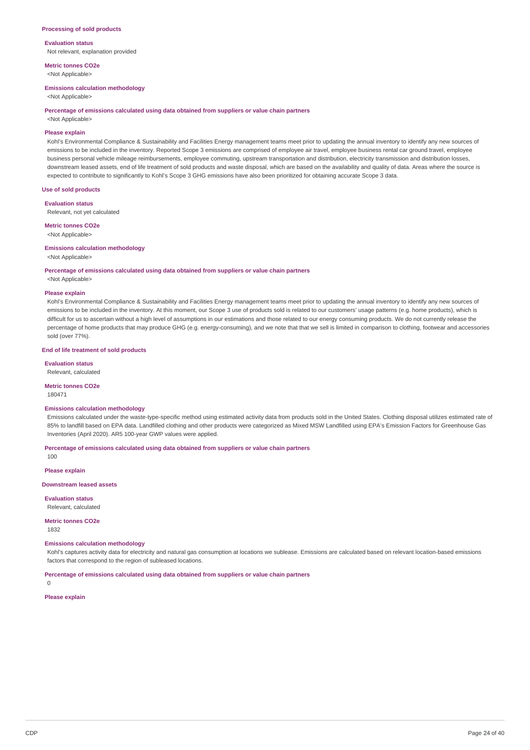### Processing of sold products

**Evaluation status**

Not relevant, explanation provided

**Metric tonnes CO2e**

<Not Applicable>

**Emissions calculation methodology**

<Not Applicable>

**Percentage of emissions calculated using data obtained from suppliers or value chain partners**

<Not Applicable>

**Please explain**

Kohl's Environmental Compliance & Sustainability and Facilities Energy management teams meet prior to updating the annual inventory to identify any new sources of emissions to be included in the inventory. Reported Scope 3 emissions are comprised of employee air travel, employee business rental car ground travel, employee business personal vehicle mileage reimbursements, employee commuting, upstream transportation and distribution, electricity transmission and distribution losses, downstream leased assets, end of life treatment of sold products and waste disposal, which are based on the availability and quality of data. Areas where the source is expected to contribute to significantly to Kohl's Scope 3 GHG emissions have also been prioritized for obtaining accurate Scope 3 data.

### Use of sold products

**Evaluation status**

Relevant, not yet calculated

**Metric tonnes CO2e**

<Not Applicable>

**Emissions calculation methodology**

<Not Applicable>

**Percentage of emissions calculated using data obtained from suppliers or value chain partners**

<Not Applicable>

**Please explain**

Kohl's Environmental Compliance & Sustainability and Facilities Energy management teams meet prior to updating the annual inventory to identify any new sources of emissions to be included in the inventory. At this moment, our Scope 3 use of products sold is related to our customers' usage patterns (e.g. home products), which is difficult for us to ascertain without a high level of assumptions in our estimations and those related to our energy consuming products. We do not currently release the percentage of home products that may produce GHG (e.g. energy-consuming), and we note that that we sell is limited in comparison to clothing, footwear and accessories sold (over 77%).

### End of life treatment of sold products

**Evaluation status**

Relevant, calculated

**Metric tonnes CO2e**

180471

**Emissions calculation methodology**

Emissions calculated under the waste-type-specific method using estimated activity data from products sold in the United States. Clothing disposal utilizes estimated rate of 85% to landfill based on EPA data. Landfilled clothing and other products were categorized as Mixed MSW Landfilled using EPA's Emission Factors for Greenhouse Gas Inventories (April 2020). AR5 100-year GWP values were applied.

**Percentage of emissions calculated using data obtained from suppliers or value chain partners**

100

**Please explain**

### Downstream leased assets

**Evaluation status**

Relevant, calculated

**Metric tonnes CO2e**

1832

**Emissions calculation methodology**

Kohl's captures activity data for electricity and natural gas consumption at locations we sublease. Emissions are calculated based on relevant location-based emissions factors that correspond to the region of subleased locations.

**Percentage of emissions calculated using data obtained from suppliers or value chain partners**

0

**Please explain**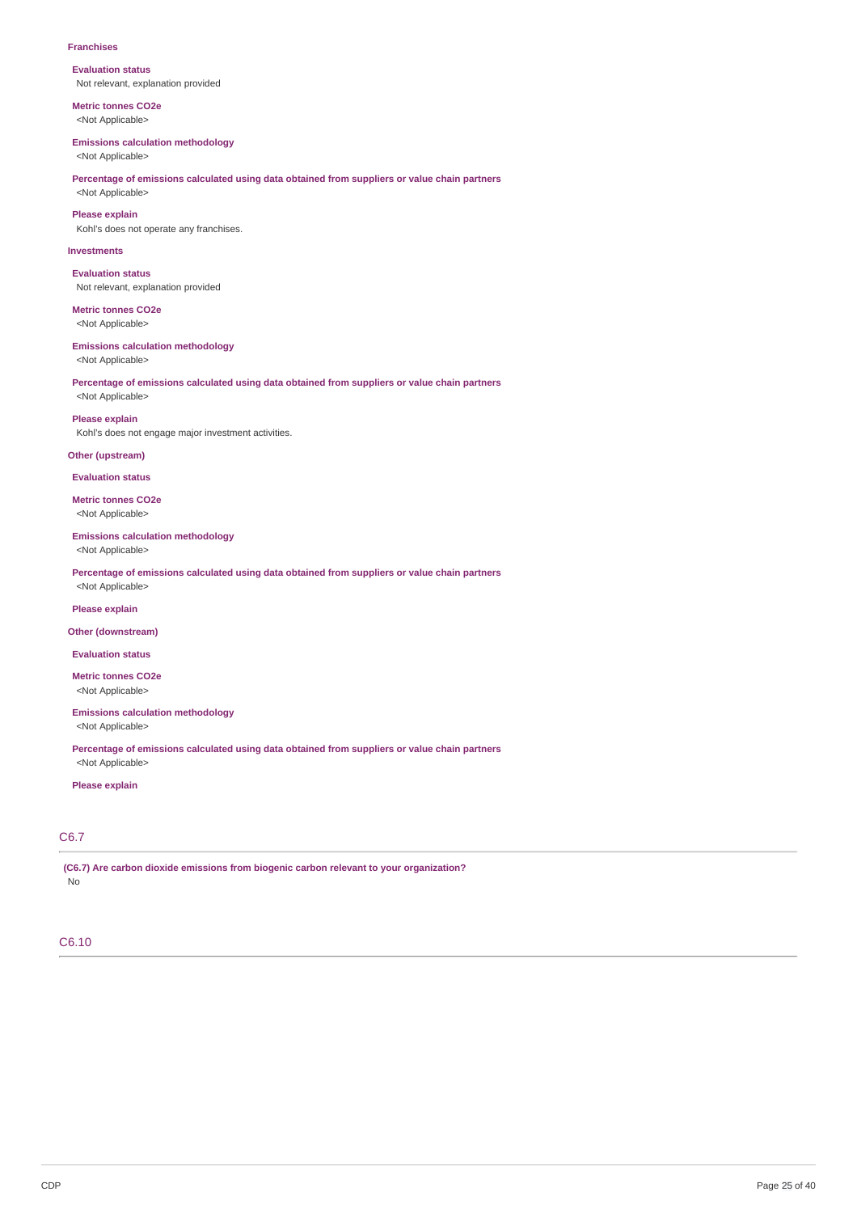**Franchises**

**Evaluation status**
Not relevant, explanation provided

**Metric tonnes CO2e**
<Not Applicable>

**Emissions calculation methodology**
<Not Applicable>

**Percentage of emissions calculated using data obtained from suppliers or value chain partners**
<Not Applicable>

**Please explain**
Kohl's does not operate any franchises.

**Investments**

**Evaluation status**
Not relevant, explanation provided

**Metric tonnes CO2e**
<Not Applicable>

**Emissions calculation methodology**
<Not Applicable>

**Percentage of emissions calculated using data obtained from suppliers or value chain partners**
<Not Applicable>

**Please explain**
Kohl's does not engage major investment activities.

**Other (upstream)**

**Evaluation status**

**Metric tonnes CO2e**
<Not Applicable>

**Emissions calculation methodology**
<Not Applicable>

**Percentage of emissions calculated using data obtained from suppliers or value chain partners**
<Not Applicable>

**Please explain**

**Other (downstream)**

**Evaluation status**

**Metric tonnes CO2e**
<Not Applicable>

**Emissions calculation methodology**
<Not Applicable>

**Percentage of emissions calculated using data obtained from suppliers or value chain partners**
<Not Applicable>

**Please explain**

## C6.7

**(C6.7) Are carbon dioxide emissions from biogenic carbon relevant to your organization?**
No

## C6.10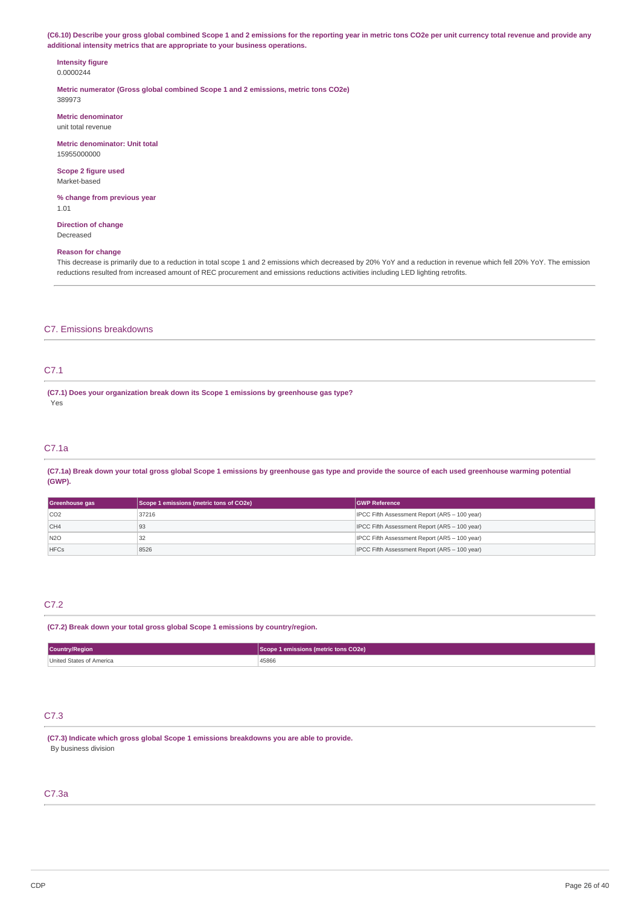**(C6.10) Describe your gross global combined Scope 1 and 2 emissions for the reporting year in metric tons CO2e per unit currency total revenue and provide any additional intensity metrics that are appropriate to your business operations.**

**Intensity figure**
0.0000244

**Metric numerator (Gross global combined Scope 1 and 2 emissions, metric tons CO2e)**
389973

**Metric denominator**
unit total revenue

**Metric denominator: Unit total**
15955000000

**Scope 2 figure used**
Market-based

**% change from previous year**
1.01

**Direction of change**
Decreased

**Reason for change**
This decrease is primarily due to a reduction in total scope 1 and 2 emissions which decreased by 20% YoY and a reduction in revenue which fell 20% YoY. The emission reductions resulted from increased amount of REC procurement and emissions reductions activities including LED lighting retrofits.

## C7. Emissions breakdowns

### C7.1

**(C7.1) Does your organization break down its Scope 1 emissions by greenhouse gas type?**
Yes

### C7.1a

**(C7.1a) Break down your total gross global Scope 1 emissions by greenhouse gas type and provide the source of each used greenhouse warming potential (GWP).**

| Greenhouse gas | Scope 1 emissions (metric tons of CO2e) | GWP Reference |
|---|---|---|
| CO2 | 37216 | IPCC Fifth Assessment Report (AR5 – 100 year) |
| CH4 | 93 | IPCC Fifth Assessment Report (AR5 – 100 year) |
| N2O | 32 | IPCC Fifth Assessment Report (AR5 – 100 year) |
| HFCs | 8526 | IPCC Fifth Assessment Report (AR5 – 100 year) |

### C7.2

**(C7.2) Break down your total gross global Scope 1 emissions by country/region.**

| Country/Region | Scope 1 emissions (metric tons CO2e) |
|---|---|
| United States of America | 45866 |

### C7.3

**(C7.3) Indicate which gross global Scope 1 emissions breakdowns you are able to provide.**
By business division

### C7.3a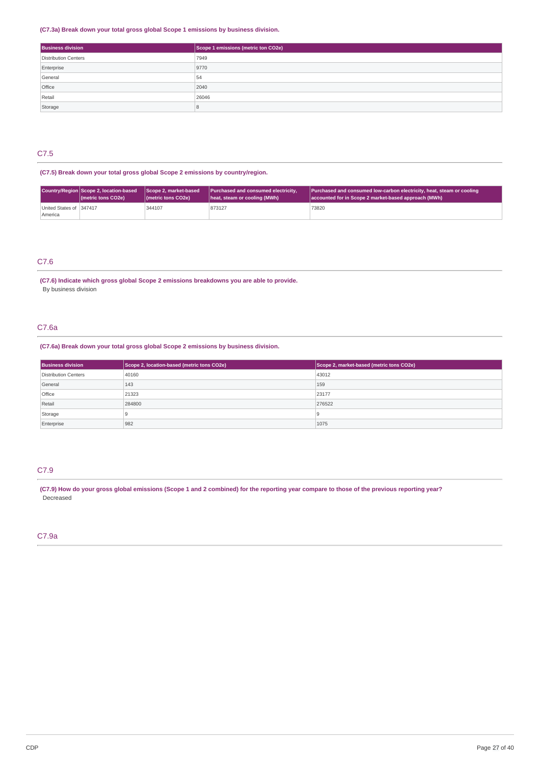**(C7.3a) Break down your total gross global Scope 1 emissions by business division.**

| Business division | Scope 1 emissions (metric ton CO2e) |
|---|---|
| Distribution Centers | 7949 |
| Enterprise | 9770 |
| General | 54 |
| Office | 2040 |
| Retail | 26046 |
| Storage | 8 |

## C7.5

**(C7.5) Break down your total gross global Scope 2 emissions by country/region.**

| Country/Region | Scope 2, location-based (metric tons CO2e) | Scope 2, market-based (metric tons CO2e) | Purchased and consumed electricity, heat, steam or cooling (MWh) | Purchased and consumed low-carbon electricity, heat, steam or cooling accounted for in Scope 2 market-based approach (MWh) |
|---|---|---|---|---|
| United States of America | 347417 | 344107 | 873127 | 73820 |

## C7.6

**(C7.6) Indicate which gross global Scope 2 emissions breakdowns you are able to provide.**

By business division

## C7.6a

**(C7.6a) Break down your total gross global Scope 2 emissions by business division.**

| Business division | Scope 2, location-based (metric tons CO2e) | Scope 2, market-based (metric tons CO2e) |
|---|---|---|
| Distribution Centers | 40160 | 43012 |
| General | 143 | 159 |
| Office | 21323 | 23177 |
| Retail | 284800 | 276522 |
| Storage | 9 | 9 |
| Enterprise | 982 | 1075 |

## C7.9

**(C7.9) How do your gross global emissions (Scope 1 and 2 combined) for the reporting year compare to those of the previous reporting year?**

Decreased

## C7.9a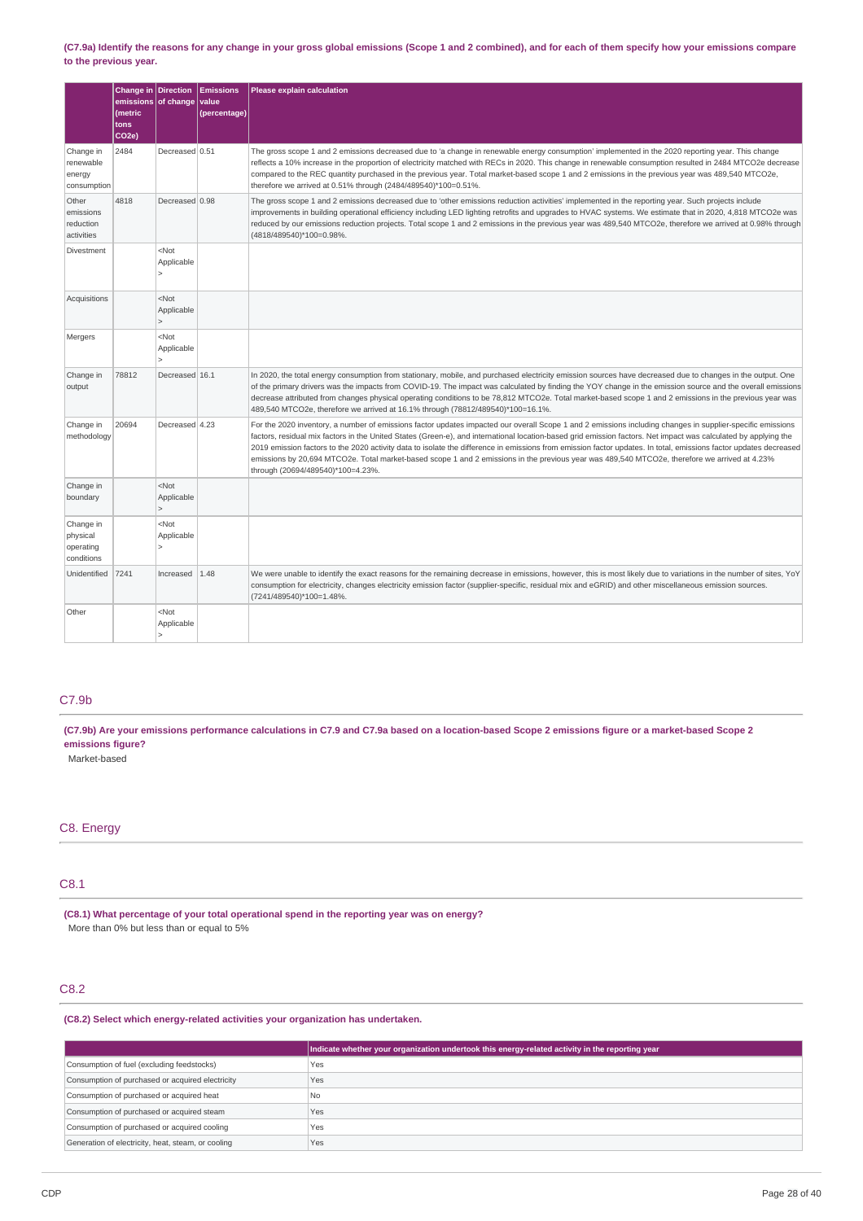(C7.9a) Identify the reasons for any change in your gross global emissions (Scope 1 and 2 combined), and for each of them specify how your emissions compare to the previous year.

| | Change in emissions (metric tons CO2e) | Direction of change | Emissions value (percentage) | Please explain calculation |
|---|---|---|---|---|
| Change in renewable energy consumption | 2484 | Decreased | 0.51 | The gross scope 1 and 2 emissions decreased due to 'a change in renewable energy consumption' implemented in the 2020 reporting year. This change reflects a 10% increase in the proportion of electricity matched with RECs in 2020. This change in renewable consumption resulted in 2484 MTCO2e decrease compared to the REC quantity purchased in the previous year. Total market-based scope 1 and 2 emissions in the previous year was 489,540 MTCO2e, therefore we arrived at 0.51% through (2484/489540)*100=0.51%. |
| Other emissions reduction activities | 4818 | Decreased | 0.98 | The gross scope 1 and 2 emissions decreased due to 'other emissions reduction activities' implemented in the reporting year. Such projects include improvements in building operational efficiency including LED lighting retrofits and upgrades to HVAC systems. We estimate that in 2020, 4,818 MTCO2e was reduced by our emissions reduction projects. Total scope 1 and 2 emissions in the previous year was 489,540 MTCO2e, therefore we arrived at 0.98% through (4818/489540)*100=0.98%. |
| Divestment | | <Not Applicable> | | |
| Acquisitions | | <Not Applicable> | | |
| Mergers | | <Not Applicable> | | |
| Change in output | 78812 | Decreased | 16.1 | In 2020, the total energy consumption from stationary, mobile, and purchased electricity emission sources have decreased due to changes in the output. One of the primary drivers was the impacts from COVID-19. The impact was calculated by finding the YOY change in the emission source and the overall emissions decrease attributed from changes physical operating conditions to be 78,812 MTCO2e. Total market-based scope 1 and 2 emissions in the previous year was 489,540 MTCO2e, therefore we arrived at 16.1% through (78812/489540)*100=16.1%. |
| Change in methodology | 20694 | Decreased | 4.23 | For the 2020 inventory, a number of emissions factor updates impacted our overall Scope 1 and 2 emissions including changes in supplier-specific emissions factors, residual mix factors in the United States (Green-e), and international location-based grid emission factors. Net impact was calculated by applying the 2019 emission factors to the 2020 activity data to isolate the difference in emissions from emission factor updates. In total, emissions factor updates decreased emissions by 20,694 MTCO2e. Total market-based scope 1 and 2 emissions in the previous year was 489,540 MTCO2e, therefore we arrived at 4.23% through (20694/489540)*100=4.23%. |
| Change in boundary | | <Not Applicable> | | |
| Change in physical operating conditions | | <Not Applicable> | | |
| Unidentified | 7241 | Increased | 1.48 | We were unable to identify the exact reasons for the remaining decrease in emissions, however, this is most likely due to variations in the number of sites, YoY consumption for electricity, changes electricity emission factor (supplier-specific, residual mix and eGRID) and other miscellaneous emission sources. (7241/489540)*100=1.48%. |
| Other | | <Not Applicable> | | |

## C7.9b

**(C7.9b) Are your emissions performance calculations in C7.9 and C7.9a based on a location-based Scope 2 emissions figure or a market-based Scope 2 emissions figure?**

Market-based

# C8. Energy

## C8.1

**(C8.1) What percentage of your total operational spend in the reporting year was on energy?**

More than 0% but less than or equal to 5%

## C8.2

**(C8.2) Select which energy-related activities your organization has undertaken.**

| | Indicate whether your organization undertook this energy-related activity in the reporting year |
|---|---|
| Consumption of fuel (excluding feedstocks) | Yes |
| Consumption of purchased or acquired electricity | Yes |
| Consumption of purchased or acquired heat | No |
| Consumption of purchased or acquired steam | Yes |
| Consumption of purchased or acquired cooling | Yes |
| Generation of electricity, heat, steam, or cooling | Yes |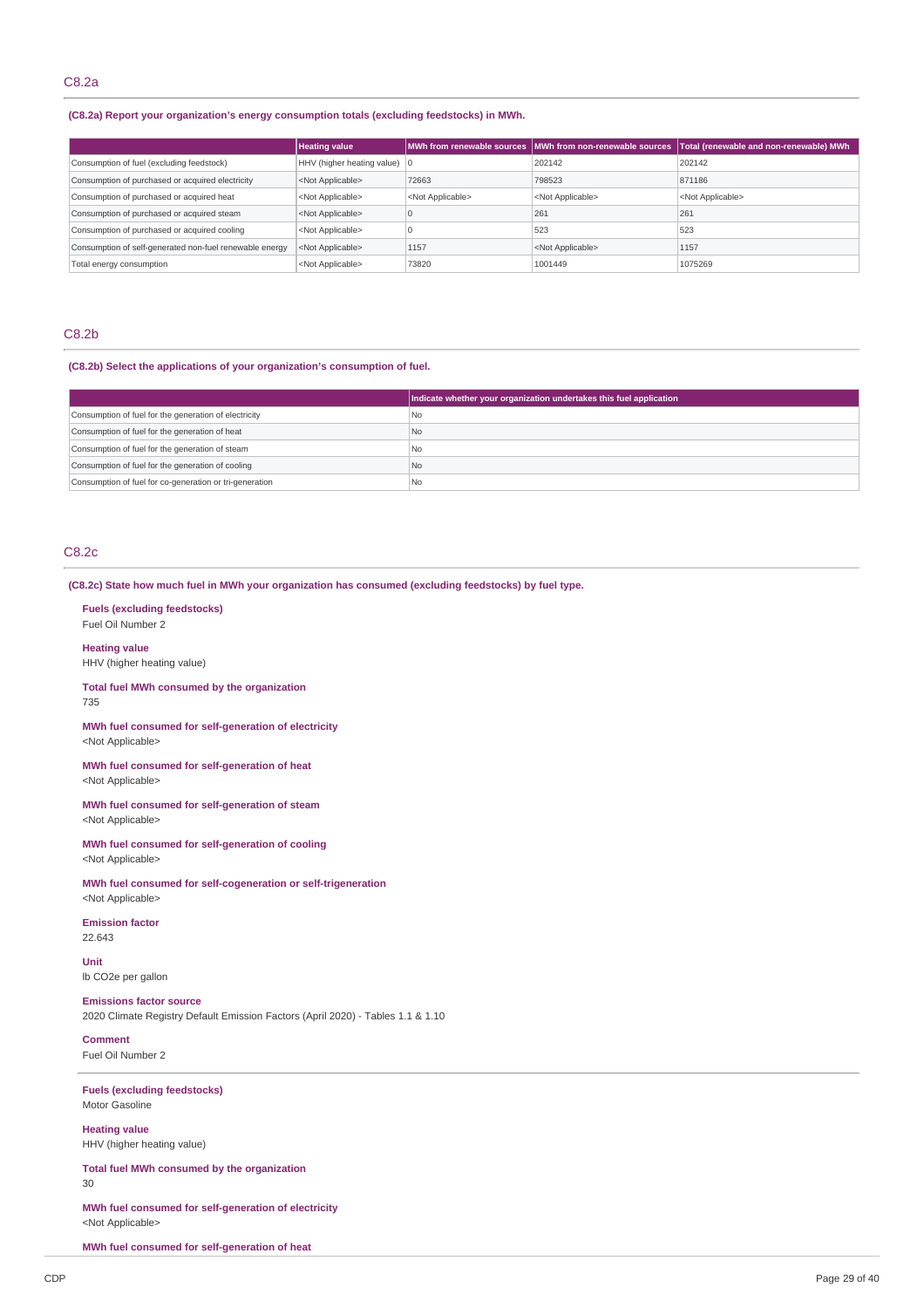## C8.2a

**(C8.2a) Report your organization's energy consumption totals (excluding feedstocks) in MWh.**

| | Heating value | MWh from renewable sources | MWh from non-renewable sources | Total (renewable and non-renewable) MWh |
|---|---|---|---|---|
| Consumption of fuel (excluding feedstock) | HHV (higher heating value) | 0 | 202142 | 202142 |
| Consumption of purchased or acquired electricity | <Not Applicable> | 72663 | 798523 | 871186 |
| Consumption of purchased or acquired heat | <Not Applicable> | <Not Applicable> | <Not Applicable> | <Not Applicable> |
| Consumption of purchased or acquired steam | <Not Applicable> | 0 | 261 | 261 |
| Consumption of purchased or acquired cooling | <Not Applicable> | 0 | 523 | 523 |
| Consumption of self-generated non-fuel renewable energy | <Not Applicable> | 1157 | <Not Applicable> | 1157 |
| Total energy consumption | <Not Applicable> | 73820 | 1001449 | 1075269 |

## C8.2b

**(C8.2b) Select the applications of your organization's consumption of fuel.**

| | Indicate whether your organization undertakes this fuel application |
|---|---|
| Consumption of fuel for the generation of electricity | No |
| Consumption of fuel for the generation of heat | No |
| Consumption of fuel for the generation of steam | No |
| Consumption of fuel for the generation of cooling | No |
| Consumption of fuel for co-generation or tri-generation | No |

## C8.2c

**(C8.2c) State how much fuel in MWh your organization has consumed (excluding feedstocks) by fuel type.**

**Fuels (excluding feedstocks)**
Fuel Oil Number 2

**Heating value**
HHV (higher heating value)

**Total fuel MWh consumed by the organization**
735

**MWh fuel consumed for self-generation of electricity**
<Not Applicable>

**MWh fuel consumed for self-generation of heat**
<Not Applicable>

**MWh fuel consumed for self-generation of steam**
<Not Applicable>

**MWh fuel consumed for self-generation of cooling**
<Not Applicable>

**MWh fuel consumed for self-cogeneration or self-trigeneration**
<Not Applicable>

**Emission factor**
22.643

**Unit**
lb CO2e per gallon

**Emissions factor source**
2020 Climate Registry Default Emission Factors (April 2020) - Tables 1.1 & 1.10

**Comment**
Fuel Oil Number 2

---

**Fuels (excluding feedstocks)**
Motor Gasoline

**Heating value**
HHV (higher heating value)

**Total fuel MWh consumed by the organization**
30

**MWh fuel consumed for self-generation of electricity**
<Not Applicable>

**MWh fuel consumed for self-generation of heat**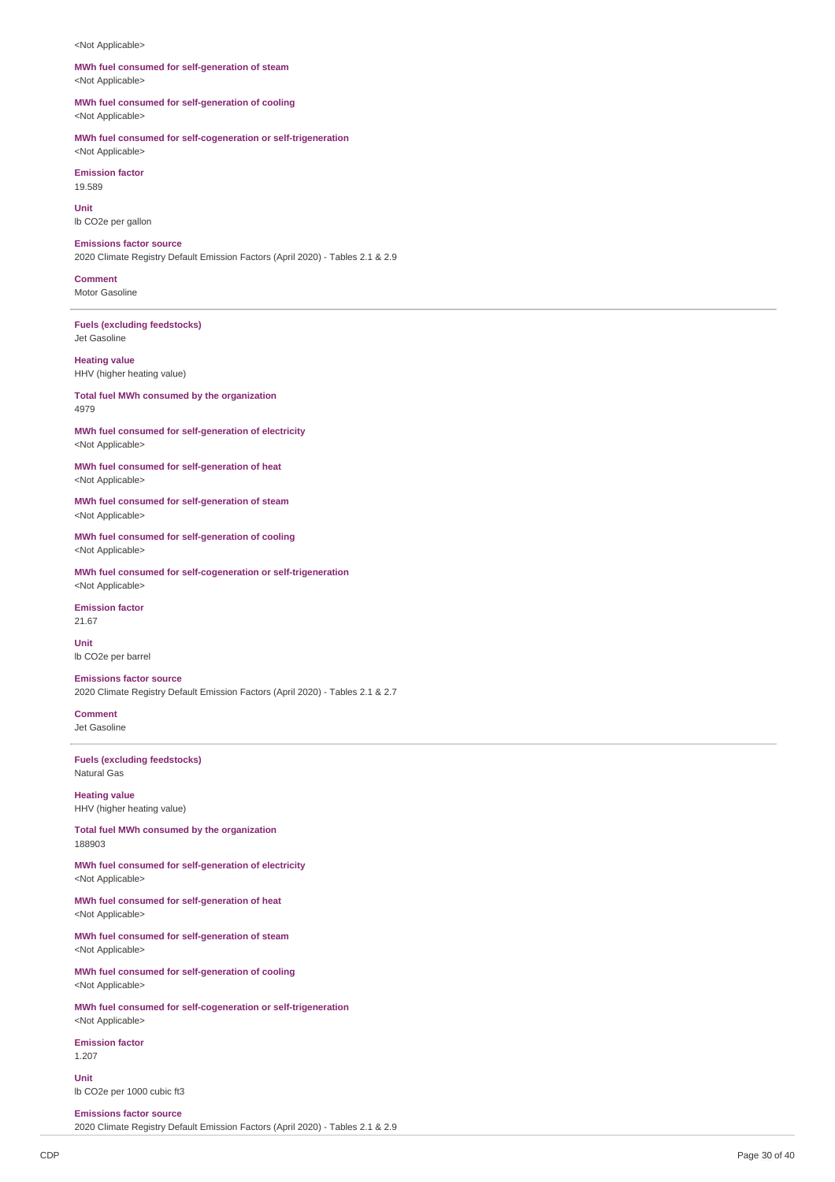<Not Applicable>

**MWh fuel consumed for self-generation of steam**
<Not Applicable>

**MWh fuel consumed for self-generation of cooling**
<Not Applicable>

**MWh fuel consumed for self-cogeneration or self-trigeneration**
<Not Applicable>

**Emission factor**
19.589

**Unit**
lb CO2e per gallon

**Emissions factor source**
2020 Climate Registry Default Emission Factors (April 2020) - Tables 2.1 & 2.9

**Comment**
Motor Gasoline

---

**Fuels (excluding feedstocks)**
Jet Gasoline

**Heating value**
HHV (higher heating value)

**Total fuel MWh consumed by the organization**
4979

**MWh fuel consumed for self-generation of electricity**
<Not Applicable>

**MWh fuel consumed for self-generation of heat**
<Not Applicable>

**MWh fuel consumed for self-generation of steam**
<Not Applicable>

**MWh fuel consumed for self-generation of cooling**
<Not Applicable>

**MWh fuel consumed for self-cogeneration or self-trigeneration**
<Not Applicable>

**Emission factor**
21.67

**Unit**
lb CO2e per barrel

**Emissions factor source**
2020 Climate Registry Default Emission Factors (April 2020) - Tables 2.1 & 2.7

**Comment**
Jet Gasoline

---

**Fuels (excluding feedstocks)**
Natural Gas

**Heating value**
HHV (higher heating value)

**Total fuel MWh consumed by the organization**
188903

**MWh fuel consumed for self-generation of electricity**
<Not Applicable>

**MWh fuel consumed for self-generation of heat**
<Not Applicable>

**MWh fuel consumed for self-generation of steam**
<Not Applicable>

**MWh fuel consumed for self-generation of cooling**
<Not Applicable>

**MWh fuel consumed for self-cogeneration or self-trigeneration**
<Not Applicable>

**Emission factor**
1.207

**Unit**
lb CO2e per 1000 cubic ft3

**Emissions factor source**
2020 Climate Registry Default Emission Factors (April 2020) - Tables 2.1 & 2.9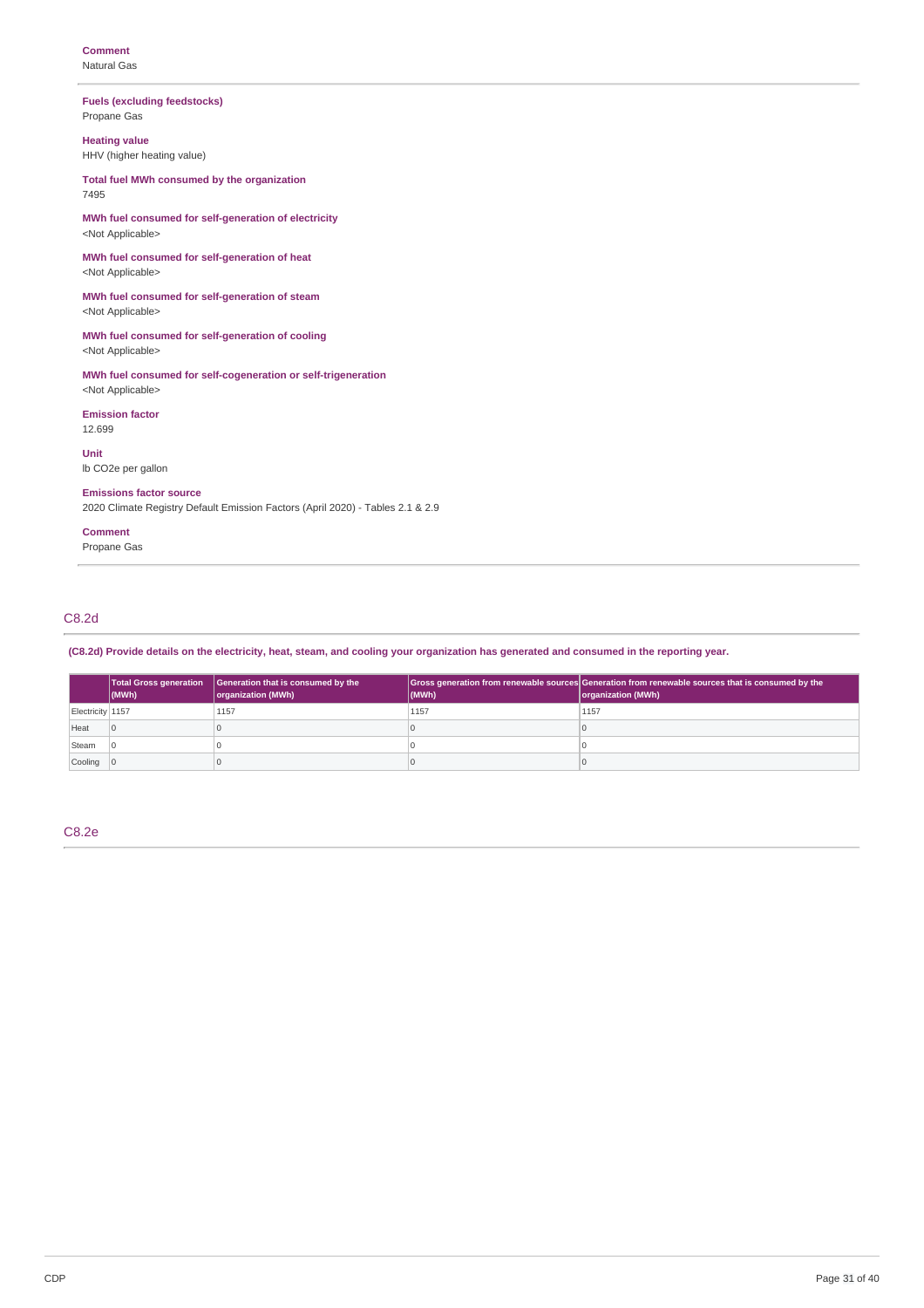**Comment**
Natural Gas

---

**Fuels (excluding feedstocks)**
Propane Gas

**Heating value**
HHV (higher heating value)

**Total fuel MWh consumed by the organization**
7495

**MWh fuel consumed for self-generation of electricity**
<Not Applicable>

**MWh fuel consumed for self-generation of heat**
<Not Applicable>

**MWh fuel consumed for self-generation of steam**
<Not Applicable>

**MWh fuel consumed for self-generation of cooling**
<Not Applicable>

**MWh fuel consumed for self-cogeneration or self-trigeneration**
<Not Applicable>

**Emission factor**
12.699

**Unit**
lb CO2e per gallon

**Emissions factor source**
2020 Climate Registry Default Emission Factors (April 2020) - Tables 2.1 & 2.9

**Comment**
Propane Gas

---

## C8.2d

**(C8.2d) Provide details on the electricity, heat, steam, and cooling your organization has generated and consumed in the reporting year.**

| | Total Gross generation (MWh) | Generation that is consumed by the organization (MWh) | Gross generation from renewable sources (MWh) | Generation from renewable sources that is consumed by the organization (MWh) |
|---|---|---|---|---|
| Electricity | 1157 | 1157 | 1157 | 1157 |
| Heat | 0 | 0 | 0 | 0 |
| Steam | 0 | 0 | 0 | 0 |
| Cooling | 0 | 0 | 0 | 0 |

## C8.2e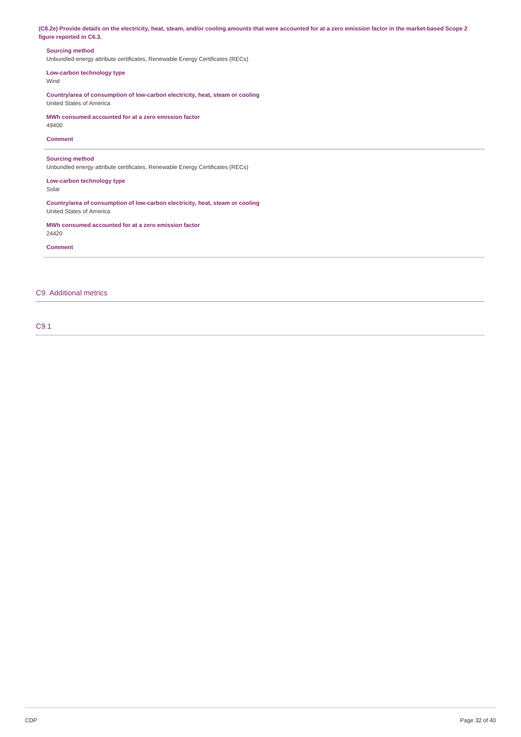**(C8.2e) Provide details on the electricity, heat, steam, and/or cooling amounts that were accounted for at a zero emission factor in the market-based Scope 2 figure reported in C6.3.**

**Sourcing method**
Unbundled energy attribute certificates, Renewable Energy Certificates (RECs)

**Low-carbon technology type**
Wind

**Country/area of consumption of low-carbon electricity, heat, steam or cooling**
United States of America

**MWh consumed accounted for at a zero emission factor**
49400

**Comment**

---

**Sourcing method**
Unbundled energy attribute certificates, Renewable Energy Certificates (RECs)

**Low-carbon technology type**
Solar

**Country/area of consumption of low-carbon electricity, heat, steam or cooling**
United States of America

**MWh consumed accounted for at a zero emission factor**
24420

**Comment**

---

## C9. Additional metrics

### C9.1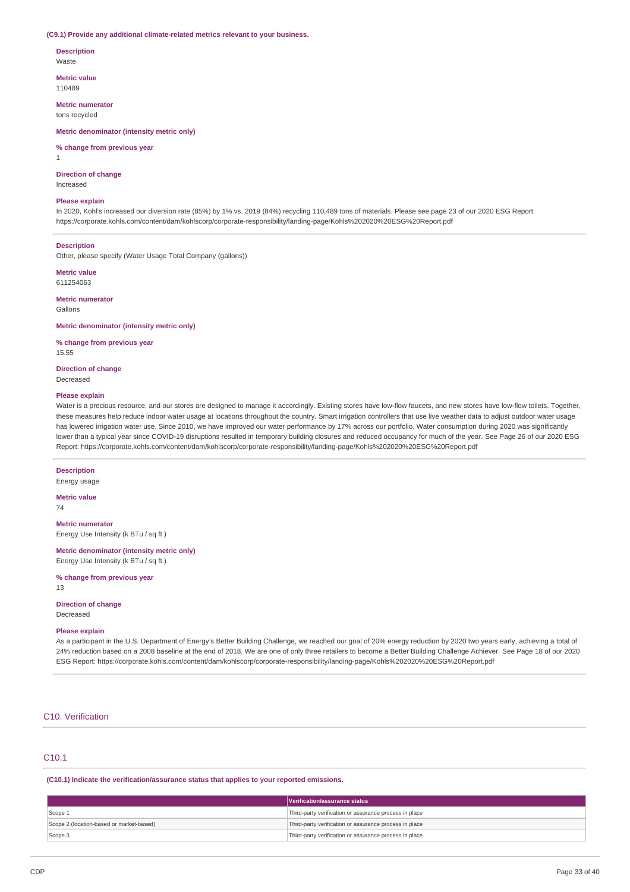**(C9.1) Provide any additional climate-related metrics relevant to your business.**

**Description**
Waste

**Metric value**
110489

**Metric numerator**
tons recycled

**Metric denominator (intensity metric only)**

**% change from previous year**
1

**Direction of change**
Increased

**Please explain**
In 2020, Kohl's increased our diversion rate (85%) by 1% vs. 2019 (84%) recycling 110,489 tons of materials. Please see page 23 of our 2020 ESG Report. https://corporate.kohls.com/content/dam/kohlscorp/corporate-responsibility/landing-page/Kohls%202020%20ESG%20Report.pdf

---

**Description**
Other, please specify (Water Usage Total Company (gallons))

**Metric value**
611254063

**Metric numerator**
Gallons

**Metric denominator (intensity metric only)**

**% change from previous year**
15.55

**Direction of change**
Decreased

**Please explain**
Water is a precious resource, and our stores are designed to manage it accordingly. Existing stores have low-flow faucets, and new stores have low-flow toilets. Together, these measures help reduce indoor water usage at locations throughout the country. Smart irrigation controllers that use live weather data to adjust outdoor water usage has lowered irrigation water use. Since 2010, we have improved our water performance by 17% across our portfolio. Water consumption during 2020 was significantly lower than a typical year since COVID-19 disruptions resulted in temporary building closures and reduced occupancy for much of the year. See Page 26 of our 2020 ESG Report: https://corporate.kohls.com/content/dam/kohlscorp/corporate-responsibility/landing-page/Kohls%202020%20ESG%20Report.pdf

---

**Description**
Energy usage

**Metric value**
74

**Metric numerator**
Energy Use Intensity (k BTu / sq ft.)

**Metric denominator (intensity metric only)**
Energy Use Intensity (k BTu / sq ft.)

**% change from previous year**
13

**Direction of change**
Decreased

**Please explain**
As a participant in the U.S. Department of Energy's Better Building Challenge, we reached our goal of 20% energy reduction by 2020 two years early, achieving a total of 24% reduction based on a 2008 baseline at the end of 2018. We are one of only three retailers to become a Better Building Challenge Achiever. See Page 18 of our 2020 ESG Report: https://corporate.kohls.com/content/dam/kohlscorp/corporate-responsibility/landing-page/Kohls%202020%20ESG%20Report.pdf

---

## C10. Verification

### C10.1

**(C10.1) Indicate the verification/assurance status that applies to your reported emissions.**

| | Verification/assurance status |
|---|---|
| Scope 1 | Third-party verification or assurance process in place |
| Scope 2 (location-based or market-based) | Third-party verification or assurance process in place |
| Scope 3 | Third-party verification or assurance process in place |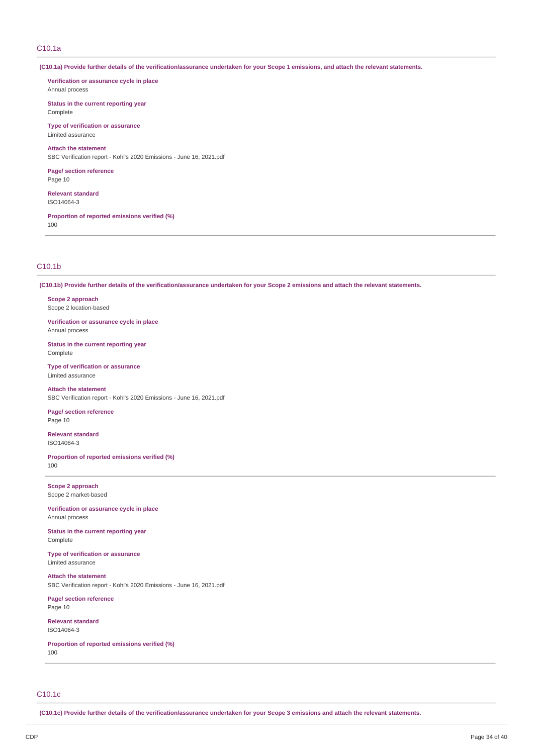## C10.1a

**(C10.1a) Provide further details of the verification/assurance undertaken for your Scope 1 emissions, and attach the relevant statements.**

**Verification or assurance cycle in place**
Annual process

**Status in the current reporting year**
Complete

**Type of verification or assurance**
Limited assurance

**Attach the statement**
SBC Verification report - Kohl's 2020 Emissions - June 16, 2021.pdf

**Page/ section reference**
Page 10

**Relevant standard**
ISO14064-3

**Proportion of reported emissions verified (%)**
100

---

## C10.1b

**(C10.1b) Provide further details of the verification/assurance undertaken for your Scope 2 emissions and attach the relevant statements.**

**Scope 2 approach**
Scope 2 location-based

**Verification or assurance cycle in place**
Annual process

**Status in the current reporting year**
Complete

**Type of verification or assurance**
Limited assurance

**Attach the statement**
SBC Verification report - Kohl's 2020 Emissions - June 16, 2021.pdf

**Page/ section reference**
Page 10

**Relevant standard**
ISO14064-3

**Proportion of reported emissions verified (%)**
100

---

**Scope 2 approach**
Scope 2 market-based

**Verification or assurance cycle in place**
Annual process

**Status in the current reporting year**
Complete

**Type of verification or assurance**
Limited assurance

**Attach the statement**
SBC Verification report - Kohl's 2020 Emissions - June 16, 2021.pdf

**Page/ section reference**
Page 10

**Relevant standard**
ISO14064-3

**Proportion of reported emissions verified (%)**
100

---

## C10.1c

**(C10.1c) Provide further details of the verification/assurance undertaken for your Scope 3 emissions and attach the relevant statements.**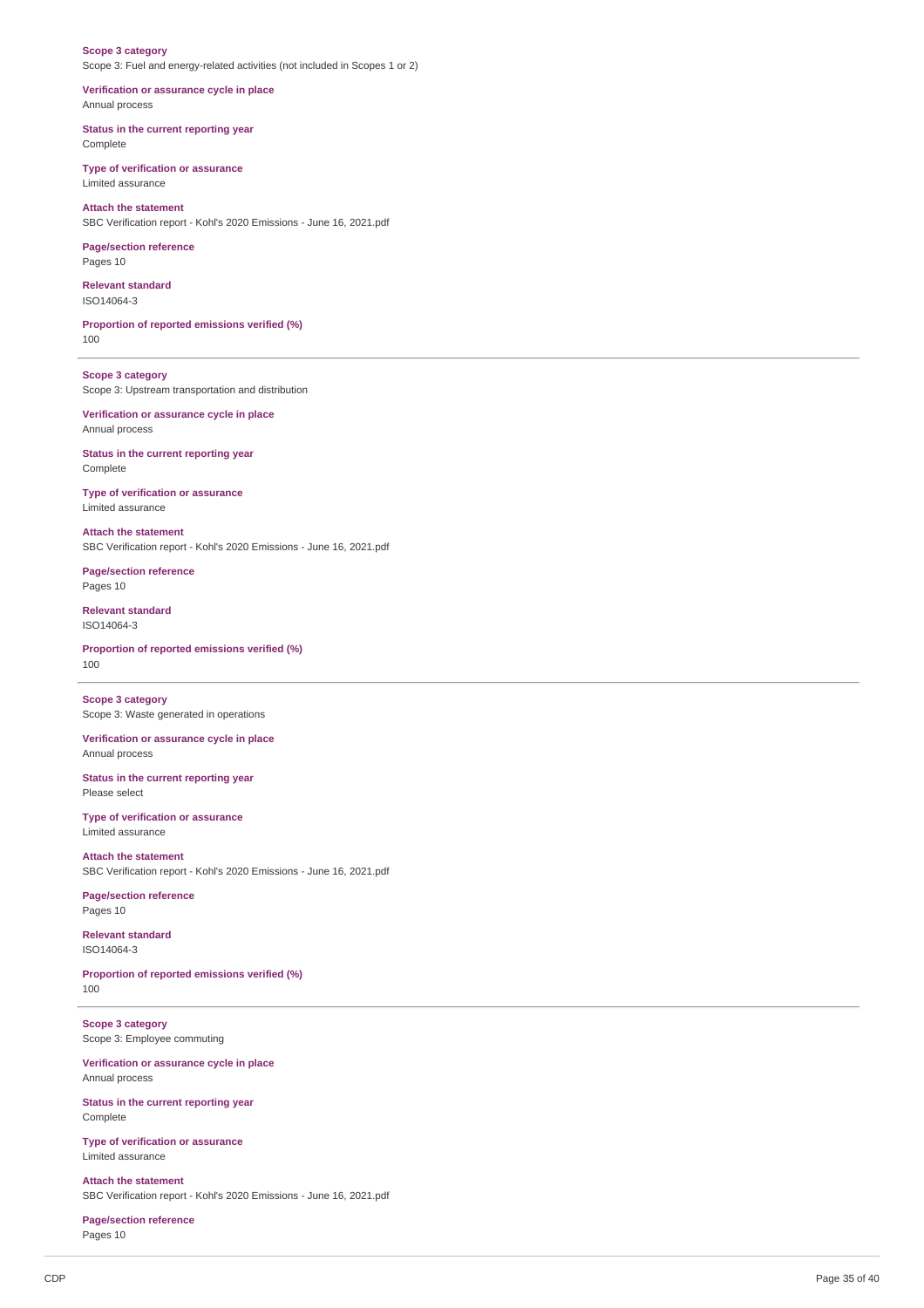**Scope 3 category**
Scope 3: Fuel and energy-related activities (not included in Scopes 1 or 2)

**Verification or assurance cycle in place**
Annual process

**Status in the current reporting year**
Complete

**Type of verification or assurance**
Limited assurance

**Attach the statement**
SBC Verification report - Kohl's 2020 Emissions - June 16, 2021.pdf

**Page/section reference**
Pages 10

**Relevant standard**
ISO14064-3

**Proportion of reported emissions verified (%)**
100

---

**Scope 3 category**
Scope 3: Upstream transportation and distribution

**Verification or assurance cycle in place**
Annual process

**Status in the current reporting year**
Complete

**Type of verification or assurance**
Limited assurance

**Attach the statement**
SBC Verification report - Kohl's 2020 Emissions - June 16, 2021.pdf

**Page/section reference**
Pages 10

**Relevant standard**
ISO14064-3

**Proportion of reported emissions verified (%)**
100

---

**Scope 3 category**
Scope 3: Waste generated in operations

**Verification or assurance cycle in place**
Annual process

**Status in the current reporting year**
Please select

**Type of verification or assurance**
Limited assurance

**Attach the statement**
SBC Verification report - Kohl's 2020 Emissions - June 16, 2021.pdf

**Page/section reference**
Pages 10

**Relevant standard**
ISO14064-3

**Proportion of reported emissions verified (%)**
100

---

**Scope 3 category**
Scope 3: Employee commuting

**Verification or assurance cycle in place**
Annual process

**Status in the current reporting year**
Complete

**Type of verification or assurance**
Limited assurance

**Attach the statement**
SBC Verification report - Kohl's 2020 Emissions - June 16, 2021.pdf

**Page/section reference**
Pages 10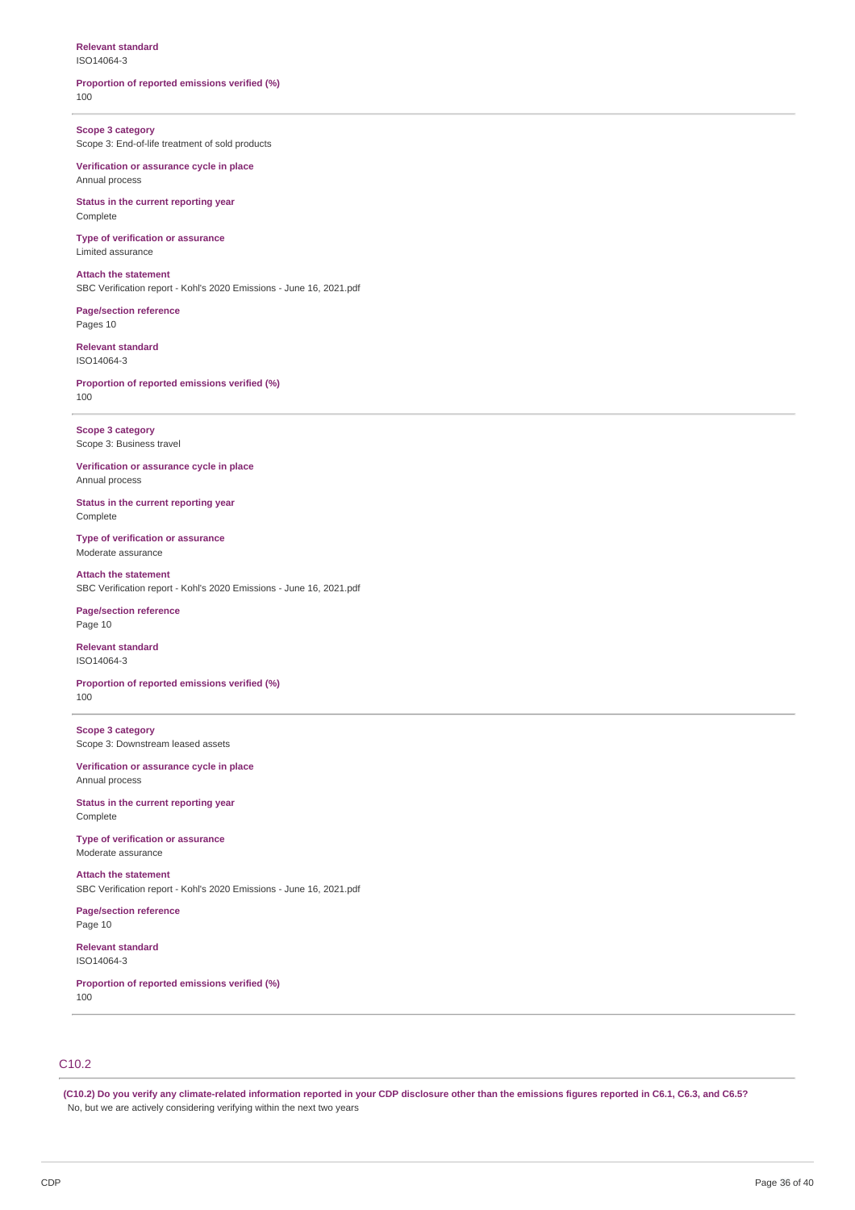**Relevant standard**
ISO14064-3

**Proportion of reported emissions verified (%)**
100

---

**Scope 3 category**
Scope 3: End-of-life treatment of sold products

**Verification or assurance cycle in place**
Annual process

**Status in the current reporting year**
Complete

**Type of verification or assurance**
Limited assurance

**Attach the statement**
SBC Verification report - Kohl's 2020 Emissions - June 16, 2021.pdf

**Page/section reference**
Pages 10

**Relevant standard**
ISO14064-3

**Proportion of reported emissions verified (%)**
100

---

**Scope 3 category**
Scope 3: Business travel

**Verification or assurance cycle in place**
Annual process

**Status in the current reporting year**
Complete

**Type of verification or assurance**
Moderate assurance

**Attach the statement**
SBC Verification report - Kohl's 2020 Emissions - June 16, 2021.pdf

**Page/section reference**
Page 10

**Relevant standard**
ISO14064-3

**Proportion of reported emissions verified (%)**
100

---

**Scope 3 category**
Scope 3: Downstream leased assets

**Verification or assurance cycle in place**
Annual process

**Status in the current reporting year**
Complete

**Type of verification or assurance**
Moderate assurance

**Attach the statement**
SBC Verification report - Kohl's 2020 Emissions - June 16, 2021.pdf

**Page/section reference**
Page 10

**Relevant standard**
ISO14064-3

**Proportion of reported emissions verified (%)**
100

---

## C10.2

**(C10.2) Do you verify any climate-related information reported in your CDP disclosure other than the emissions figures reported in C6.1, C6.3, and C6.5?**
No, but we are actively considering verifying within the next two years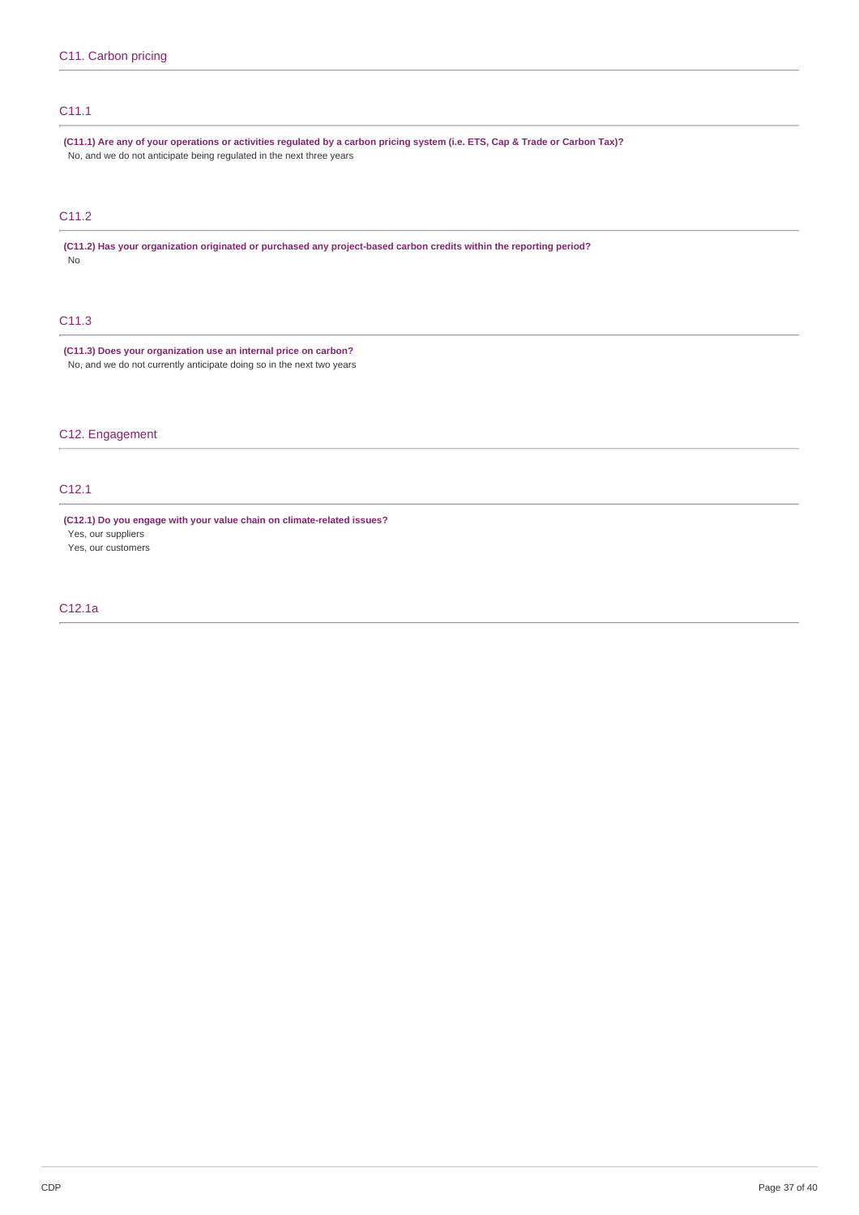## C11. Carbon pricing

### C11.1

**(C11.1) Are any of your operations or activities regulated by a carbon pricing system (i.e. ETS, Cap & Trade or Carbon Tax)?**

No, and we do not anticipate being regulated in the next three years

### C11.2

**(C11.2) Has your organization originated or purchased any project-based carbon credits within the reporting period?**

No

### C11.3

**(C11.3) Does your organization use an internal price on carbon?**

No, and we do not currently anticipate doing so in the next two years

## C12. Engagement

### C12.1

**(C12.1) Do you engage with your value chain on climate-related issues?**

Yes, our suppliers

Yes, our customers

### C12.1a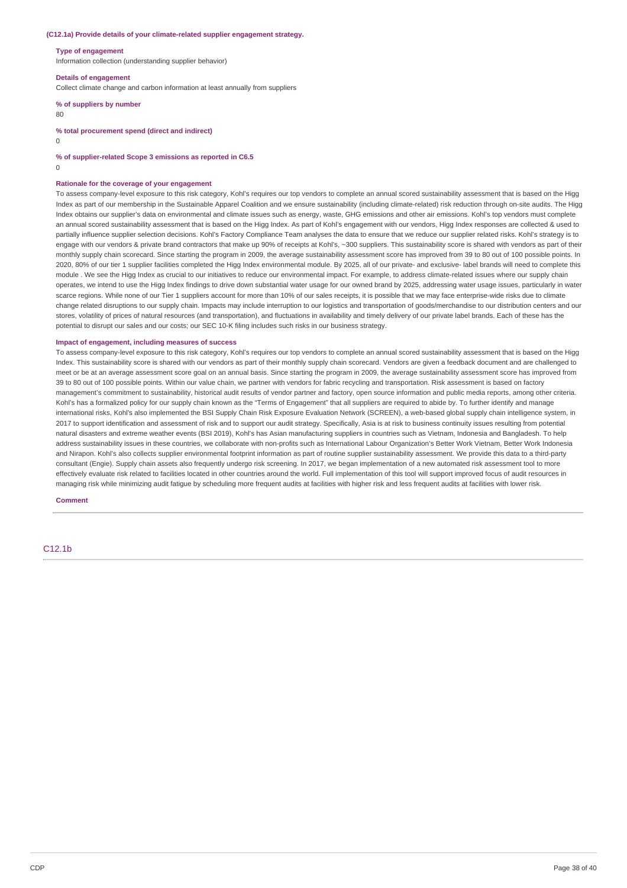**(C12.1a) Provide details of your climate-related supplier engagement strategy.**

**Type of engagement**

Information collection (understanding supplier behavior)

**Details of engagement**

Collect climate change and carbon information at least annually from suppliers

**% of suppliers by number**

80

**% total procurement spend (direct and indirect)**

0

**% of supplier-related Scope 3 emissions as reported in C6.5**

0

**Rationale for the coverage of your engagement**

To assess company-level exposure to this risk category, Kohl's requires our top vendors to complete an annual scored sustainability assessment that is based on the Higg Index as part of our membership in the Sustainable Apparel Coalition and we ensure sustainability (including climate-related) risk reduction through on-site audits. The Higg Index obtains our supplier's data on environmental and climate issues such as energy, waste, GHG emissions and other air emissions. Kohl's top vendors must complete an annual scored sustainability assessment that is based on the Higg Index. As part of Kohl's engagement with our vendors, Higg Index responses are collected & used to partially influence supplier selection decisions. Kohl's Factory Compliance Team analyses the data to ensure that we reduce our supplier related risks. Kohl's strategy is to engage with our vendors & private brand contractors that make up 90% of receipts at Kohl's, ~300 suppliers. This sustainability score is shared with vendors as part of their monthly supply chain scorecard. Since starting the program in 2009, the average sustainability assessment score has improved from 39 to 80 out of 100 possible points. In 2020, 80% of our tier 1 supplier facilities completed the Higg Index environmental module. By 2025, all of our private- and exclusive- label brands will need to complete this module . We see the Higg Index as crucial to our initiatives to reduce our environmental impact. For example, to address climate-related issues where our supply chain operates, we intend to use the Higg Index findings to drive down substantial water usage for our owned brand by 2025, addressing water usage issues, particularly in water scarce regions. While none of our Tier 1 suppliers account for more than 10% of our sales receipts, it is possible that we may face enterprise-wide risks due to climate change related disruptions to our supply chain. Impacts may include interruption to our logistics and transportation of goods/merchandise to our distribution centers and our stores, volatility of prices of natural resources (and transportation), and fluctuations in availability and timely delivery of our private label brands. Each of these has the potential to disrupt our sales and our costs; our SEC 10-K filing includes such risks in our business strategy.

**Impact of engagement, including measures of success**

To assess company-level exposure to this risk category, Kohl's requires our top vendors to complete an annual scored sustainability assessment that is based on the Higg Index. This sustainability score is shared with our vendors as part of their monthly supply chain scorecard. Vendors are given a feedback document and are challenged to meet or be at an average assessment score goal on an annual basis. Since starting the program in 2009, the average sustainability assessment score has improved from 39 to 80 out of 100 possible points. Within our value chain, we partner with vendors for fabric recycling and transportation. Risk assessment is based on factory management's commitment to sustainability, historical audit results of vendor partner and factory, open source information and public media reports, among other criteria. Kohl's has a formalized policy for our supply chain known as the "Terms of Engagement" that all suppliers are required to abide by. To further identify and manage international risks, Kohl's also implemented the BSI Supply Chain Risk Exposure Evaluation Network (SCREEN), a web-based global supply chain intelligence system, in 2017 to support identification and assessment of risk and to support our audit strategy. Specifically, Asia is at risk to business continuity issues resulting from potential natural disasters and extreme weather events (BSI 2019), Kohl's has Asian manufacturing suppliers in countries such as Vietnam, Indonesia and Bangladesh. To help address sustainability issues in these countries, we collaborate with non-profits such as International Labour Organization's Better Work Vietnam, Better Work Indonesia and Nirapon. Kohl's also collects supplier environmental footprint information as part of routine supplier sustainability assessment. We provide this data to a third-party consultant (Engie). Supply chain assets also frequently undergo risk screening. In 2017, we began implementation of a new automated risk assessment tool to more effectively evaluate risk related to facilities located in other countries around the world. Full implementation of this tool will support improved focus of audit resources in managing risk while minimizing audit fatigue by scheduling more frequent audits at facilities with higher risk and less frequent audits at facilities with lower risk.

**Comment**

## C12.1b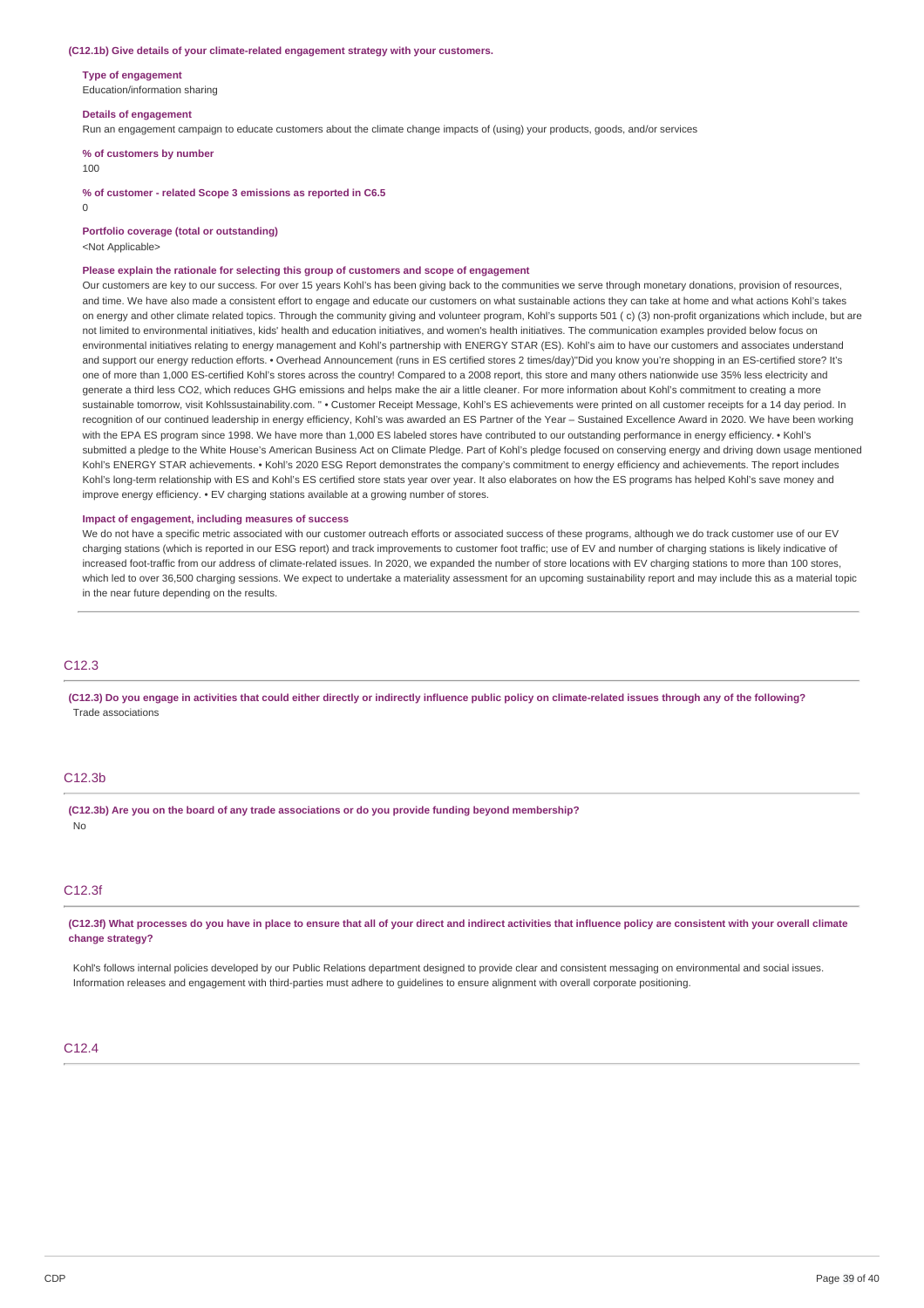**(C12.1b) Give details of your climate-related engagement strategy with your customers.**

**Type of engagement**
Education/information sharing

**Details of engagement**
Run an engagement campaign to educate customers about the climate change impacts of (using) your products, goods, and/or services

**% of customers by number**
100

**% of customer - related Scope 3 emissions as reported in C6.5**
0

**Portfolio coverage (total or outstanding)**
<Not Applicable>

**Please explain the rationale for selecting this group of customers and scope of engagement**
Our customers are key to our success. For over 15 years Kohl's has been giving back to the communities we serve through monetary donations, provision of resources, and time. We have also made a consistent effort to engage and educate our customers on what sustainable actions they can take at home and what actions Kohl's takes on energy and other climate related topics. Through the community giving and volunteer program, Kohl's supports 501 ( c) (3) non-profit organizations which include, but are not limited to environmental initiatives, kids' health and education initiatives, and women's health initiatives. The communication examples provided below focus on environmental initiatives relating to energy management and Kohl's partnership with ENERGY STAR (ES). Kohl's aim to have our customers and associates understand and support our energy reduction efforts. • Overhead Announcement (runs in ES certified stores 2 times/day)"Did you know you're shopping in an ES-certified store? It's one of more than 1,000 ES-certified Kohl's stores across the country! Compared to a 2008 report, this store and many others nationwide use 35% less electricity and generate a third less CO2, which reduces GHG emissions and helps make the air a little cleaner. For more information about Kohl's commitment to creating a more sustainable tomorrow, visit Kohlssustainability.com. " • Customer Receipt Message, Kohl's ES achievements were printed on all customer receipts for a 14 day period. In recognition of our continued leadership in energy efficiency, Kohl's was awarded an ES Partner of the Year – Sustained Excellence Award in 2020. We have been working with the EPA ES program since 1998. We have more than 1,000 ES labeled stores have contributed to our outstanding performance in energy efficiency. • Kohl's submitted a pledge to the White House's American Business Act on Climate Pledge. Part of Kohl's pledge focused on conserving energy and driving down usage mentioned Kohl's ENERGY STAR achievements. • Kohl's 2020 ESG Report demonstrates the company's commitment to energy efficiency and achievements. The report includes Kohl's long-term relationship with ES and Kohl's ES certified store stats year over year. It also elaborates on how the ES programs has helped Kohl's save money and improve energy efficiency. • EV charging stations available at a growing number of stores.

**Impact of engagement, including measures of success**
We do not have a specific metric associated with our customer outreach efforts or associated success of these programs, although we do track customer use of our EV charging stations (which is reported in our ESG report) and track improvements to customer foot traffic; use of EV and number of charging stations is likely indicative of increased foot-traffic from our address of climate-related issues. In 2020, we expanded the number of store locations with EV charging stations to more than 100 stores, which led to over 36,500 charging sessions. We expect to undertake a materiality assessment for an upcoming sustainability report and may include this as a material topic in the near future depending on the results.

## C12.3

**(C12.3) Do you engage in activities that could either directly or indirectly influence public policy on climate-related issues through any of the following?**
Trade associations

## C12.3b

**(C12.3b) Are you on the board of any trade associations or do you provide funding beyond membership?**
No

## C12.3f

**(C12.3f) What processes do you have in place to ensure that all of your direct and indirect activities that influence policy are consistent with your overall climate change strategy?**

Kohl's follows internal policies developed by our Public Relations department designed to provide clear and consistent messaging on environmental and social issues. Information releases and engagement with third-parties must adhere to guidelines to ensure alignment with overall corporate positioning.

## C12.4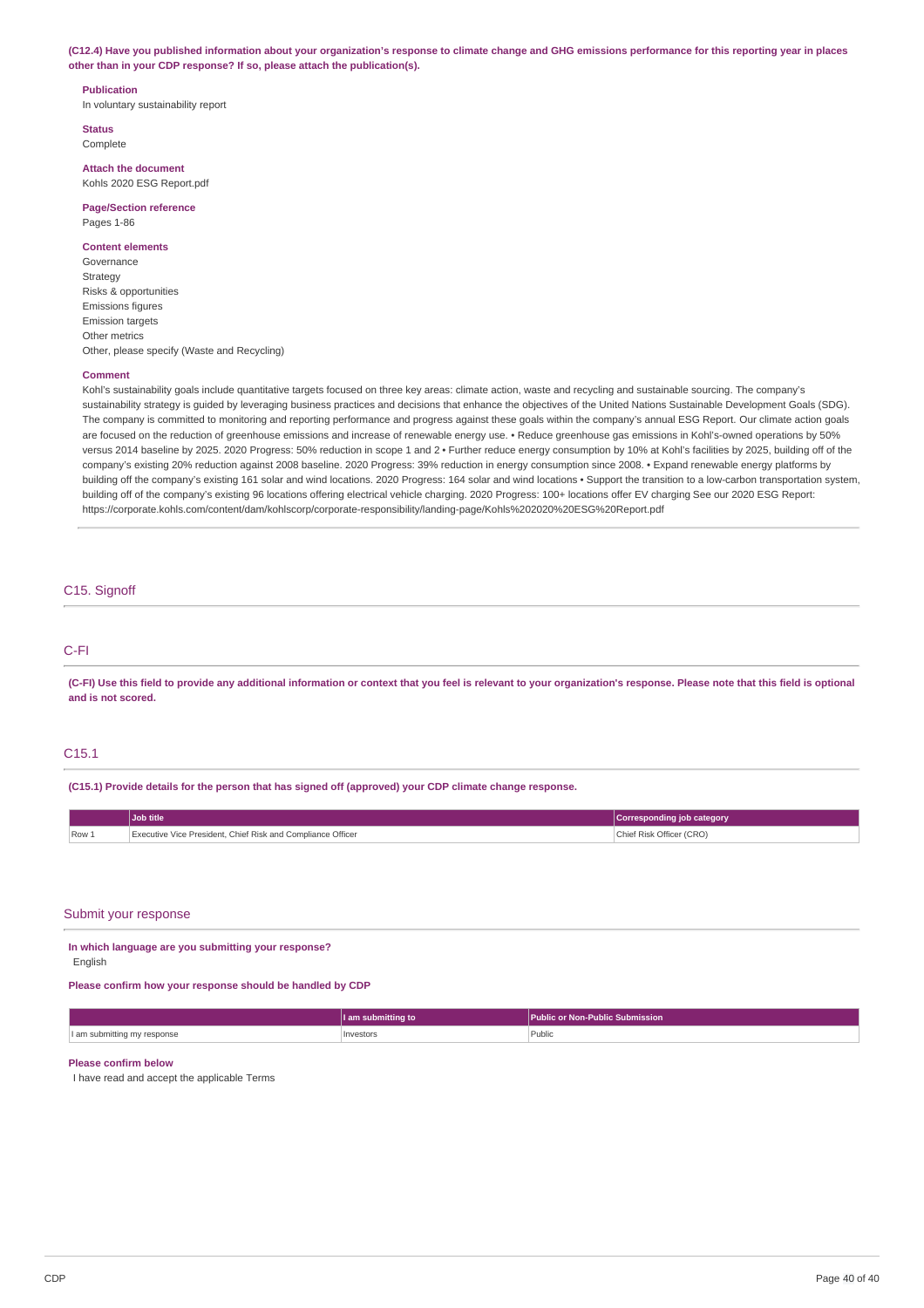**(C12.4) Have you published information about your organization's response to climate change and GHG emissions performance for this reporting year in places other than in your CDP response? If so, please attach the publication(s).**

**Publication**
In voluntary sustainability report

**Status**
Complete

**Attach the document**
Kohls 2020 ESG Report.pdf

**Page/Section reference**
Pages 1-86

**Content elements**
Governance
Strategy
Risks & opportunities
Emissions figures
Emission targets
Other metrics
Other, please specify (Waste and Recycling)

**Comment**
Kohl's sustainability goals include quantitative targets focused on three key areas: climate action, waste and recycling and sustainable sourcing. The company's sustainability strategy is guided by leveraging business practices and decisions that enhance the objectives of the United Nations Sustainable Development Goals (SDG). The company is committed to monitoring and reporting performance and progress against these goals within the company's annual ESG Report. Our climate action goals are focused on the reduction of greenhouse emissions and increase of renewable energy use. • Reduce greenhouse gas emissions in Kohl's-owned operations by 50% versus 2014 baseline by 2025. 2020 Progress: 50% reduction in scope 1 and 2 • Further reduce energy consumption by 10% at Kohl's facilities by 2025, building off of the company's existing 20% reduction against 2008 baseline. 2020 Progress: 39% reduction in energy consumption since 2008. • Expand renewable energy platforms by building off the company's existing 161 solar and wind locations. 2020 Progress: 164 solar and wind locations • Support the transition to a low-carbon transportation system, building off of the company's existing 96 locations offering electrical vehicle charging. 2020 Progress: 100+ locations offer EV charging See our 2020 ESG Report: https://corporate.kohls.com/content/dam/kohlscorp/corporate-responsibility/landing-page/Kohls%202020%20ESG%20Report.pdf

## C15. Signoff

### C-FI

**(C-FI) Use this field to provide any additional information or context that you feel is relevant to your organization's response. Please note that this field is optional and is not scored.**

### C15.1

**(C15.1) Provide details for the person that has signed off (approved) your CDP climate change response.**

| | Job title | Corresponding job category |
|---|---|---|
| Row 1 | Executive Vice President, Chief Risk and Compliance Officer | Chief Risk Officer (CRO) |

## Submit your response

**In which language are you submitting your response?**
English

**Please confirm how your response should be handled by CDP**

| | I am submitting to | Public or Non-Public Submission |
|---|---|---|
| I am submitting my response | Investors | Public |

**Please confirm below**
I have read and accept the applicable Terms